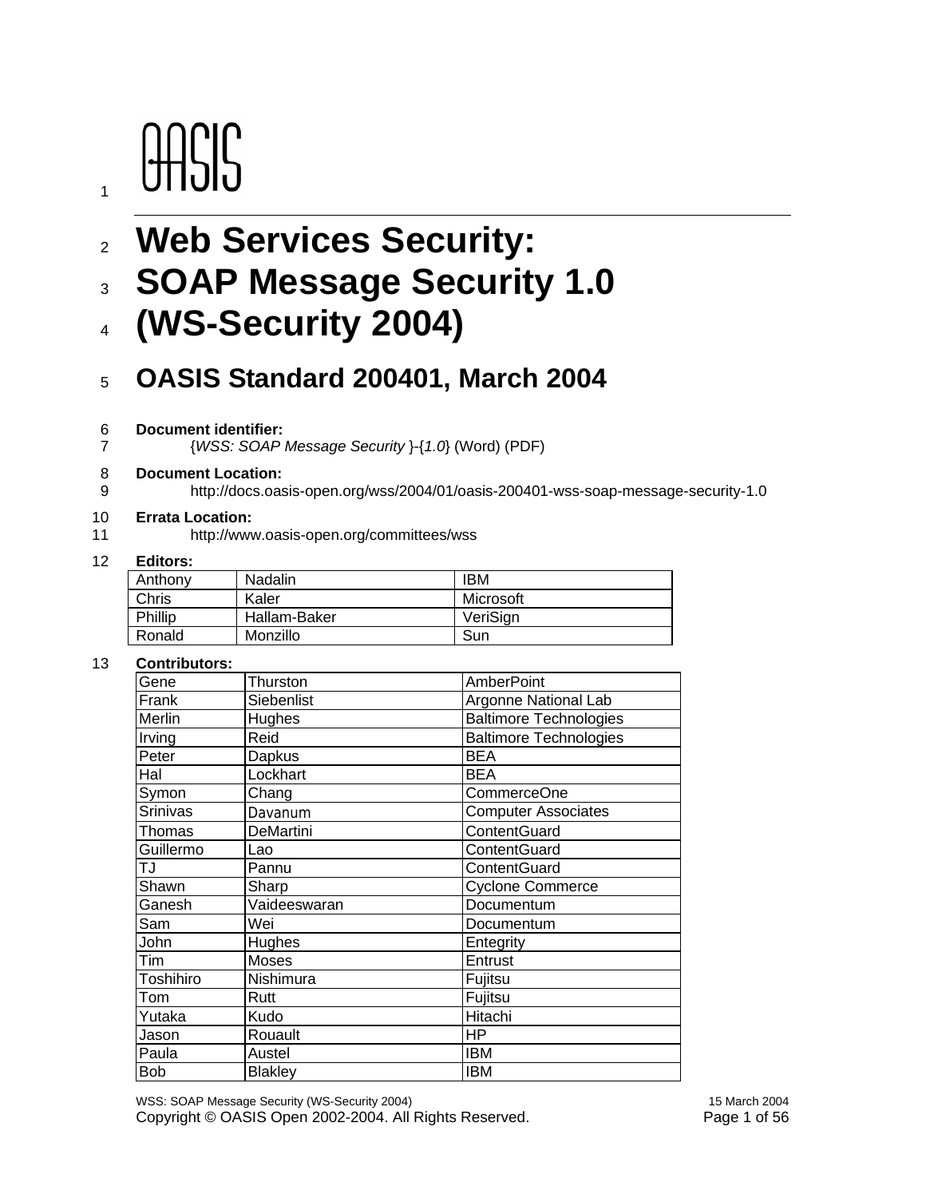OASIS

# Web Services Security: SOAP Message Security 1.0 (WS-Security 2004)

## OASIS Standard 200401, March 2004

**Document identifier:**

{*WSS: SOAP Message Security* }-{*1.0*} (Word) (PDF)

**Document Location:**

http://docs.oasis-open.org/wss/2004/01/oasis-200401-wss-soap-message-security-1.0

**Errata Location:**

http://www.oasis-open.org/committees/wss

**Editors:**

| | | |
|---|---|---|
| Anthony | Nadalin | IBM |
| Chris | Kaler | Microsoft |
| Phillip | Hallam-Baker | VeriSign |
| Ronald | Monzillo | Sun |

**Contributors:**

| | | |
|---|---|---|
| Gene | Thurston | AmberPoint |
| Frank | Siebenlist | Argonne National Lab |
| Merlin | Hughes | Baltimore Technologies |
| Irving | Reid | Baltimore Technologies |
| Peter | Dapkus | BEA |
| Hal | Lockhart | BEA |
| Symon | Chang | CommerceOne |
| Srinivas | Davanum | Computer Associates |
| Thomas | DeMartini | ContentGuard |
| Guillermo | Lao | ContentGuard |
| TJ | Pannu | ContentGuard |
| Shawn | Sharp | Cyclone Commerce |
| Ganesh | Vaideeswaran | Documentum |
| Sam | Wei | Documentum |
| John | Hughes | Entegrity |
| Tim | Moses | Entrust |
| Toshihiro | Nishimura | Fujitsu |
| Tom | Rutt | Fujitsu |
| Yutaka | Kudo | Hitachi |
| Jason | Rouault | HP |
| Paula | Austel | IBM |
| Bob | Blakley | IBM |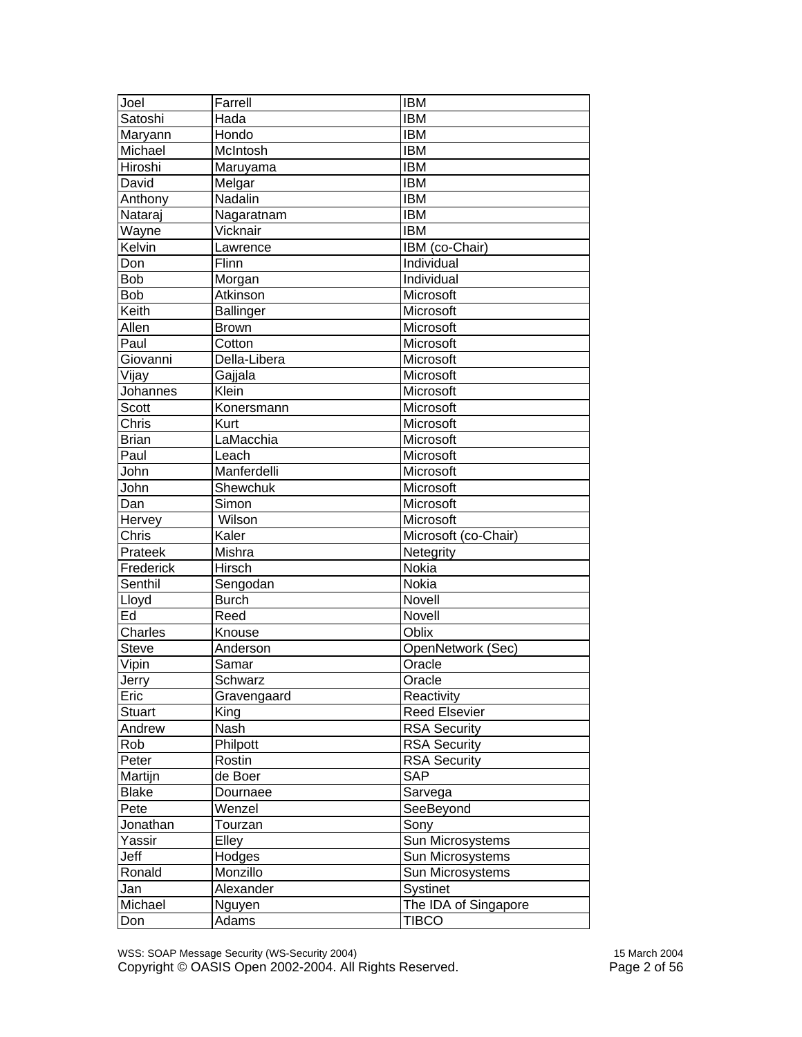| Joel | Farrell | IBM |
|---|---|---|
| Satoshi | Hada | IBM |
| Maryann | Hondo | IBM |
| Michael | McIntosh | IBM |
| Hiroshi | Maruyama | IBM |
| David | Melgar | IBM |
| Anthony | Nadalin | IBM |
| Nataraj | Nagaratnam | IBM |
| Wayne | Vicknair | IBM |
| Kelvin | Lawrence | IBM (co-Chair) |
| Don | Flinn | Individual |
| Bob | Morgan | Individual |
| Bob | Atkinson | Microsoft |
| Keith | Ballinger | Microsoft |
| Allen | Brown | Microsoft |
| Paul | Cotton | Microsoft |
| Giovanni | Della-Libera | Microsoft |
| Vijay | Gajjala | Microsoft |
| Johannes | Klein | Microsoft |
| Scott | Konersmann | Microsoft |
| Chris | Kurt | Microsoft |
| Brian | LaMacchia | Microsoft |
| Paul | Leach | Microsoft |
| John | Manferdelli | Microsoft |
| John | Shewchuk | Microsoft |
| Dan | Simon | Microsoft |
| Hervey | Wilson | Microsoft |
| Chris | Kaler | Microsoft (co-Chair) |
| Prateek | Mishra | Netegrity |
| Frederick | Hirsch | Nokia |
| Senthil | Sengodan | Nokia |
| Lloyd | Burch | Novell |
| Ed | Reed | Novell |
| Charles | Knouse | Oblix |
| Steve | Anderson | OpenNetwork (Sec) |
| Vipin | Samar | Oracle |
| Jerry | Schwarz | Oracle |
| Eric | Gravengaard | Reactivity |
| Stuart | King | Reed Elsevier |
| Andrew | Nash | RSA Security |
| Rob | Philpott | RSA Security |
| Peter | Rostin | RSA Security |
| Martijn | de Boer | SAP |
| Blake | Dournaee | Sarvega |
| Pete | Wenzel | SeeBeyond |
| Jonathan | Tourzan | Sony |
| Yassir | Elley | Sun Microsystems |
| Jeff | Hodges | Sun Microsystems |
| Ronald | Monzillo | Sun Microsystems |
| Jan | Alexander | Systinet |
| Michael | Nguyen | The IDA of Singapore |
| Don | Adams | TIBCO |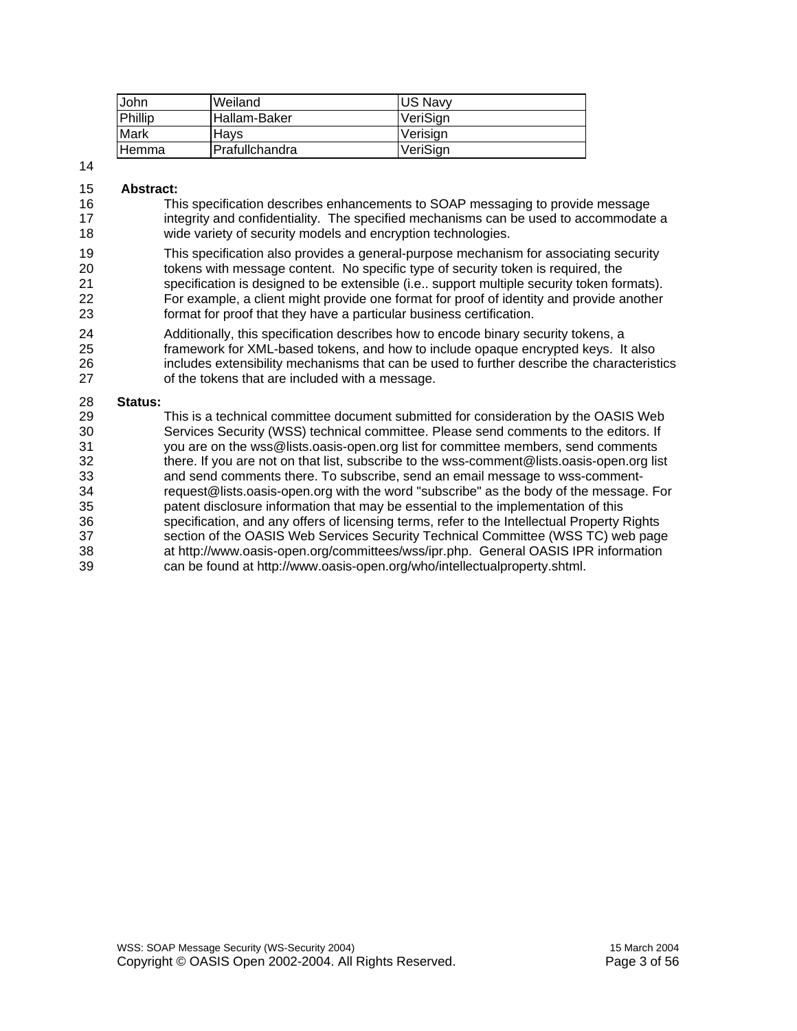| John | Weiland | US Navy |
|---|---|---|
| Phillip | Hallam-Baker | VeriSign |
| Mark | Hays | Verisign |
| Hemma | Prafullchandra | VeriSign |

**Abstract:**

This specification describes enhancements to SOAP messaging to provide message integrity and confidentiality. The specified mechanisms can be used to accommodate a wide variety of security models and encryption technologies.

This specification also provides a general-purpose mechanism for associating security tokens with message content. No specific type of security token is required, the specification is designed to be extensible (i.e.. support multiple security token formats). For example, a client might provide one format for proof of identity and provide another format for proof that they have a particular business certification.

Additionally, this specification describes how to encode binary security tokens, a framework for XML-based tokens, and how to include opaque encrypted keys. It also includes extensibility mechanisms that can be used to further describe the characteristics of the tokens that are included with a message.

**Status:**

This is a technical committee document submitted for consideration by the OASIS Web Services Security (WSS) technical committee. Please send comments to the editors. If you are on the wss@lists.oasis-open.org list for committee members, send comments there. If you are not on that list, subscribe to the wss-comment@lists.oasis-open.org list and send comments there. To subscribe, send an email message to wss-comment-request@lists.oasis-open.org with the word "subscribe" as the body of the message. For patent disclosure information that may be essential to the implementation of this specification, and any offers of licensing terms, refer to the Intellectual Property Rights section of the OASIS Web Services Security Technical Committee (WSS TC) web page at http://www.oasis-open.org/committees/wss/ipr.php. General OASIS IPR information can be found at http://www.oasis-open.org/who/intellectualproperty.shtml.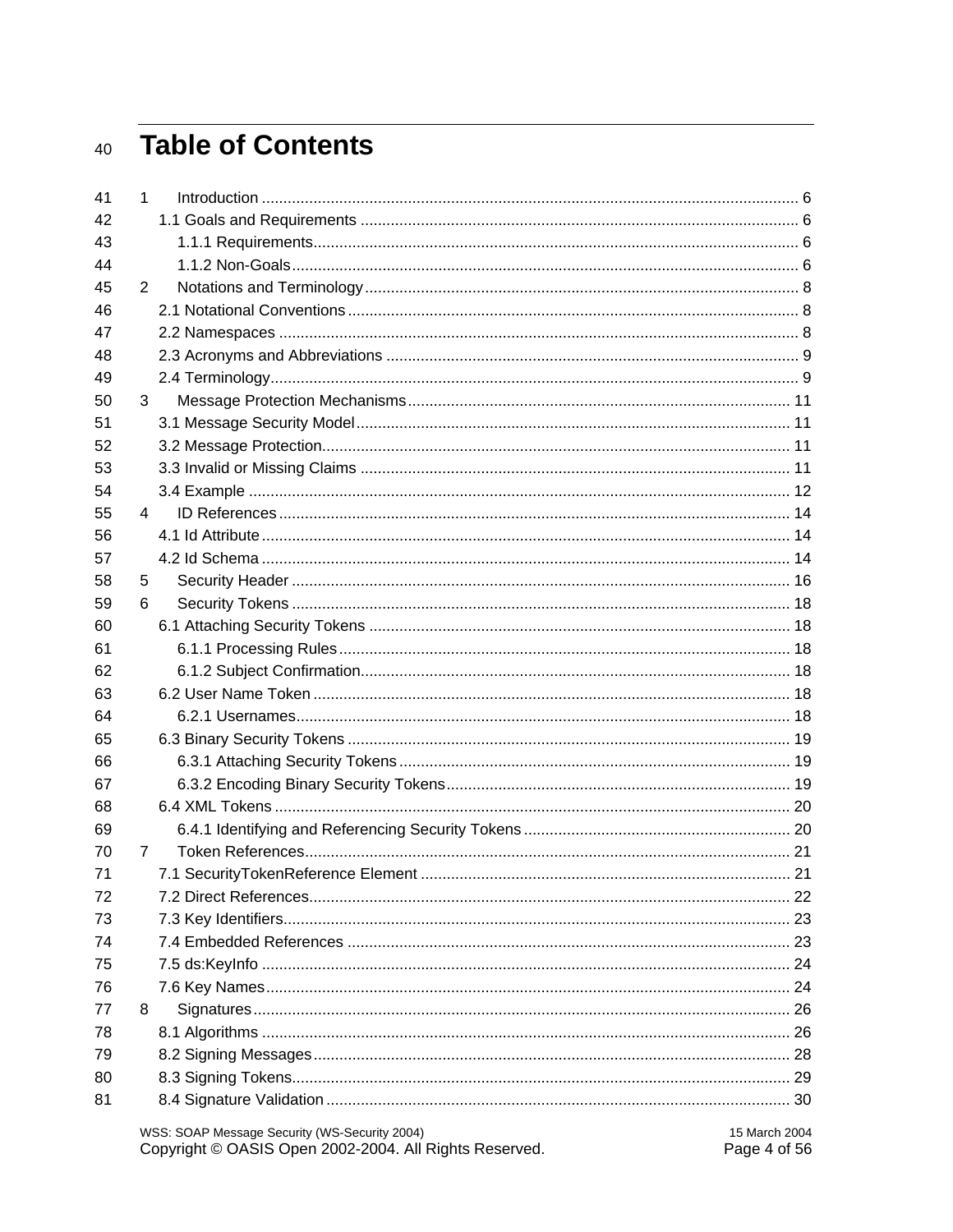# Table of Contents

1 Introduction ........................................................................................................................... 6
  1.1 Goals and Requirements .................................................................................................... 6
    1.1.1 Requirements................................................................................................................ 6
    1.1.2 Non-Goals.................................................................................................................... 6
2 Notations and Terminology.................................................................................................... 8
  2.1 Notational Conventions....................................................................................................... 8
  2.2 Namespaces ....................................................................................................................... 8
  2.3 Acronyms and Abbreviations .............................................................................................. 9
  2.4 Terminology......................................................................................................................... 9
3 Message Protection Mechanisms....................................................................................... 11
  3.1 Message Security Model.................................................................................................... 11
  3.2 Message Protection............................................................................................................ 11
  3.3 Invalid or Missing Claims ................................................................................................... 11
  3.4 Example ............................................................................................................................. 12
4 ID References ...................................................................................................................... 14
  4.1 Id Attribute.......................................................................................................................... 14
  4.2 Id Schema .......................................................................................................................... 14
5 Security Header ................................................................................................................... 16
6 Security Tokens ................................................................................................................... 18
  6.1 Attaching Security Tokens ................................................................................................. 18
    6.1.1 Processing Rules........................................................................................................ 18
    6.1.2 Subject Confirmation................................................................................................... 18
  6.2 User Name Token .............................................................................................................. 18
    6.2.1 Usernames.................................................................................................................. 18
  6.3 Binary Security Tokens ...................................................................................................... 19
    6.3.1 Attaching Security Tokens .......................................................................................... 19
    6.3.2 Encoding Binary Security Tokens............................................................................... 19
  6.4 XML Tokens ....................................................................................................................... 20
    6.4.1 Identifying and Referencing Security Tokens ............................................................. 20
7 Token References................................................................................................................ 21
  7.1 SecurityTokenReference Element ..................................................................................... 21
  7.2 Direct References............................................................................................................... 22
  7.3 Key Identifiers..................................................................................................................... 23
  7.4 Embedded References ...................................................................................................... 23
  7.5 ds:KeyInfo .......................................................................................................................... 24
  7.6 Key Names......................................................................................................................... 24
8 Signatures............................................................................................................................ 26
  8.1 Algorithms .......................................................................................................................... 26
  8.2 Signing Messages.............................................................................................................. 28
  8.3 Signing Tokens................................................................................................................... 29
  8.4 Signature Validation ........................................................................................................... 30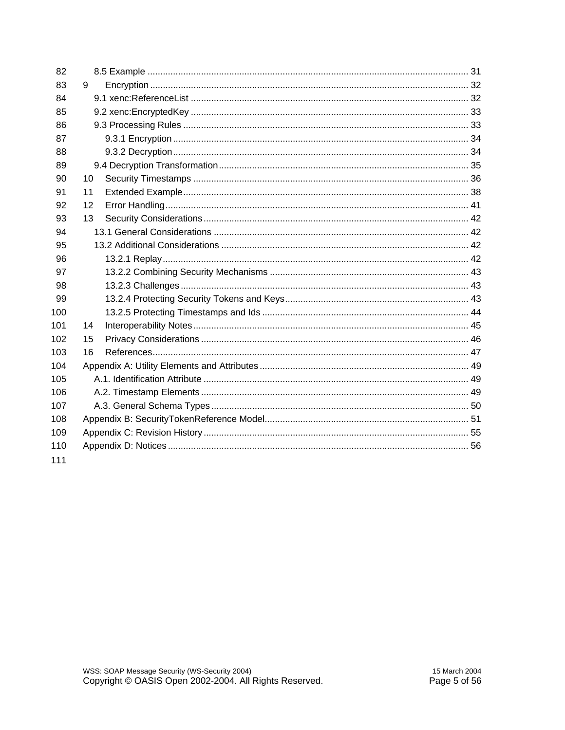82 8.5 Example ............................................................................................................................ 31
83 9 Encryption ............................................................................................................................ 32
84 9.1 xenc:ReferenceList ............................................................................................................ 32
85 9.2 xenc:EncryptedKey ............................................................................................................ 33
86 9.3 Processing Rules ............................................................................................................... 33
87 9.3.1 Encryption ................................................................................................................... 34
88 9.3.2 Decryption ................................................................................................................... 34
89 9.4 Decryption Transformation ................................................................................................. 35
90 10 Security Timestamps ........................................................................................................... 36
91 11 Extended Example ............................................................................................................... 38
92 12 Error Handling ...................................................................................................................... 41
93 13 Security Considerations ....................................................................................................... 42
94 13.1 General Considerations .................................................................................................. 42
95 13.2 Additional Considerations ................................................................................................ 42
96 13.2.1 Replay ....................................................................................................................... 42
97 13.2.2 Combining Security Mechanisms ............................................................................. 43
98 13.2.3 Challenges ................................................................................................................ 43
99 13.2.4 Protecting Security Tokens and Keys ....................................................................... 43
100 13.2.5 Protecting Timestamps and Ids ................................................................................ 44
101 14 Interoperability Notes ........................................................................................................... 45
102 15 Privacy Considerations ........................................................................................................ 46
103 16 References ........................................................................................................................... 47
104 Appendix A: Utility Elements and Attributes ................................................................................. 49
105 A.1. Identification Attribute ....................................................................................................... 49
106 A.2. Timestamp Elements ........................................................................................................ 49
107 A.3. General Schema Types .................................................................................................... 50
108 Appendix B: SecurityTokenReference Model ............................................................................... 51
109 Appendix C: Revision History ....................................................................................................... 55
110 Appendix D: Notices ..................................................................................................................... 56
111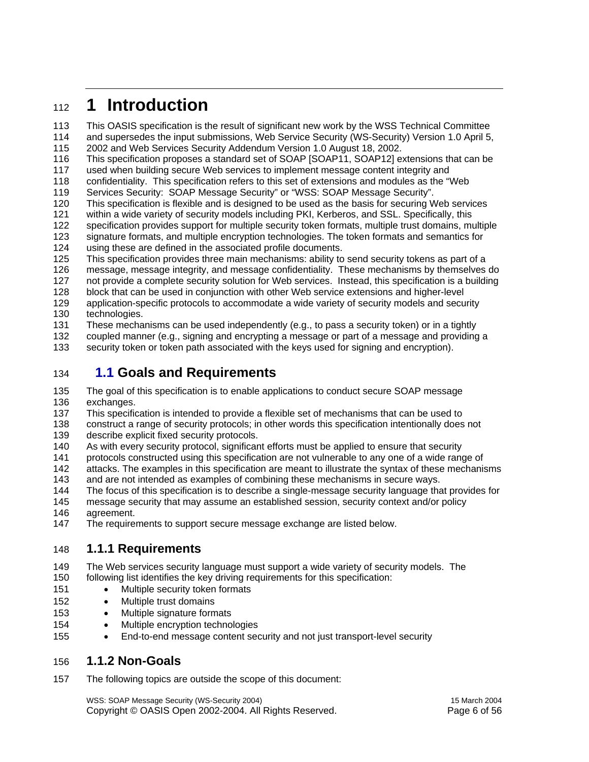# 1 Introduction

This OASIS specification is the result of significant new work by the WSS Technical Committee and supersedes the input submissions, Web Service Security (WS-Security) Version 1.0 April 5, 2002 and Web Services Security Addendum Version 1.0 August 18, 2002.

This specification proposes a standard set of SOAP [SOAP11, SOAP12] extensions that can be used when building secure Web services to implement message content integrity and confidentiality. This specification refers to this set of extensions and modules as the "Web Services Security: SOAP Message Security" or "WSS: SOAP Message Security".

This specification is flexible and is designed to be used as the basis for securing Web services within a wide variety of security models including PKI, Kerberos, and SSL. Specifically, this specification provides support for multiple security token formats, multiple trust domains, multiple signature formats, and multiple encryption technologies. The token formats and semantics for using these are defined in the associated profile documents.

This specification provides three main mechanisms: ability to send security tokens as part of a message, message integrity, and message confidentiality. These mechanisms by themselves do not provide a complete security solution for Web services. Instead, this specification is a building block that can be used in conjunction with other Web service extensions and higher-level application-specific protocols to accommodate a wide variety of security models and security technologies.

These mechanisms can be used independently (e.g., to pass a security token) or in a tightly coupled manner (e.g., signing and encrypting a message or part of a message and providing a security token or token path associated with the keys used for signing and encryption).

## 1.1 Goals and Requirements

The goal of this specification is to enable applications to conduct secure SOAP message exchanges.

This specification is intended to provide a flexible set of mechanisms that can be used to construct a range of security protocols; in other words this specification intentionally does not describe explicit fixed security protocols.

As with every security protocol, significant efforts must be applied to ensure that security protocols constructed using this specification are not vulnerable to any one of a wide range of attacks. The examples in this specification are meant to illustrate the syntax of these mechanisms and are not intended as examples of combining these mechanisms in secure ways.

The focus of this specification is to describe a single-message security language that provides for message security that may assume an established session, security context and/or policy agreement.

The requirements to support secure message exchange are listed below.

### 1.1.1 Requirements

The Web services security language must support a wide variety of security models. The following list identifies the key driving requirements for this specification:

- Multiple security token formats
- Multiple trust domains
- Multiple signature formats
- Multiple encryption technologies
- End-to-end message content security and not just transport-level security

### 1.1.2 Non-Goals

The following topics are outside the scope of this document: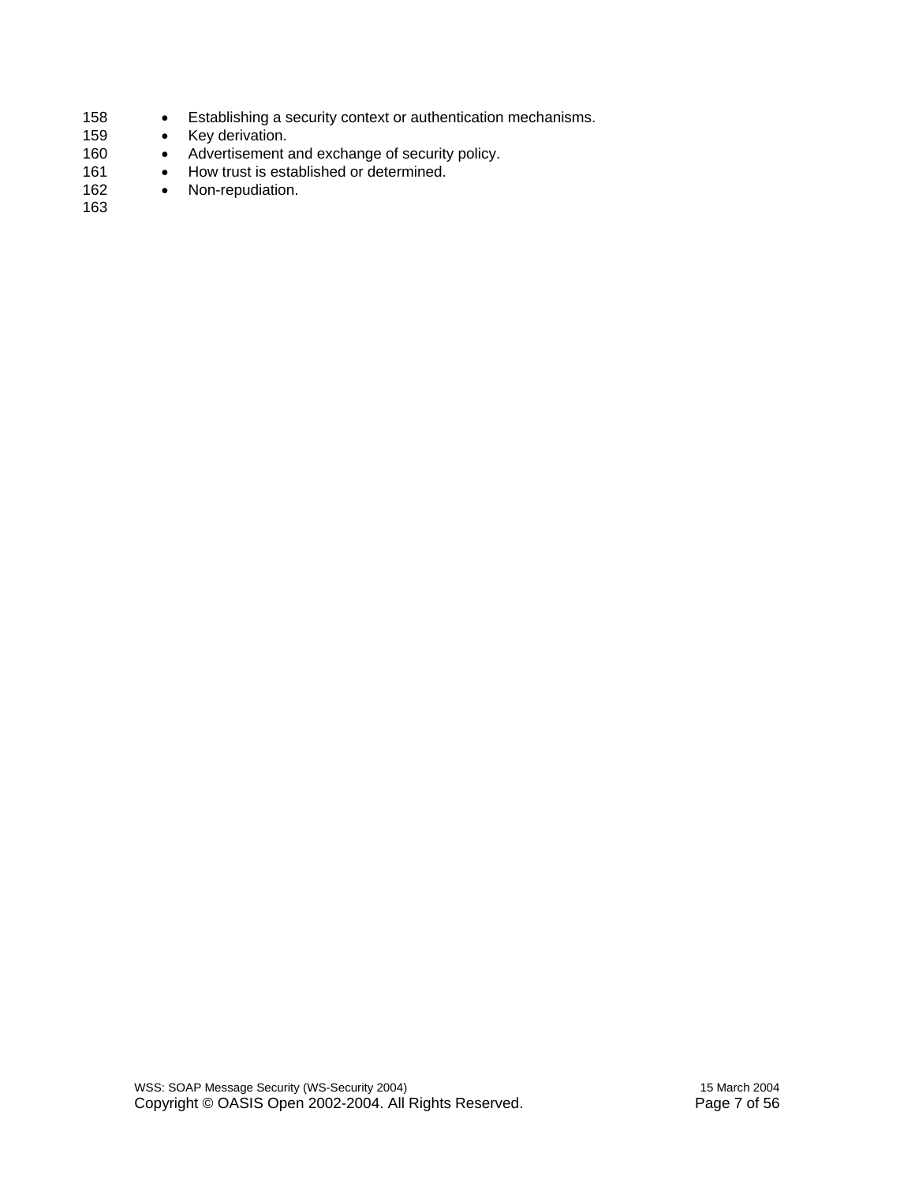- Establishing a security context or authentication mechanisms.
- Key derivation.
- Advertisement and exchange of security policy.
- How trust is established or determined.
- Non-repudiation.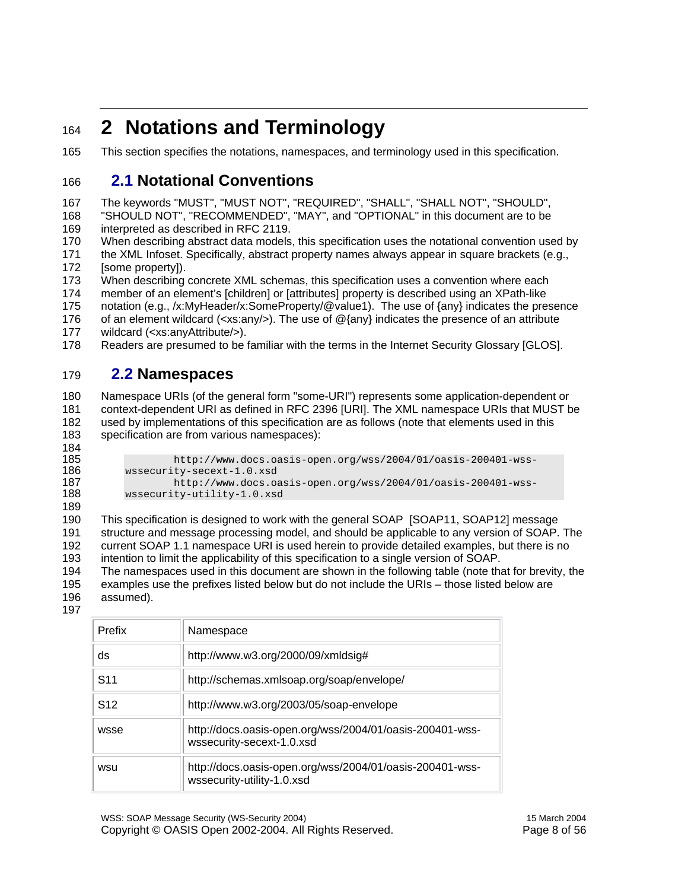# 2 Notations and Terminology

This section specifies the notations, namespaces, and terminology used in this specification.

## 2.1 Notational Conventions

The keywords "MUST", "MUST NOT", "REQUIRED", "SHALL", "SHALL NOT", "SHOULD", "SHOULD NOT", "RECOMMENDED", "MAY", and "OPTIONAL" in this document are to be interpreted as described in RFC 2119.

When describing abstract data models, this specification uses the notational convention used by the XML Infoset. Specifically, abstract property names always appear in square brackets (e.g., [some property]).

When describing concrete XML schemas, this specification uses a convention where each member of an element's [children] or [attributes] property is described using an XPath-like notation (e.g., /x:MyHeader/x:SomeProperty/@value1). The use of {any} indicates the presence of an element wildcard (<xs:any/>). The use of @{any} indicates the presence of an attribute wildcard (<xs:anyAttribute/>).

Readers are presumed to be familiar with the terms in the Internet Security Glossary [GLOS].

## 2.2 Namespaces

Namespace URIs (of the general form "some-URI") represents some application-dependent or context-dependent URI as defined in RFC 2396 [URI]. The XML namespace URIs that MUST be used by implementations of this specification are as follows (note that elements used in this specification are from various namespaces):

```
        http://www.docs.oasis-open.org/wss/2004/01/oasis-200401-wss-wssecurity-secext-1.0.xsd
        http://www.docs.oasis-open.org/wss/2004/01/oasis-200401-wss-wssecurity-utility-1.0.xsd
```

This specification is designed to work with the general SOAP [SOAP11, SOAP12] message structure and message processing model, and should be applicable to any version of SOAP. The current SOAP 1.1 namespace URI is used herein to provide detailed examples, but there is no intention to limit the applicability of this specification to a single version of SOAP.

The namespaces used in this document are shown in the following table (note that for brevity, the examples use the prefixes listed below but do not include the URIs – those listed below are assumed).

| Prefix | Namespace |
|---|---|
| ds | http://www.w3.org/2000/09/xmldsig# |
| S11 | http://schemas.xmlsoap.org/soap/envelope/ |
| S12 | http://www.w3.org/2003/05/soap-envelope |
| wsse | http://docs.oasis-open.org/wss/2004/01/oasis-200401-wss-wssecurity-secext-1.0.xsd |
| wsu | http://docs.oasis-open.org/wss/2004/01/oasis-200401-wss-wssecurity-utility-1.0.xsd |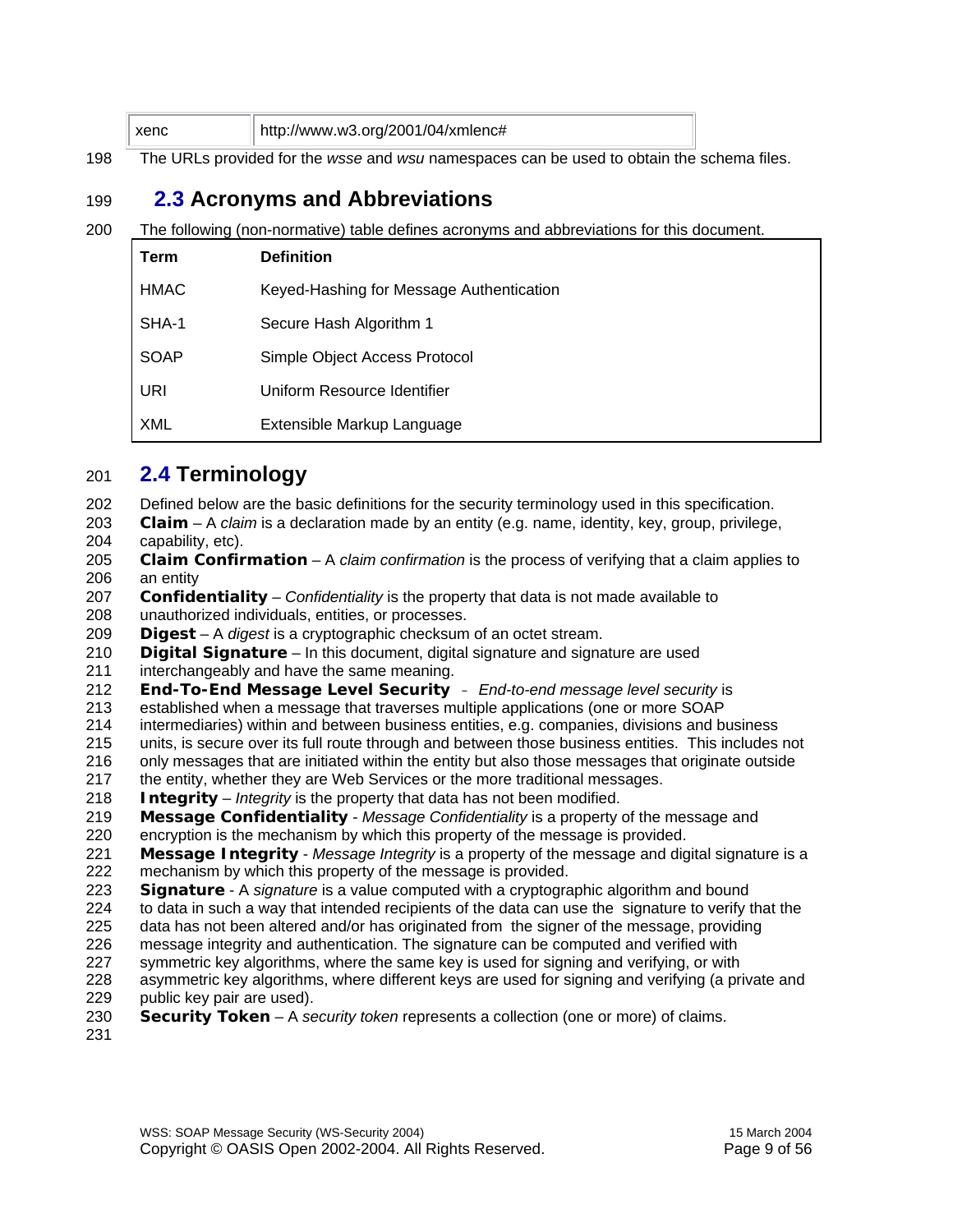| xenc | http://www.w3.org/2001/04/xmlenc# |
|---|---|

The URLs provided for the *wsse* and *wsu* namespaces can be used to obtain the schema files.

## 2.3 Acronyms and Abbreviations

The following (non-normative) table defines acronyms and abbreviations for this document.

| Term | Definition |
|---|---|
| HMAC | Keyed-Hashing for Message Authentication |
| SHA-1 | Secure Hash Algorithm 1 |
| SOAP | Simple Object Access Protocol |
| URI | Uniform Resource Identifier |
| XML | Extensible Markup Language |

## 2.4 Terminology

Defined below are the basic definitions for the security terminology used in this specification.

**Claim** – A *claim* is a declaration made by an entity (e.g. name, identity, key, group, privilege, capability, etc).

**Claim Confirmation** – A *claim confirmation* is the process of verifying that a claim applies to an entity

**Confidentiality** – *Confidentiality* is the property that data is not made available to unauthorized individuals, entities, or processes.

**Digest** – A *digest* is a cryptographic checksum of an octet stream.

**Digital Signature** – In this document, digital signature and signature are used interchangeably and have the same meaning.

**End-To-End Message Level Security** - *End-to-end message level security* is established when a message that traverses multiple applications (one or more SOAP intermediaries) within and between business entities, e.g. companies, divisions and business units, is secure over its full route through and between those business entities. This includes not only messages that are initiated within the entity but also those messages that originate outside the entity, whether they are Web Services or the more traditional messages.

**Integrity** – *Integrity* is the property that data has not been modified.

**Message Confidentiality** - *Message Confidentiality* is a property of the message and encryption is the mechanism by which this property of the message is provided.

**Message Integrity** - *Message Integrity* is a property of the message and digital signature is a mechanism by which this property of the message is provided.

**Signature** - A *signature* is a value computed with a cryptographic algorithm and bound to data in such a way that intended recipients of the data can use the signature to verify that the data has not been altered and/or has originated from the signer of the message, providing message integrity and authentication. The signature can be computed and verified with symmetric key algorithms, where the same key is used for signing and verifying, or with asymmetric key algorithms, where different keys are used for signing and verifying (a private and public key pair are used).

**Security Token** – A *security token* represents a collection (one or more) of claims.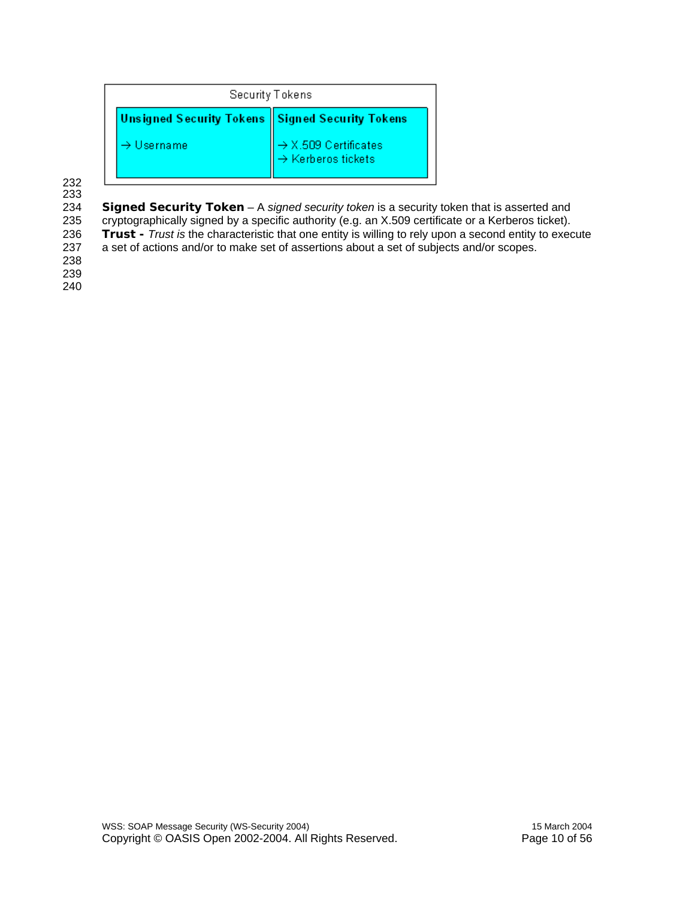| Security Tokens | |
|---|---|
| **Unsigned Security Tokens** | **Signed Security Tokens** |
| → Username | → X.509 Certificates<br>→ Kerberos tickets |

**Signed Security Token** – A *signed security token* is a security token that is asserted and cryptographically signed by a specific authority (e.g. an X.509 certificate or a Kerberos ticket).

**Trust -** *Trust is* the characteristic that one entity is willing to rely upon a second entity to execute a set of actions and/or to make set of assertions about a set of subjects and/or scopes.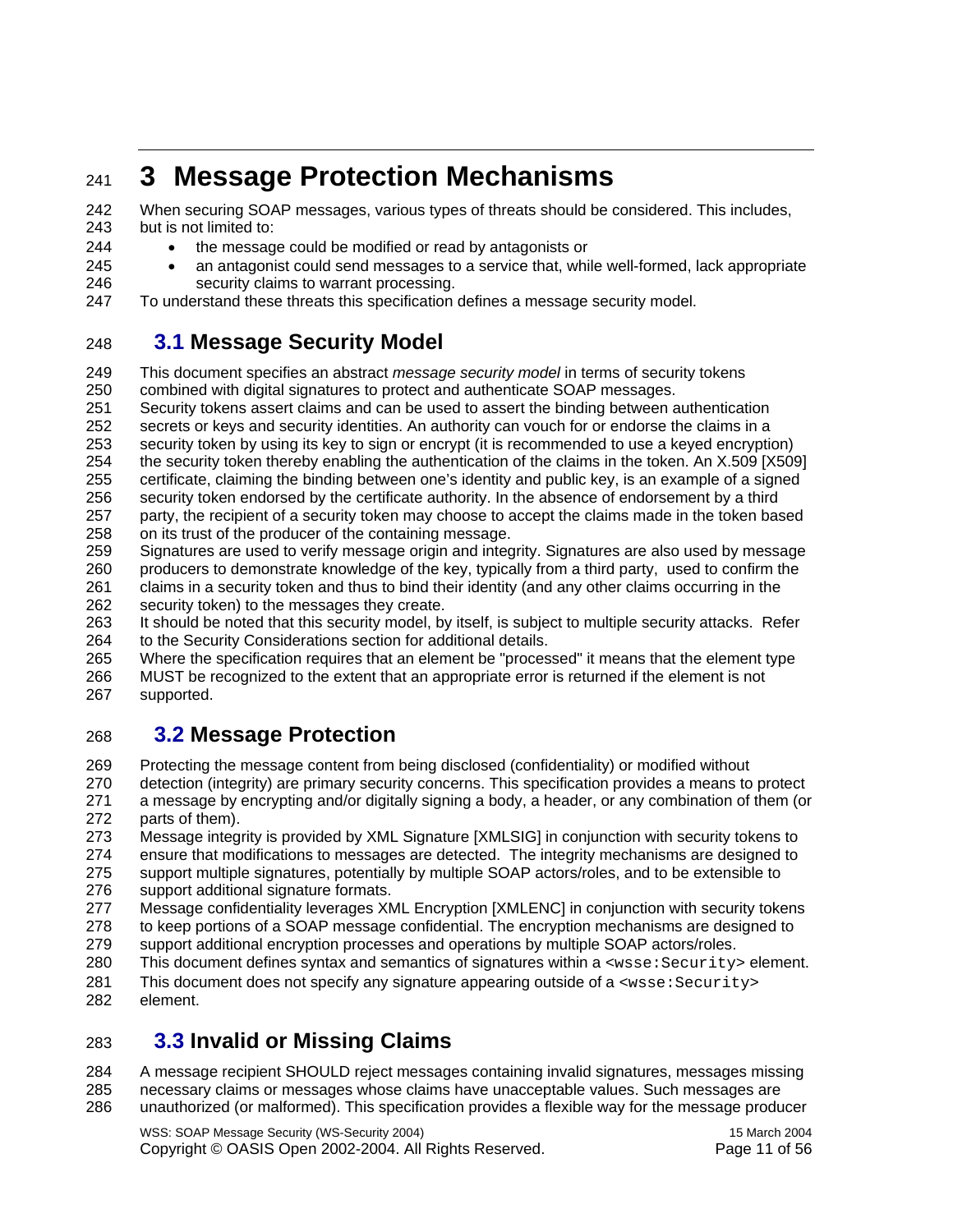# 3 Message Protection Mechanisms

When securing SOAP messages, various types of threats should be considered. This includes, but is not limited to:

- the message could be modified or read by antagonists or
- an antagonist could send messages to a service that, while well-formed, lack appropriate security claims to warrant processing.

To understand these threats this specification defines a message security model.

## 3.1 Message Security Model

This document specifies an abstract *message security model* in terms of security tokens combined with digital signatures to protect and authenticate SOAP messages.

Security tokens assert claims and can be used to assert the binding between authentication secrets or keys and security identities. An authority can vouch for or endorse the claims in a security token by using its key to sign or encrypt (it is recommended to use a keyed encryption) the security token thereby enabling the authentication of the claims in the token. An X.509 [X509] certificate, claiming the binding between one's identity and public key, is an example of a signed security token endorsed by the certificate authority. In the absence of endorsement by a third party, the recipient of a security token may choose to accept the claims made in the token based on its trust of the producer of the containing message.

Signatures are used to verify message origin and integrity. Signatures are also used by message producers to demonstrate knowledge of the key, typically from a third party, used to confirm the claims in a security token and thus to bind their identity (and any other claims occurring in the security token) to the messages they create.

It should be noted that this security model, by itself, is subject to multiple security attacks. Refer to the Security Considerations section for additional details.

Where the specification requires that an element be "processed" it means that the element type MUST be recognized to the extent that an appropriate error is returned if the element is not supported.

## 3.2 Message Protection

Protecting the message content from being disclosed (confidentiality) or modified without detection (integrity) are primary security concerns. This specification provides a means to protect a message by encrypting and/or digitally signing a body, a header, or any combination of them (or parts of them).

Message integrity is provided by XML Signature [XMLSIG] in conjunction with security tokens to ensure that modifications to messages are detected. The integrity mechanisms are designed to support multiple signatures, potentially by multiple SOAP actors/roles, and to be extensible to support additional signature formats.

Message confidentiality leverages XML Encryption [XMLENC] in conjunction with security tokens to keep portions of a SOAP message confidential. The encryption mechanisms are designed to support additional encryption processes and operations by multiple SOAP actors/roles.

This document defines syntax and semantics of signatures within a `<wsse:Security>` element. This document does not specify any signature appearing outside of a `<wsse:Security>` element.

## 3.3 Invalid or Missing Claims

A message recipient SHOULD reject messages containing invalid signatures, messages missing necessary claims or messages whose claims have unacceptable values. Such messages are unauthorized (or malformed). This specification provides a flexible way for the message producer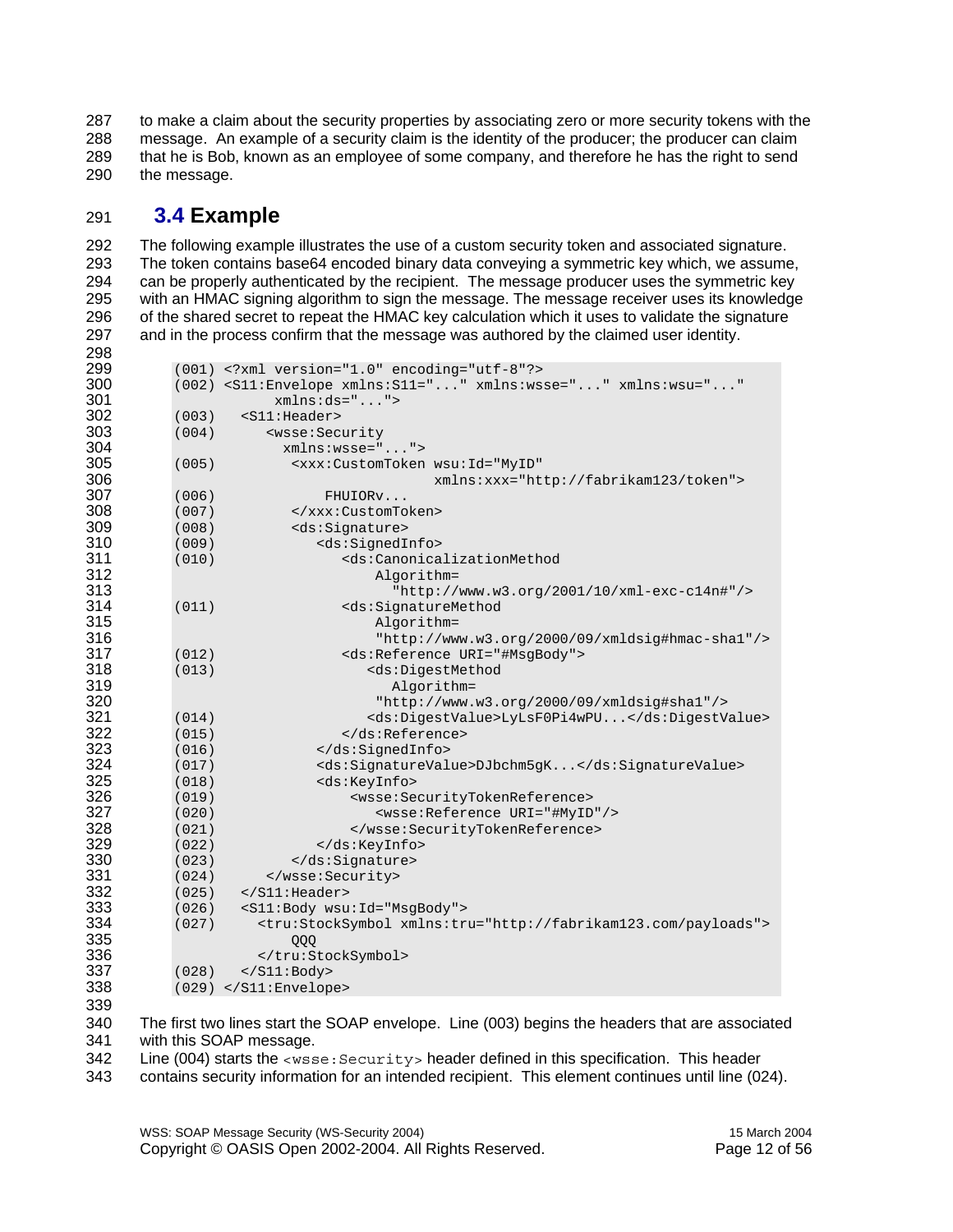to make a claim about the security properties by associating zero or more security tokens with the message. An example of a security claim is the identity of the producer; the producer can claim that he is Bob, known as an employee of some company, and therefore he has the right to send the message.

## 3.4 Example

The following example illustrates the use of a custom security token and associated signature. The token contains base64 encoded binary data conveying a symmetric key which, we assume, can be properly authenticated by the recipient. The message producer uses the symmetric key with an HMAC signing algorithm to sign the message. The message receiver uses its knowledge of the shared secret to repeat the HMAC key calculation which it uses to validate the signature and in the process confirm that the message was authored by the claimed user identity.

```
(001) <?xml version="1.0" encoding="utf-8"?>
(002) <S11:Envelope xmlns:S11="..." xmlns:wsse="..." xmlns:wsu="..."
            xmlns:ds="...">
(003)   <S11:Header>
(004)      <wsse:Security
             xmlns:wsse="...">
(005)         <xxx:CustomToken wsu:Id="MyID"
                              xmlns:xxx="http://fabrikam123/token">
(006)            FHUIORv...
(007)         </xxx:CustomToken>
(008)         <ds:Signature>
(009)            <ds:SignedInfo>
(010)               <ds:CanonicalizationMethod
                        Algorithm=
                          "http://www.w3.org/2001/10/xml-exc-c14n#"/>
(011)               <ds:SignatureMethod
                        Algorithm=
                        "http://www.w3.org/2000/09/xmldsig#hmac-sha1"/>
(012)               <ds:Reference URI="#MsgBody">
(013)                  <ds:DigestMethod
                          Algorithm=
                        "http://www.w3.org/2000/09/xmldsig#sha1"/>
(014)                  <ds:DigestValue>LyLsF0Pi4wPU...</ds:DigestValue>
(015)               </ds:Reference>
(016)            </ds:SignedInfo>
(017)            <ds:SignatureValue>DJbchm5gK...</ds:SignatureValue>
(018)            <ds:KeyInfo>
(019)                <wsse:SecurityTokenReference>
(020)                   <wsse:Reference URI="#MyID"/>
(021)                </wsse:SecurityTokenReference>
(022)            </ds:KeyInfo>
(023)         </ds:Signature>
(024)      </wsse:Security>
(025)   </S11:Header>
(026)   <S11:Body wsu:Id="MsgBody">
(027)     <tru:StockSymbol xmlns:tru="http://fabrikam123.com/payloads">
              QQQ
          </tru:StockSymbol>
(028)   </S11:Body>
(029) </S11:Envelope>
```

The first two lines start the SOAP envelope. Line (003) begins the headers that are associated with this SOAP message.

Line (004) starts the `<wsse:Security>` header defined in this specification. This header contains security information for an intended recipient. This element continues until line (024).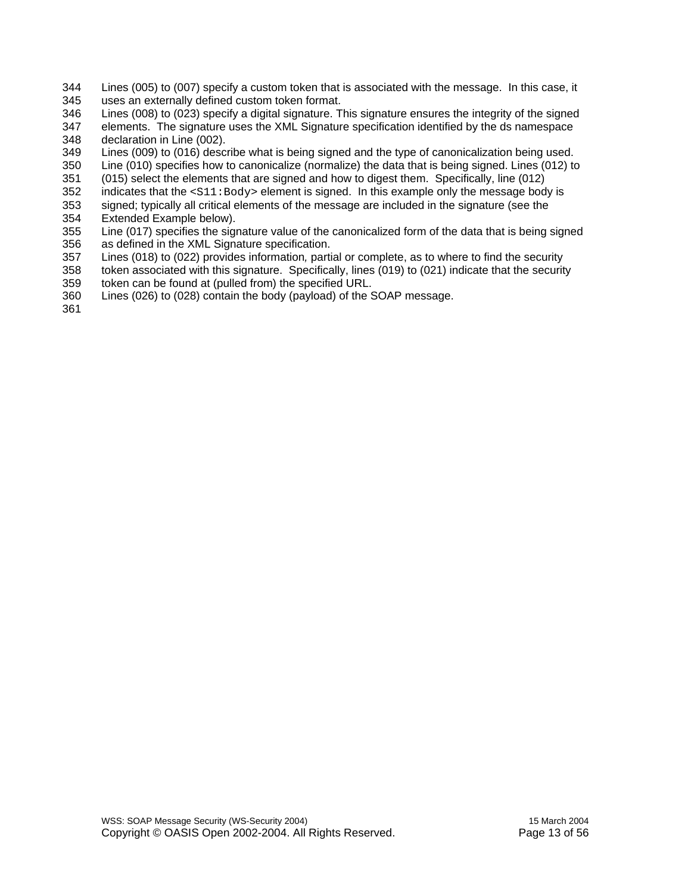Lines (005) to (007) specify a custom token that is associated with the message. In this case, it uses an externally defined custom token format.

Lines (008) to (023) specify a digital signature. This signature ensures the integrity of the signed elements. The signature uses the XML Signature specification identified by the ds namespace declaration in Line (002).

Lines (009) to (016) describe what is being signed and the type of canonicalization being used.

Line (010) specifies how to canonicalize (normalize) the data that is being signed. Lines (012) to (015) select the elements that are signed and how to digest them. Specifically, line (012) indicates that the `<S11:Body>` element is signed. In this example only the message body is signed; typically all critical elements of the message are included in the signature (see the Extended Example below).

Line (017) specifies the signature value of the canonicalized form of the data that is being signed as defined in the XML Signature specification.

Lines (018) to (022) provides information, partial or complete, as to where to find the security token associated with this signature. Specifically, lines (019) to (021) indicate that the security token can be found at (pulled from) the specified URL.

Lines (026) to (028) contain the body (payload) of the SOAP message.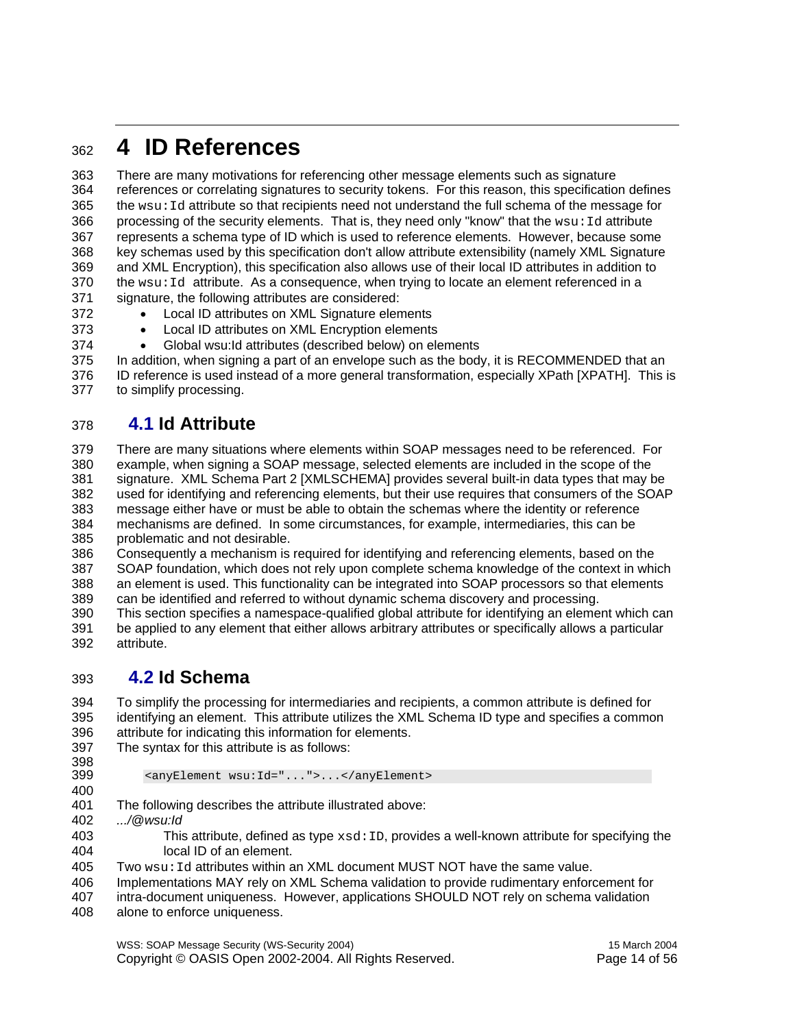# 4 ID References

There are many motivations for referencing other message elements such as signature references or correlating signatures to security tokens. For this reason, this specification defines the `wsu:Id` attribute so that recipients need not understand the full schema of the message for processing of the security elements. That is, they need only "know" that the `wsu:Id` attribute represents a schema type of ID which is used to reference elements. However, because some key schemas used by this specification don't allow attribute extensibility (namely XML Signature and XML Encryption), this specification also allows use of their local ID attributes in addition to the `wsu:Id` attribute. As a consequence, when trying to locate an element referenced in a signature, the following attributes are considered:

- Local ID attributes on XML Signature elements
- Local ID attributes on XML Encryption elements
- Global wsu:Id attributes (described below) on elements

In addition, when signing a part of an envelope such as the body, it is RECOMMENDED that an ID reference is used instead of a more general transformation, especially XPath [XPATH]. This is to simplify processing.

## 4.1 Id Attribute

There are many situations where elements within SOAP messages need to be referenced. For example, when signing a SOAP message, selected elements are included in the scope of the signature. XML Schema Part 2 [XMLSCHEMA] provides several built-in data types that may be used for identifying and referencing elements, but their use requires that consumers of the SOAP message either have or must be able to obtain the schemas where the identity or reference mechanisms are defined. In some circumstances, for example, intermediaries, this can be problematic and not desirable.

Consequently a mechanism is required for identifying and referencing elements, based on the SOAP foundation, which does not rely upon complete schema knowledge of the context in which an element is used. This functionality can be integrated into SOAP processors so that elements can be identified and referred to without dynamic schema discovery and processing.

This section specifies a namespace-qualified global attribute for identifying an element which can be applied to any element that either allows arbitrary attributes or specifically allows a particular attribute.

## 4.2 Id Schema

To simplify the processing for intermediaries and recipients, a common attribute is defined for identifying an element. This attribute utilizes the XML Schema ID type and specifies a common attribute for indicating this information for elements.

The syntax for this attribute is as follows:

```
<anyElement wsu:Id="...">...</anyElement>
```

The following describes the attribute illustrated above:

*.../@wsu:Id*

This attribute, defined as type `xsd:ID`, provides a well-known attribute for specifying the local ID of an element.

Two `wsu:Id` attributes within an XML document MUST NOT have the same value. Implementations MAY rely on XML Schema validation to provide rudimentary enforcement for intra-document uniqueness. However, applications SHOULD NOT rely on schema validation alone to enforce uniqueness.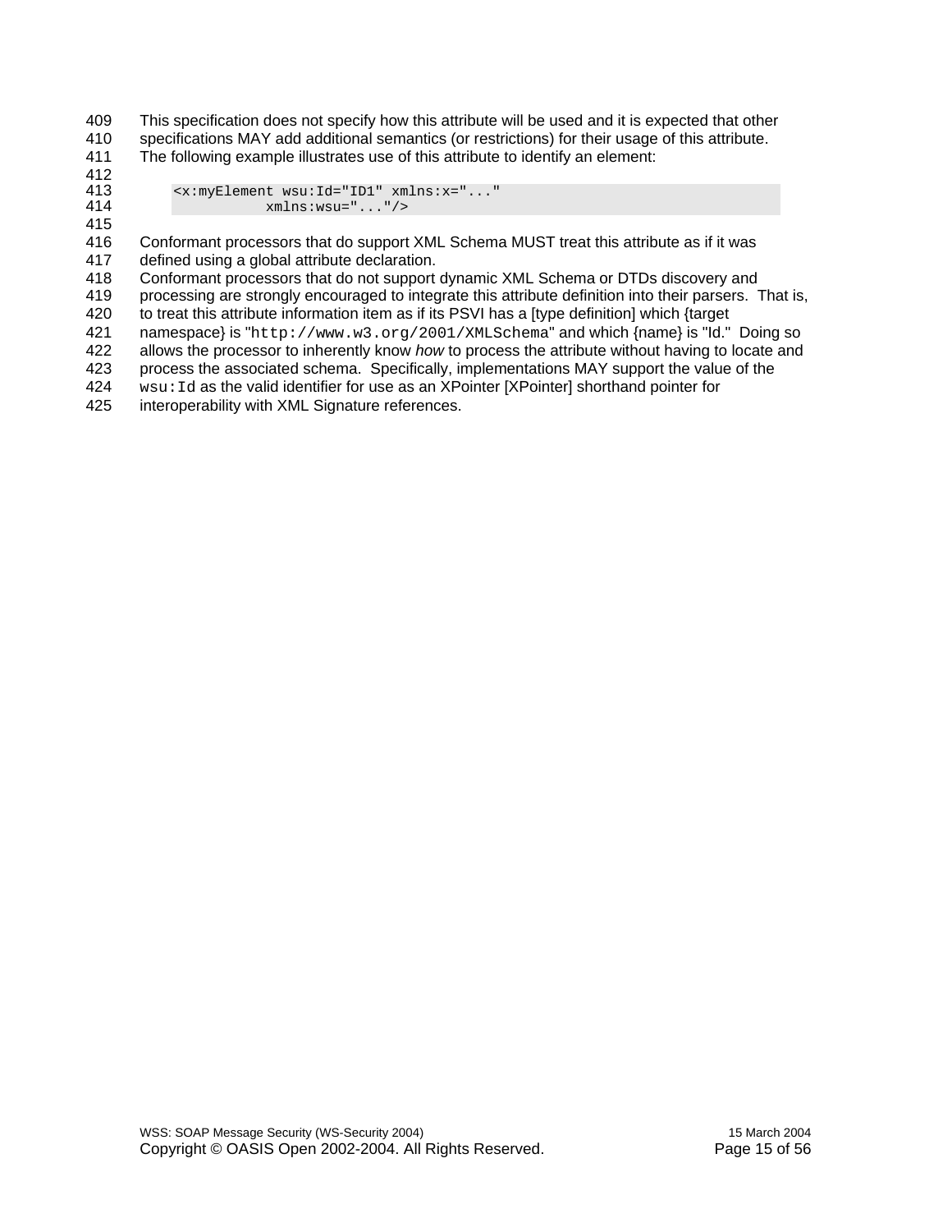This specification does not specify how this attribute will be used and it is expected that other specifications MAY add additional semantics (or restrictions) for their usage of this attribute.
The following example illustrates use of this attribute to identify an element:

```
<x:myElement wsu:Id="ID1" xmlns:x="..."
          xmlns:wsu="..."/>
```

Conformant processors that do support XML Schema MUST treat this attribute as if it was defined using a global attribute declaration.
Conformant processors that do not support dynamic XML Schema or DTDs discovery and processing are strongly encouraged to integrate this attribute definition into their parsers. That is, to treat this attribute information item as if its PSVI has a [type definition] which {target namespace} is "`http://www.w3.org/2001/XMLSchema`" and which {name} is "Id." Doing so allows the processor to inherently know *how* to process the attribute without having to locate and process the associated schema. Specifically, implementations MAY support the value of the `wsu:Id` as the valid identifier for use as an XPointer [XPointer] shorthand pointer for interoperability with XML Signature references.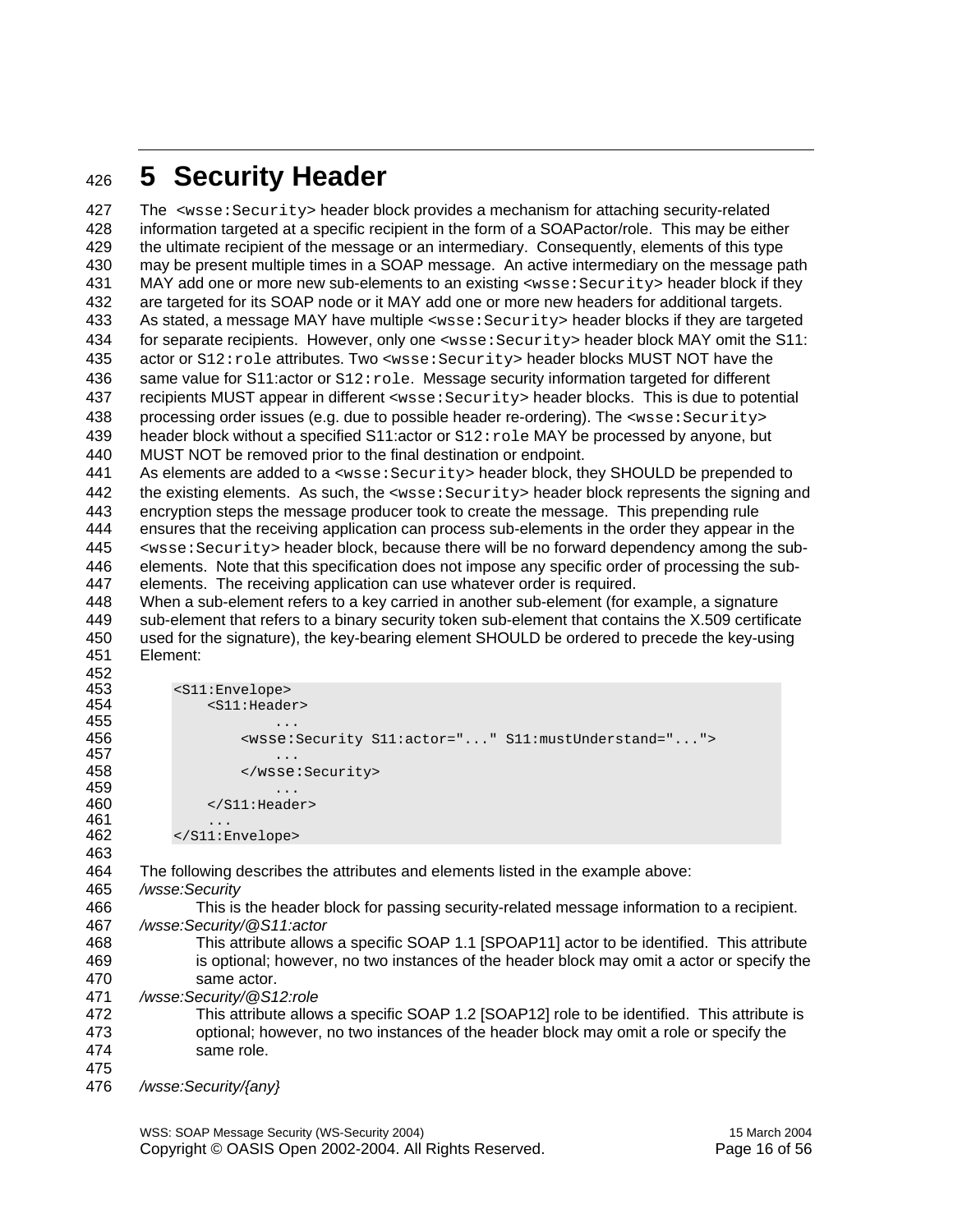# 5 Security Header

The `<wsse:Security>` header block provides a mechanism for attaching security-related information targeted at a specific recipient in the form of a SOAPactor/role. This may be either the ultimate recipient of the message or an intermediary. Consequently, elements of this type may be present multiple times in a SOAP message. An active intermediary on the message path MAY add one or more new sub-elements to an existing `<wsse:Security>` header block if they are targeted for its SOAP node or it MAY add one or more new headers for additional targets.

As stated, a message MAY have multiple `<wsse:Security>` header blocks if they are targeted for separate recipients. However, only one `<wsse:Security>` header block MAY omit the S11: actor or `S12:role` attributes. Two `<wsse:Security>` header blocks MUST NOT have the same value for S11:actor or `S12:role`. Message security information targeted for different recipients MUST appear in different `<wsse:Security>` header blocks. This is due to potential processing order issues (e.g. due to possible header re-ordering). The `<wsse:Security>` header block without a specified S11:actor or `S12:role` MAY be processed by anyone, but MUST NOT be removed prior to the final destination or endpoint.

As elements are added to a `<wsse:Security>` header block, they SHOULD be prepended to the existing elements. As such, the `<wsse:Security>` header block represents the signing and encryption steps the message producer took to create the message. This prepending rule ensures that the receiving application can process sub-elements in the order they appear in the `<wsse:Security>` header block, because there will be no forward dependency among the sub-elements. Note that this specification does not impose any specific order of processing the sub-elements. The receiving application can use whatever order is required.

When a sub-element refers to a key carried in another sub-element (for example, a signature sub-element that refers to a binary security token sub-element that contains the X.509 certificate used for the signature), the key-bearing element SHOULD be ordered to precede the key-using Element:

```
<S11:Envelope>
    <S11:Header>
        ...
        <wsse:Security S11:actor="..." S11:mustUnderstand="...">
            ...
        </wsse:Security>
        ...
    </S11:Header>
    ...
</S11:Envelope>
```

The following describes the attributes and elements listed in the example above:

*/wsse:Security*

This is the header block for passing security-related message information to a recipient.

*/wsse:Security/@S11:actor*

This attribute allows a specific SOAP 1.1 [SPOAP11] actor to be identified. This attribute is optional; however, no two instances of the header block may omit a actor or specify the same actor.

*/wsse:Security/@S12:role*

This attribute allows a specific SOAP 1.2 [SOAP12] role to be identified. This attribute is optional; however, no two instances of the header block may omit a role or specify the same role.

*/wsse:Security/{any}*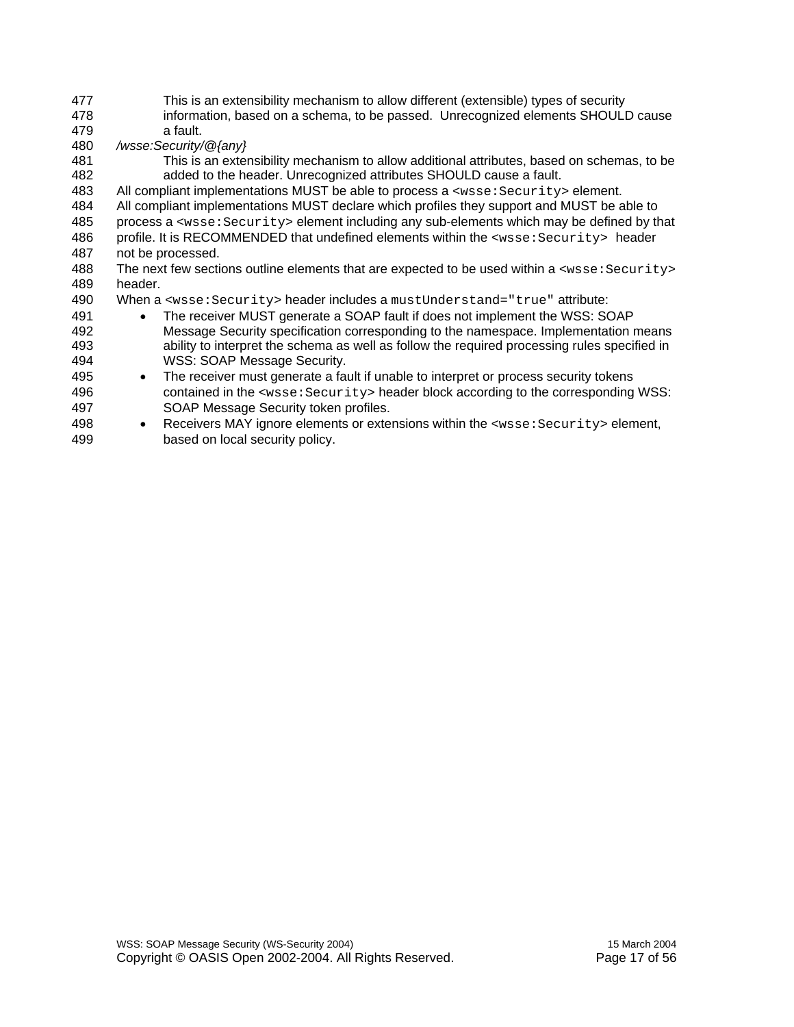This is an extensibility mechanism to allow different (extensible) types of security information, based on a schema, to be passed. Unrecognized elements SHOULD cause a fault.

*/wsse:Security/@{any}*

This is an extensibility mechanism to allow additional attributes, based on schemas, to be added to the header. Unrecognized attributes SHOULD cause a fault.

All compliant implementations MUST be able to process a `<wsse:Security>` element.

All compliant implementations MUST declare which profiles they support and MUST be able to process a `<wsse:Security>` element including any sub-elements which may be defined by that profile. It is RECOMMENDED that undefined elements within the `<wsse:Security>` header not be processed.

The next few sections outline elements that are expected to be used within a `<wsse:Security>` header.

When a `<wsse:Security>` header includes a `mustUnderstand="true"` attribute:

- The receiver MUST generate a SOAP fault if does not implement the WSS: SOAP Message Security specification corresponding to the namespace. Implementation means ability to interpret the schema as well as follow the required processing rules specified in WSS: SOAP Message Security.
- The receiver must generate a fault if unable to interpret or process security tokens contained in the `<wsse:Security>` header block according to the corresponding WSS: SOAP Message Security token profiles.
- Receivers MAY ignore elements or extensions within the `<wsse:Security>` element, based on local security policy.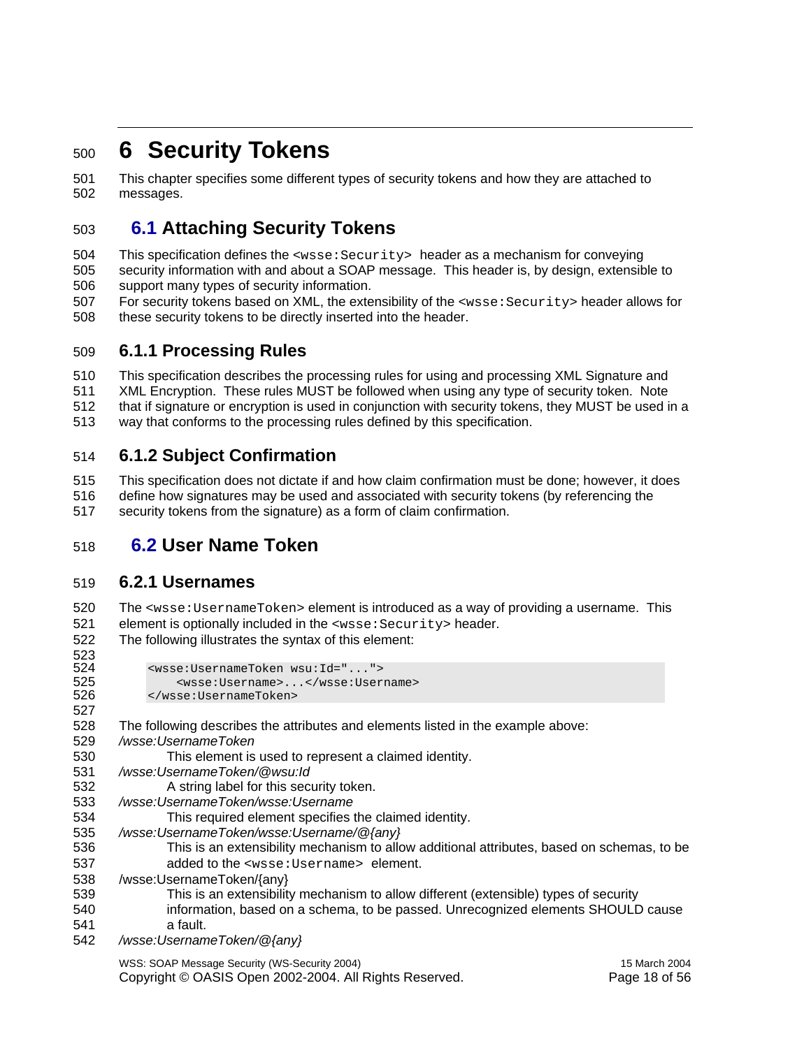# 6 Security Tokens

This chapter specifies some different types of security tokens and how they are attached to messages.

## 6.1 Attaching Security Tokens

This specification defines the `<wsse:Security>` header as a mechanism for conveying security information with and about a SOAP message. This header is, by design, extensible to support many types of security information.

For security tokens based on XML, the extensibility of the `<wsse:Security>` header allows for these security tokens to be directly inserted into the header.

### 6.1.1 Processing Rules

This specification describes the processing rules for using and processing XML Signature and XML Encryption. These rules MUST be followed when using any type of security token. Note that if signature or encryption is used in conjunction with security tokens, they MUST be used in a way that conforms to the processing rules defined by this specification.

### 6.1.2 Subject Confirmation

This specification does not dictate if and how claim confirmation must be done; however, it does define how signatures may be used and associated with security tokens (by referencing the security tokens from the signature) as a form of claim confirmation.

## 6.2 User Name Token

### 6.2.1 Usernames

The `<wsse:UsernameToken>` element is introduced as a way of providing a username. This element is optionally included in the `<wsse:Security>` header.

The following illustrates the syntax of this element:

```
<wsse:UsernameToken wsu:Id="...">
    <wsse:Username>...</wsse:Username>
</wsse:UsernameToken>
```

The following describes the attributes and elements listed in the example above:

*/wsse:UsernameToken*

This element is used to represent a claimed identity.

*/wsse:UsernameToken/@wsu:Id*

A string label for this security token.

*/wsse:UsernameToken/wsse:Username*

This required element specifies the claimed identity.

*/wsse:UsernameToken/wsse:Username/@{any}*

This is an extensibility mechanism to allow additional attributes, based on schemas, to be added to the `<wsse:Username>` element.

/wsse:UsernameToken/{any}

This is an extensibility mechanism to allow different (extensible) types of security information, based on a schema, to be passed. Unrecognized elements SHOULD cause a fault.

*/wsse:UsernameToken/@{any}*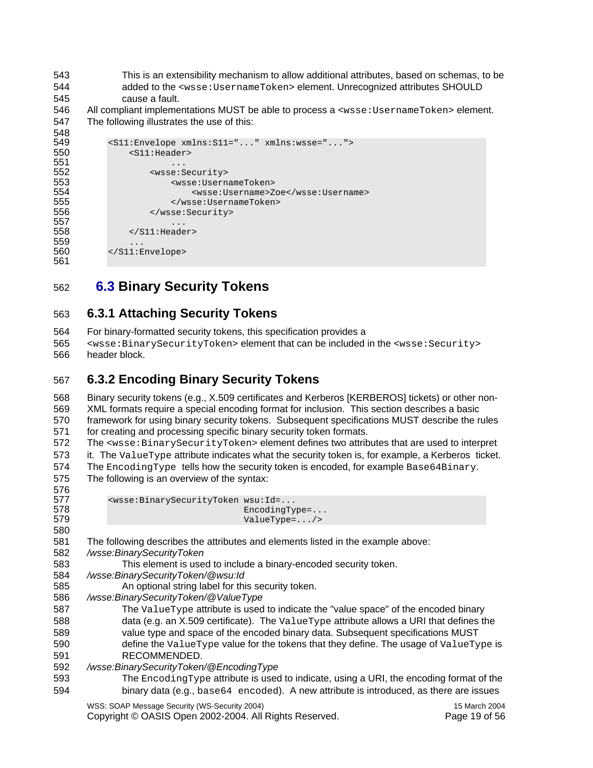This is an extensibility mechanism to allow additional attributes, based on schemas, to be added to the `<wsse:UsernameToken>` element. Unrecognized attributes SHOULD cause a fault.

All compliant implementations MUST be able to process a `<wsse:UsernameToken>` element. The following illustrates the use of this:

```
<S11:Envelope xmlns:S11="..." xmlns:wsse="...">
    <S11:Header>
        ...
        <wsse:Security>
            <wsse:UsernameToken>
                <wsse:Username>Zoe</wsse:Username>
            </wsse:UsernameToken>
        </wsse:Security>
        ...
    </S11:Header>
    ...
</S11:Envelope>
```

## 6.3 Binary Security Tokens

### 6.3.1 Attaching Security Tokens

For binary-formatted security tokens, this specification provides a `<wsse:BinarySecurityToken>` element that can be included in the `<wsse:Security>` header block.

### 6.3.2 Encoding Binary Security Tokens

Binary security tokens (e.g., X.509 certificates and Kerberos [KERBEROS] tickets) or other non-XML formats require a special encoding format for inclusion. This section describes a basic framework for using binary security tokens. Subsequent specifications MUST describe the rules for creating and processing specific binary security token formats.

The `<wsse:BinarySecurityToken>` element defines two attributes that are used to interpret it. The `ValueType` attribute indicates what the security token is, for example, a Kerberos ticket. The `EncodingType` tells how the security token is encoded, for example `Base64Binary`.

The following is an overview of the syntax:

```
<wsse:BinarySecurityToken wsu:Id=...
                          EncodingType=...
                          ValueType=.../>
```

The following describes the attributes and elements listed in the example above:

*/wsse:BinarySecurityToken*

This element is used to include a binary-encoded security token.

*/wsse:BinarySecurityToken/@wsu:Id*

An optional string label for this security token.

*/wsse:BinarySecurityToken/@ValueType*

The `ValueType` attribute is used to indicate the "value space" of the encoded binary data (e.g. an X.509 certificate). The `ValueType` attribute allows a URI that defines the value type and space of the encoded binary data. Subsequent specifications MUST define the `ValueType` value for the tokens that they define. The usage of `ValueType` is RECOMMENDED.

*/wsse:BinarySecurityToken/@EncodingType*

The `EncodingType` attribute is used to indicate, using a URI, the encoding format of the binary data (e.g., `base64 encoded`). A new attribute is introduced, as there are issues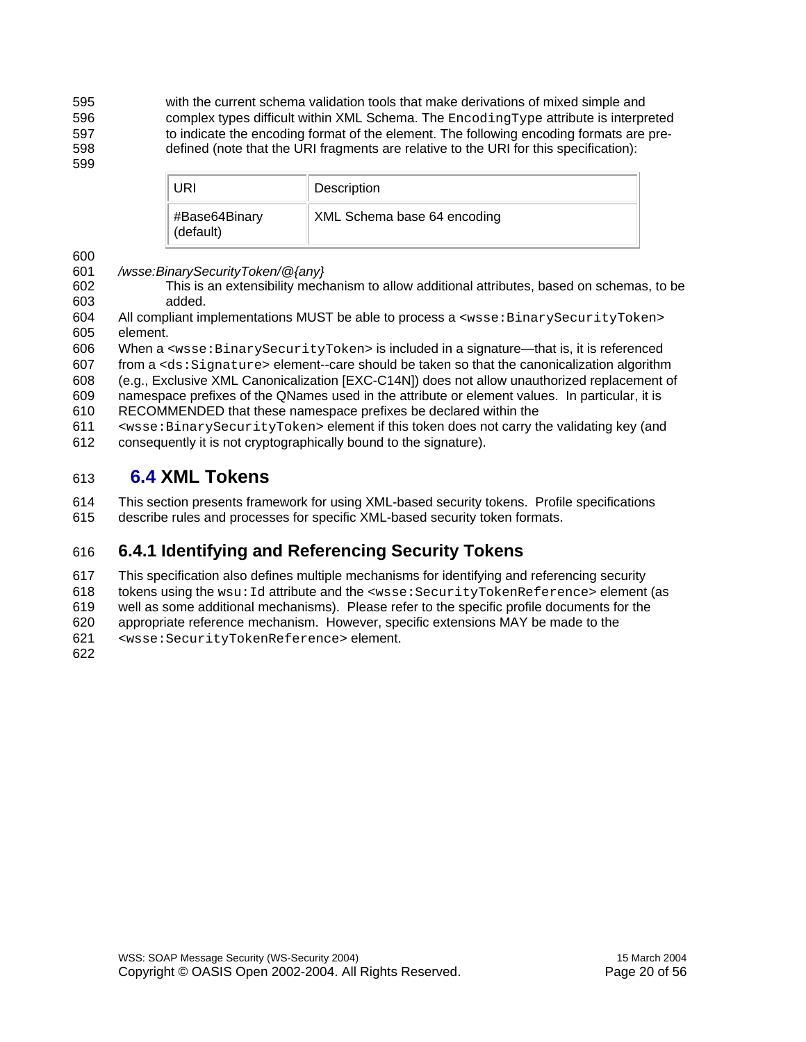with the current schema validation tools that make derivations of mixed simple and complex types difficult within XML Schema. The `EncodingType` attribute is interpreted to indicate the encoding format of the element. The following encoding formats are pre-defined (note that the URI fragments are relative to the URI for this specification):

| URI | Description |
|---|---|
| #Base64Binary (default) | XML Schema base 64 encoding |

*/wsse:BinarySecurityToken/@{any}*

This is an extensibility mechanism to allow additional attributes, based on schemas, to be added.

All compliant implementations MUST be able to process a `<wsse:BinarySecurityToken>` element.

When a `<wsse:BinarySecurityToken>` is included in a signature—that is, it is referenced from a `<ds:Signature>` element--care should be taken so that the canonicalization algorithm (e.g., Exclusive XML Canonicalization [EXC-C14N]) does not allow unauthorized replacement of namespace prefixes of the QNames used in the attribute or element values. In particular, it is RECOMMENDED that these namespace prefixes be declared within the `<wsse:BinarySecurityToken>` element if this token does not carry the validating key (and consequently it is not cryptographically bound to the signature).

## 6.4 XML Tokens

This section presents framework for using XML-based security tokens. Profile specifications describe rules and processes for specific XML-based security token formats.

### 6.4.1 Identifying and Referencing Security Tokens

This specification also defines multiple mechanisms for identifying and referencing security tokens using the `wsu:Id` attribute and the `<wsse:SecurityTokenReference>` element (as well as some additional mechanisms). Please refer to the specific profile documents for the appropriate reference mechanism. However, specific extensions MAY be made to the `<wsse:SecurityTokenReference>` element.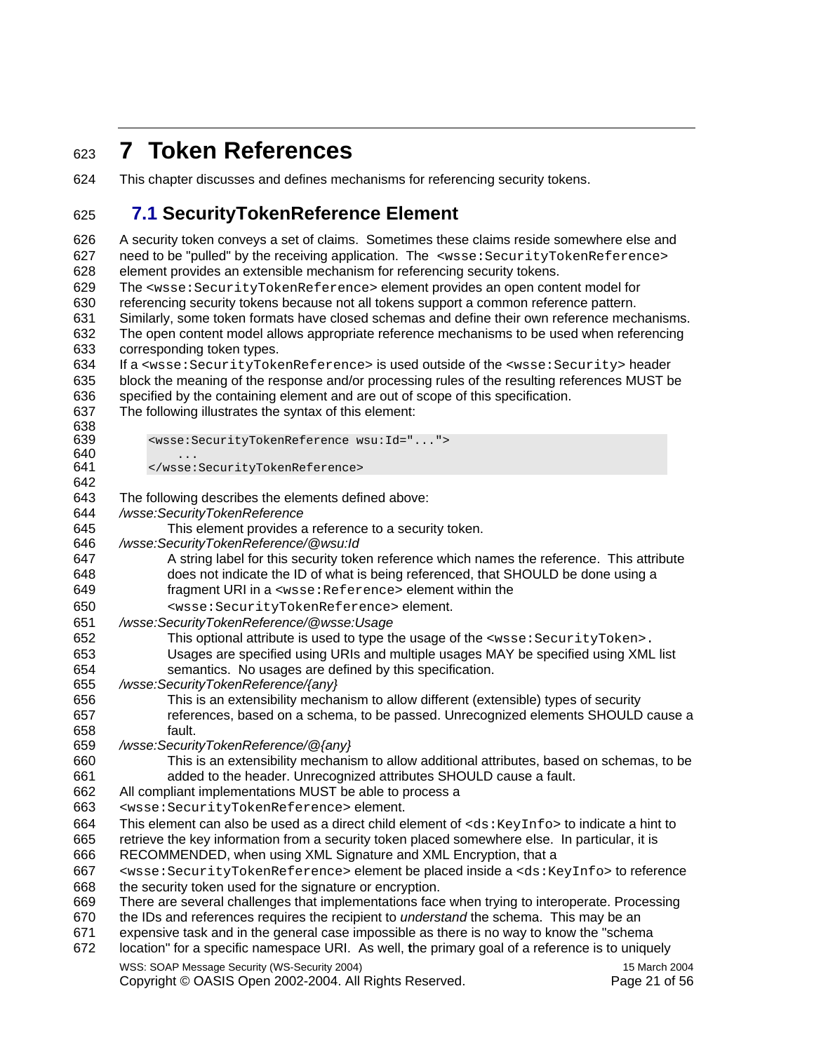# 7 Token References

This chapter discusses and defines mechanisms for referencing security tokens.

## 7.1 SecurityTokenReference Element

A security token conveys a set of claims. Sometimes these claims reside somewhere else and need to be "pulled" by the receiving application. The `<wsse:SecurityTokenReference>` element provides an extensible mechanism for referencing security tokens.

The `<wsse:SecurityTokenReference>` element provides an open content model for referencing security tokens because not all tokens support a common reference pattern. Similarly, some token formats have closed schemas and define their own reference mechanisms. The open content model allows appropriate reference mechanisms to be used when referencing corresponding token types.

If a `<wsse:SecurityTokenReference>` is used outside of the `<wsse:Security>` header block the meaning of the response and/or processing rules of the resulting references MUST be specified by the containing element and are out of scope of this specification.

The following illustrates the syntax of this element:

```
<wsse:SecurityTokenReference wsu:Id="...">
    ...
</wsse:SecurityTokenReference>
```

The following describes the elements defined above:

*/wsse:SecurityTokenReference*

This element provides a reference to a security token.

*/wsse:SecurityTokenReference/@wsu:Id*

A string label for this security token reference which names the reference. This attribute does not indicate the ID of what is being referenced, that SHOULD be done using a fragment URI in a `<wsse:Reference>` element within the `<wsse:SecurityTokenReference>` element.

*/wsse:SecurityTokenReference/@wsse:Usage*

This optional attribute is used to type the usage of the `<wsse:SecurityToken>.` Usages are specified using URIs and multiple usages MAY be specified using XML list semantics. No usages are defined by this specification.

*/wsse:SecurityTokenReference/{any}*

This is an extensibility mechanism to allow different (extensible) types of security references, based on a schema, to be passed. Unrecognized elements SHOULD cause a fault.

*/wsse:SecurityTokenReference/@{any}*

This is an extensibility mechanism to allow additional attributes, based on schemas, to be added to the header. Unrecognized attributes SHOULD cause a fault.

All compliant implementations MUST be able to process a `<wsse:SecurityTokenReference>` element.

This element can also be used as a direct child element of `<ds:KeyInfo>` to indicate a hint to retrieve the key information from a security token placed somewhere else. In particular, it is RECOMMENDED, when using XML Signature and XML Encryption, that a `<wsse:SecurityTokenReference>` element be placed inside a `<ds:KeyInfo>` to reference the security token used for the signature or encryption.

There are several challenges that implementations face when trying to interoperate. Processing the IDs and references requires the recipient to *understand* the schema. This may be an expensive task and in the general case impossible as there is no way to know the "schema location" for a specific namespace URI. As well, **t**he primary goal of a reference is to uniquely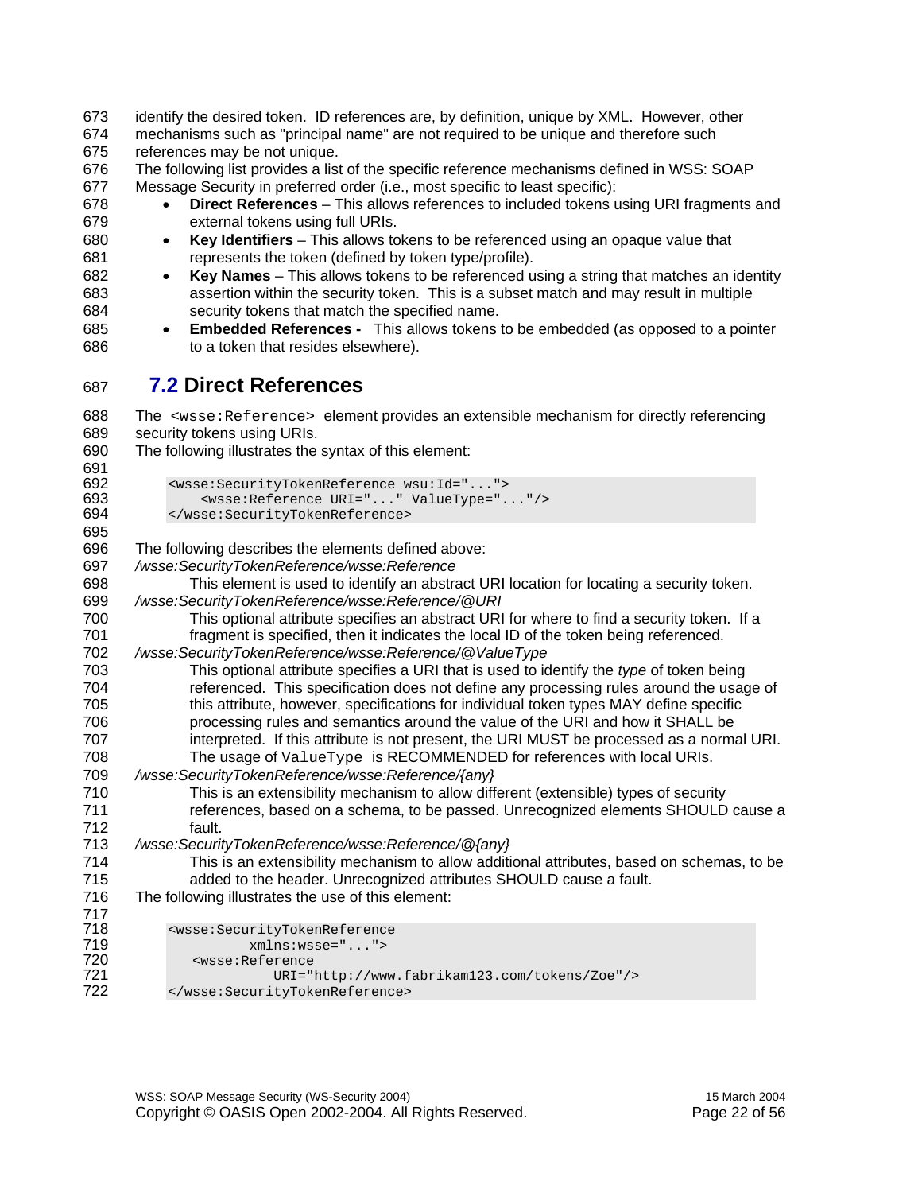identify the desired token. ID references are, by definition, unique by XML. However, other mechanisms such as "principal name" are not required to be unique and therefore such references may be not unique.

The following list provides a list of the specific reference mechanisms defined in WSS: SOAP Message Security in preferred order (i.e., most specific to least specific):

- **Direct References** – This allows references to included tokens using URI fragments and external tokens using full URIs.
- **Key Identifiers** – This allows tokens to be referenced using an opaque value that represents the token (defined by token type/profile).
- **Key Names** – This allows tokens to be referenced using a string that matches an identity assertion within the security token. This is a subset match and may result in multiple security tokens that match the specified name.
- **Embedded References -** This allows tokens to be embedded (as opposed to a pointer to a token that resides elsewhere).

## 7.2 Direct References

The `<wsse:Reference>` element provides an extensible mechanism for directly referencing security tokens using URIs.

The following illustrates the syntax of this element:

```
<wsse:SecurityTokenReference wsu:Id="...">
    <wsse:Reference URI="..." ValueType="..."/>
</wsse:SecurityTokenReference>
```

The following describes the elements defined above:

*/wsse:SecurityTokenReference/wsse:Reference*

This element is used to identify an abstract URI location for locating a security token.

*/wsse:SecurityTokenReference/wsse:Reference/@URI*

This optional attribute specifies an abstract URI for where to find a security token. If a fragment is specified, then it indicates the local ID of the token being referenced.

*/wsse:SecurityTokenReference/wsse:Reference/@ValueType*

This optional attribute specifies a URI that is used to identify the *type* of token being referenced. This specification does not define any processing rules around the usage of this attribute, however, specifications for individual token types MAY define specific processing rules and semantics around the value of the URI and how it SHALL be interpreted. If this attribute is not present, the URI MUST be processed as a normal URI. The usage of `ValueType` is RECOMMENDED for references with local URIs.

*/wsse:SecurityTokenReference/wsse:Reference/{any}*

This is an extensibility mechanism to allow different (extensible) types of security references, based on a schema, to be passed. Unrecognized elements SHOULD cause a fault.

*/wsse:SecurityTokenReference/wsse:Reference/@{any}*

This is an extensibility mechanism to allow additional attributes, based on schemas, to be added to the header. Unrecognized attributes SHOULD cause a fault.

The following illustrates the use of this element:

```
<wsse:SecurityTokenReference
          xmlns:wsse="...">
   <wsse:Reference
             URI="http://www.fabrikam123.com/tokens/Zoe"/>
</wsse:SecurityTokenReference>
```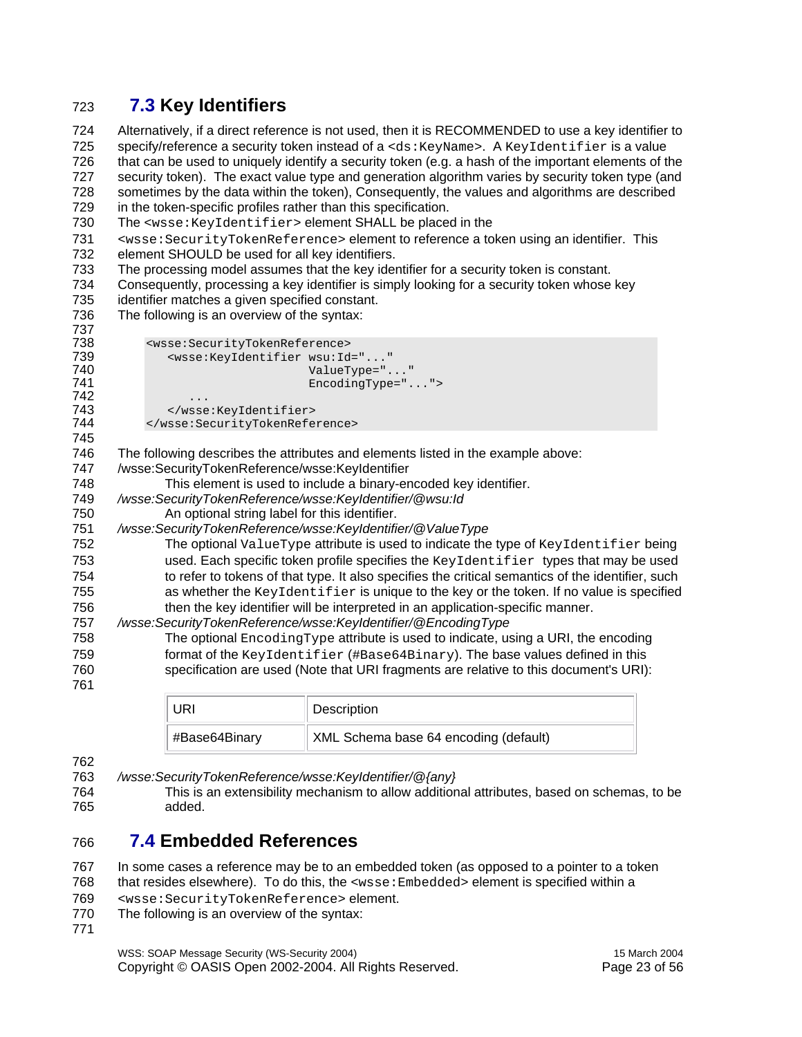## 7.3 Key Identifiers

Alternatively, if a direct reference is not used, then it is RECOMMENDED to use a key identifier to specify/reference a security token instead of a `<ds:KeyName>`. A `KeyIdentifier` is a value that can be used to uniquely identify a security token (e.g. a hash of the important elements of the security token). The exact value type and generation algorithm varies by security token type (and sometimes by the data within the token), Consequently, the values and algorithms are described in the token-specific profiles rather than this specification.

The `<wsse:KeyIdentifier>` element SHALL be placed in the `<wsse:SecurityTokenReference>` element to reference a token using an identifier. This element SHOULD be used for all key identifiers.

The processing model assumes that the key identifier for a security token is constant. Consequently, processing a key identifier is simply looking for a security token whose key identifier matches a given specified constant.

The following is an overview of the syntax:

```
<wsse:SecurityTokenReference>
   <wsse:KeyIdentifier wsu:Id="..."
                       ValueType="..."
                       EncodingType="...">
      ...
   </wsse:KeyIdentifier>
</wsse:SecurityTokenReference>
```

The following describes the attributes and elements listed in the example above:

/wsse:SecurityTokenReference/wsse:KeyIdentifier

This element is used to include a binary-encoded key identifier.

*/wsse:SecurityTokenReference/wsse:KeyIdentifier/@wsu:Id*

An optional string label for this identifier.

*/wsse:SecurityTokenReference/wsse:KeyIdentifier/@ValueType*

The optional `ValueType` attribute is used to indicate the type of `KeyIdentifier` being used. Each specific token profile specifies the `KeyIdentifier` types that may be used to refer to tokens of that type. It also specifies the critical semantics of the identifier, such as whether the `KeyIdentifier` is unique to the key or the token. If no value is specified then the key identifier will be interpreted in an application-specific manner.

*/wsse:SecurityTokenReference/wsse:KeyIdentifier/@EncodingType*

The optional `EncodingType` attribute is used to indicate, using a URI, the encoding format of the `KeyIdentifier` (`#Base64Binary`). The base values defined in this specification are used (Note that URI fragments are relative to this document's URI):

| URI | Description |
|---|---|
| #Base64Binary | XML Schema base 64 encoding (default) |

*/wsse:SecurityTokenReference/wsse:KeyIdentifier/@{any}*

This is an extensibility mechanism to allow additional attributes, based on schemas, to be added.

## 7.4 Embedded References

In some cases a reference may be to an embedded token (as opposed to a pointer to a token that resides elsewhere). To do this, the `<wsse:Embedded>` element is specified within a `<wsse:SecurityTokenReference>` element.

The following is an overview of the syntax: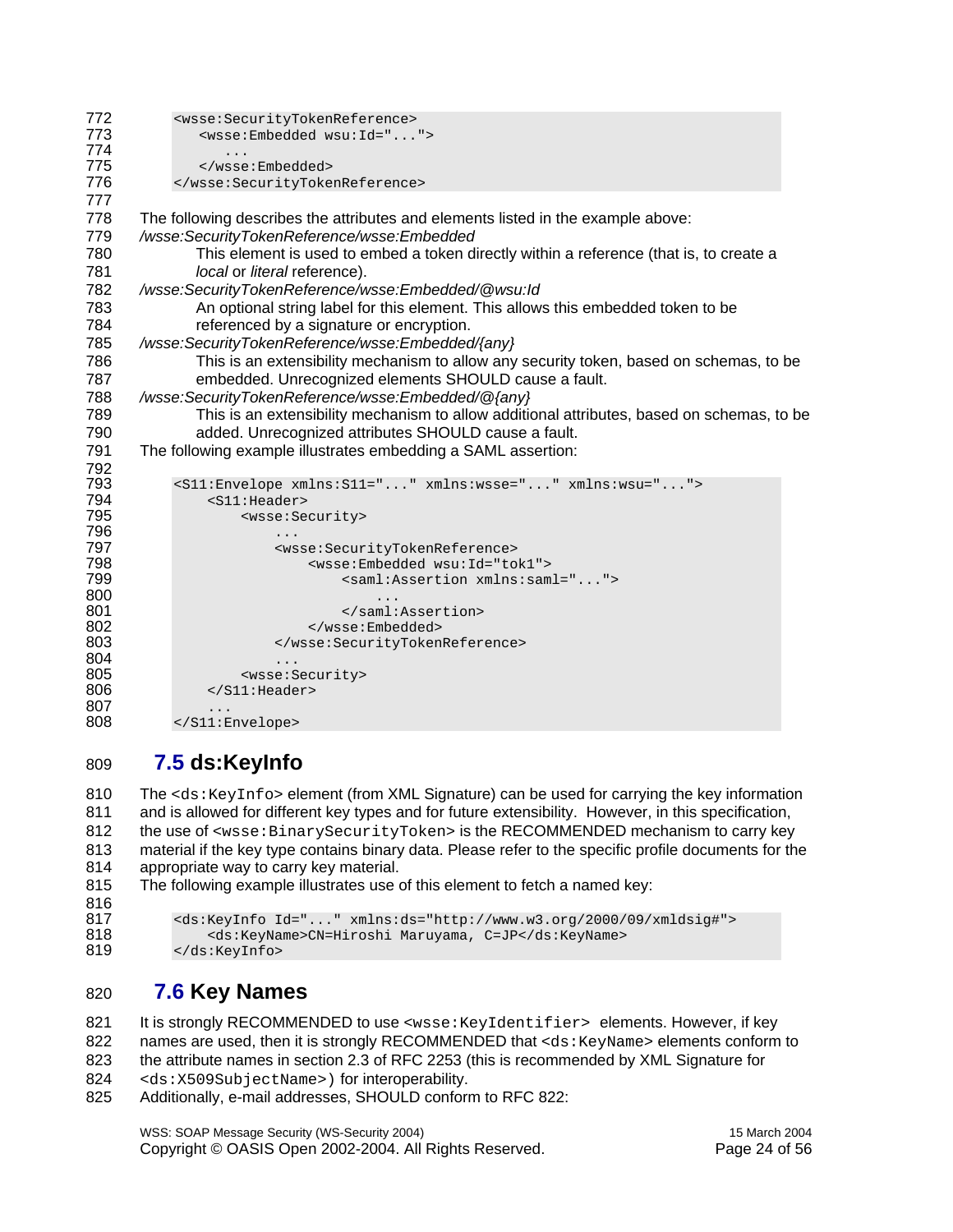```
<wsse:SecurityTokenReference>
   <wsse:Embedded wsu:Id="...">
      ...
   </wsse:Embedded>
</wsse:SecurityTokenReference>
```

The following describes the attributes and elements listed in the example above:

*/wsse:SecurityTokenReference/wsse:Embedded*

This element is used to embed a token directly within a reference (that is, to create a *local* or *literal* reference).

*/wsse:SecurityTokenReference/wsse:Embedded/@wsu:Id*

An optional string label for this element. This allows this embedded token to be referenced by a signature or encryption.

*/wsse:SecurityTokenReference/wsse:Embedded/{any}*

This is an extensibility mechanism to allow any security token, based on schemas, to be embedded. Unrecognized elements SHOULD cause a fault.

*/wsse:SecurityTokenReference/wsse:Embedded/@{any}*

This is an extensibility mechanism to allow additional attributes, based on schemas, to be added. Unrecognized attributes SHOULD cause a fault.

The following example illustrates embedding a SAML assertion:

```
<S11:Envelope xmlns:S11="..." xmlns:wsse="..." xmlns:wsu="...">
    <S11:Header>
        <wsse:Security>
            ...
            <wsse:SecurityTokenReference>
                <wsse:Embedded wsu:Id="tok1">
                    <saml:Assertion xmlns:saml="...">
                        ...
                    </saml:Assertion>
                </wsse:Embedded>
            </wsse:SecurityTokenReference>
            ...
        <wsse:Security>
    </S11:Header>
    ...
</S11:Envelope>
```

## 7.5 ds:KeyInfo

The `<ds:KeyInfo>` element (from XML Signature) can be used for carrying the key information and is allowed for different key types and for future extensibility. However, in this specification, the use of `<wsse:BinarySecurityToken>` is the RECOMMENDED mechanism to carry key material if the key type contains binary data. Please refer to the specific profile documents for the appropriate way to carry key material.

The following example illustrates use of this element to fetch a named key:

```
<ds:KeyInfo Id="..." xmlns:ds="http://www.w3.org/2000/09/xmldsig#">
    <ds:KeyName>CN=Hiroshi Maruyama, C=JP</ds:KeyName>
</ds:KeyInfo>
```

## 7.6 Key Names

It is strongly RECOMMENDED to use `<wsse:KeyIdentifier>` elements. However, if key names are used, then it is strongly RECOMMENDED that `<ds:KeyName>` elements conform to the attribute names in section 2.3 of RFC 2253 (this is recommended by XML Signature for `<ds:X509SubjectName>`) for interoperability.

Additionally, e-mail addresses, SHOULD conform to RFC 822: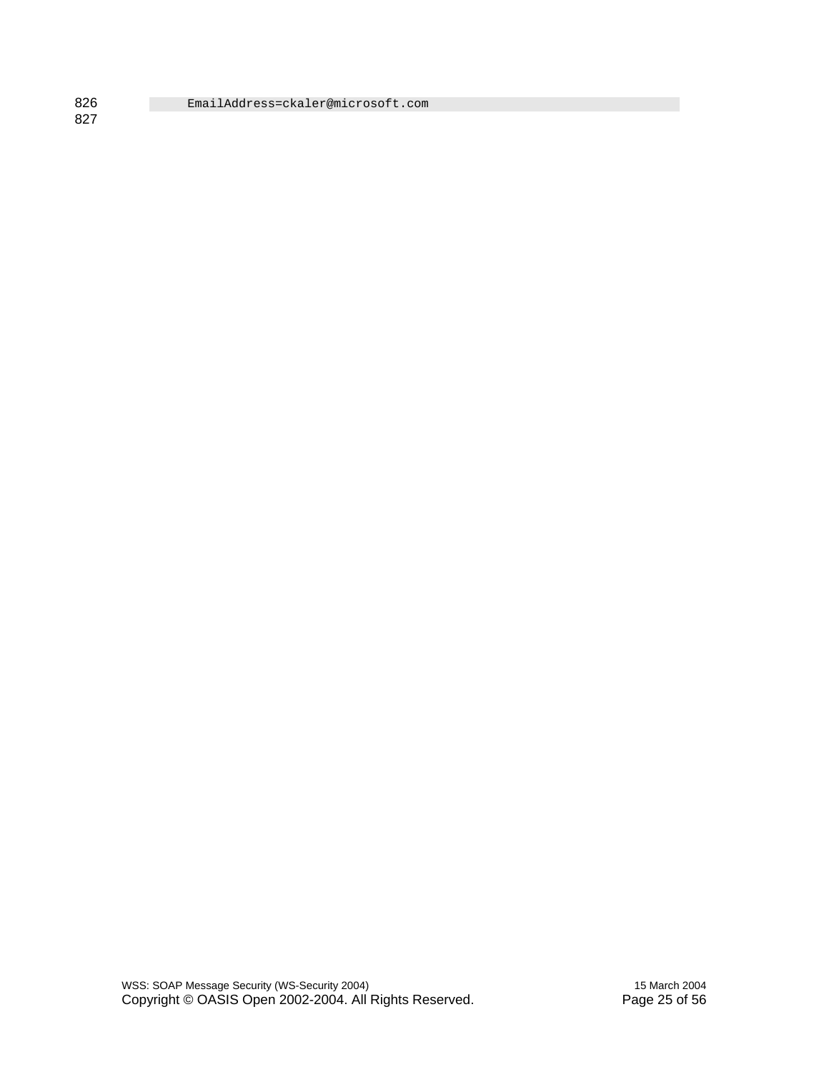```
    EmailAddress=ckaler@microsoft.com
```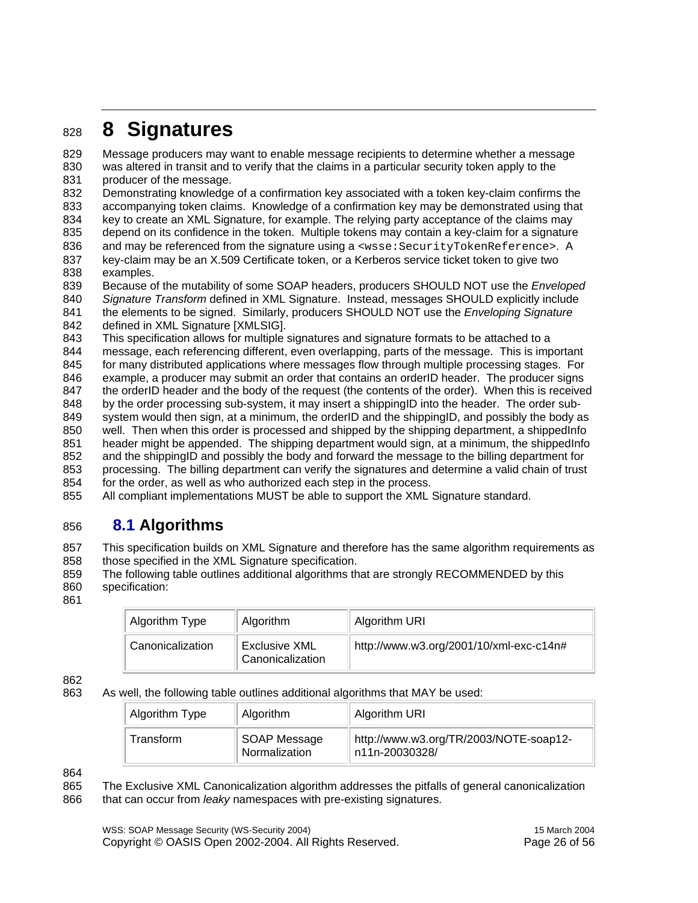# 8 Signatures

Message producers may want to enable message recipients to determine whether a message was altered in transit and to verify that the claims in a particular security token apply to the producer of the message.

Demonstrating knowledge of a confirmation key associated with a token key-claim confirms the accompanying token claims. Knowledge of a confirmation key may be demonstrated using that key to create an XML Signature, for example. The relying party acceptance of the claims may depend on its confidence in the token. Multiple tokens may contain a key-claim for a signature and may be referenced from the signature using a `<wsse:SecurityTokenReference>`. A key-claim may be an X.509 Certificate token, or a Kerberos service ticket token to give two examples.

Because of the mutability of some SOAP headers, producers SHOULD NOT use the *Enveloped Signature Transform* defined in XML Signature. Instead, messages SHOULD explicitly include the elements to be signed. Similarly, producers SHOULD NOT use the *Enveloping Signature* defined in XML Signature [XMLSIG].

This specification allows for multiple signatures and signature formats to be attached to a message, each referencing different, even overlapping, parts of the message. This is important for many distributed applications where messages flow through multiple processing stages. For example, a producer may submit an order that contains an orderID header. The producer signs the orderID header and the body of the request (the contents of the order). When this is received by the order processing sub-system, it may insert a shippingID into the header. The order sub-system would then sign, at a minimum, the orderID and the shippingID, and possibly the body as well. Then when this order is processed and shipped by the shipping department, a shippedInfo header might be appended. The shipping department would sign, at a minimum, the shippedInfo and the shippingID and possibly the body and forward the message to the billing department for processing. The billing department can verify the signatures and determine a valid chain of trust for the order, as well as who authorized each step in the process.

All compliant implementations MUST be able to support the XML Signature standard.

## 8.1 Algorithms

This specification builds on XML Signature and therefore has the same algorithm requirements as those specified in the XML Signature specification.

The following table outlines additional algorithms that are strongly RECOMMENDED by this specification:

| Algorithm Type | Algorithm | Algorithm URI |
|---|---|---|
| Canonicalization | Exclusive XML Canonicalization | http://www.w3.org/2001/10/xml-exc-c14n# |

As well, the following table outlines additional algorithms that MAY be used:

| Algorithm Type | Algorithm | Algorithm URI |
|---|---|---|
| Transform | SOAP Message Normalization | http://www.w3.org/TR/2003/NOTE-soap12-n11n-20030328/ |

The Exclusive XML Canonicalization algorithm addresses the pitfalls of general canonicalization that can occur from *leaky* namespaces with pre-existing signatures.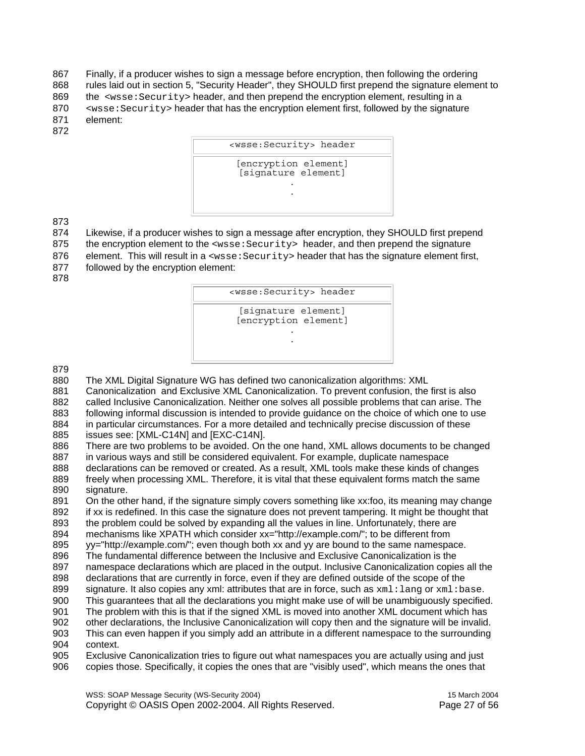Finally, if a producer wishes to sign a message before encryption, then following the ordering rules laid out in section 5, "Security Header", they SHOULD first prepend the signature element to the `<wsse:Security>` header, and then prepend the encryption element, resulting in a `<wsse:Security>` header that has the encryption element first, followed by the signature element:

| <wsse:Security> header |
| --- |
| [encryption element]<br>[signature element]<br>.<br>. |

Likewise, if a producer wishes to sign a message after encryption, they SHOULD first prepend the encryption element to the `<wsse:Security>` header, and then prepend the signature element. This will result in a `<wsse:Security>` header that has the signature element first, followed by the encryption element:

| <wsse:Security> header |
| --- |
| [signature element]<br>[encryption element]<br>.<br>. |

The XML Digital Signature WG has defined two canonicalization algorithms: XML Canonicalization and Exclusive XML Canonicalization. To prevent confusion, the first is also called Inclusive Canonicalization. Neither one solves all possible problems that can arise. The following informal discussion is intended to provide guidance on the choice of which one to use in particular circumstances. For a more detailed and technically precise discussion of these issues see: [XML-C14N] and [EXC-C14N].

There are two problems to be avoided. On the one hand, XML allows documents to be changed in various ways and still be considered equivalent. For example, duplicate namespace declarations can be removed or created. As a result, XML tools make these kinds of changes freely when processing XML. Therefore, it is vital that these equivalent forms match the same signature.

On the other hand, if the signature simply covers something like xx:foo, its meaning may change if xx is redefined. In this case the signature does not prevent tampering. It might be thought that the problem could be solved by expanding all the values in line. Unfortunately, there are mechanisms like XPATH which consider xx="http://example.com/"; to be different from yy="http://example.com/"; even though both xx and yy are bound to the same namespace.

The fundamental difference between the Inclusive and Exclusive Canonicalization is the namespace declarations which are placed in the output. Inclusive Canonicalization copies all the declarations that are currently in force, even if they are defined outside of the scope of the signature. It also copies any xml: attributes that are in force, such as `xml:lang` or `xml:base`. This guarantees that all the declarations you might make use of will be unambiguously specified. The problem with this is that if the signed XML is moved into another XML document which has other declarations, the Inclusive Canonicalization will copy then and the signature will be invalid. This can even happen if you simply add an attribute in a different namespace to the surrounding context.

Exclusive Canonicalization tries to figure out what namespaces you are actually using and just copies those. Specifically, it copies the ones that are "visibly used", which means the ones that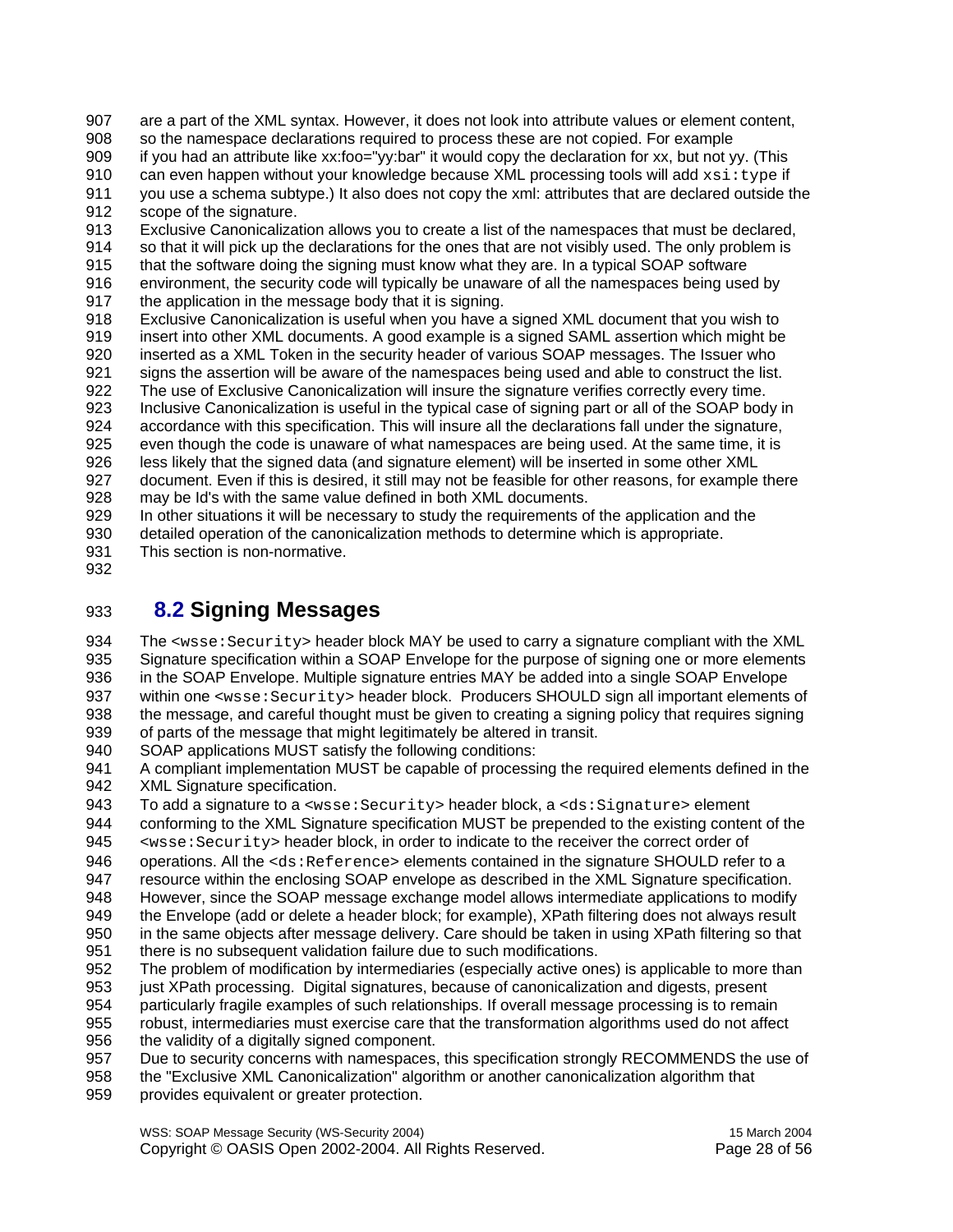are a part of the XML syntax. However, it does not look into attribute values or element content, so the namespace declarations required to process these are not copied. For example if you had an attribute like xx:foo="yy:bar" it would copy the declaration for xx, but not yy. (This can even happen without your knowledge because XML processing tools will add `xsi:type` if you use a schema subtype.) It also does not copy the xml: attributes that are declared outside the scope of the signature.

Exclusive Canonicalization allows you to create a list of the namespaces that must be declared, so that it will pick up the declarations for the ones that are not visibly used. The only problem is that the software doing the signing must know what they are. In a typical SOAP software environment, the security code will typically be unaware of all the namespaces being used by the application in the message body that it is signing.

Exclusive Canonicalization is useful when you have a signed XML document that you wish to insert into other XML documents. A good example is a signed SAML assertion which might be inserted as a XML Token in the security header of various SOAP messages. The Issuer who signs the assertion will be aware of the namespaces being used and able to construct the list. The use of Exclusive Canonicalization will insure the signature verifies correctly every time.

Inclusive Canonicalization is useful in the typical case of signing part or all of the SOAP body in accordance with this specification. This will insure all the declarations fall under the signature, even though the code is unaware of what namespaces are being used. At the same time, it is less likely that the signed data (and signature element) will be inserted in some other XML document. Even if this is desired, it still may not be feasible for other reasons, for example there may be Id's with the same value defined in both XML documents.

In other situations it will be necessary to study the requirements of the application and the detailed operation of the canonicalization methods to determine which is appropriate.

This section is non-normative.

## 8.2 Signing Messages

The `<wsse:Security>` header block MAY be used to carry a signature compliant with the XML Signature specification within a SOAP Envelope for the purpose of signing one or more elements in the SOAP Envelope. Multiple signature entries MAY be added into a single SOAP Envelope within one `<wsse:Security>` header block. Producers SHOULD sign all important elements of the message, and careful thought must be given to creating a signing policy that requires signing of parts of the message that might legitimately be altered in transit.

SOAP applications MUST satisfy the following conditions:

A compliant implementation MUST be capable of processing the required elements defined in the XML Signature specification.

To add a signature to a `<wsse:Security>` header block, a `<ds:Signature>` element conforming to the XML Signature specification MUST be prepended to the existing content of the `<wsse:Security>` header block, in order to indicate to the receiver the correct order of operations. All the `<ds:Reference>` elements contained in the signature SHOULD refer to a resource within the enclosing SOAP envelope as described in the XML Signature specification. However, since the SOAP message exchange model allows intermediate applications to modify the Envelope (add or delete a header block; for example), XPath filtering does not always result in the same objects after message delivery. Care should be taken in using XPath filtering so that there is no subsequent validation failure due to such modifications.

The problem of modification by intermediaries (especially active ones) is applicable to more than just XPath processing. Digital signatures, because of canonicalization and digests, present particularly fragile examples of such relationships. If overall message processing is to remain robust, intermediaries must exercise care that the transformation algorithms used do not affect the validity of a digitally signed component.

Due to security concerns with namespaces, this specification strongly RECOMMENDS the use of the "Exclusive XML Canonicalization" algorithm or another canonicalization algorithm that provides equivalent or greater protection.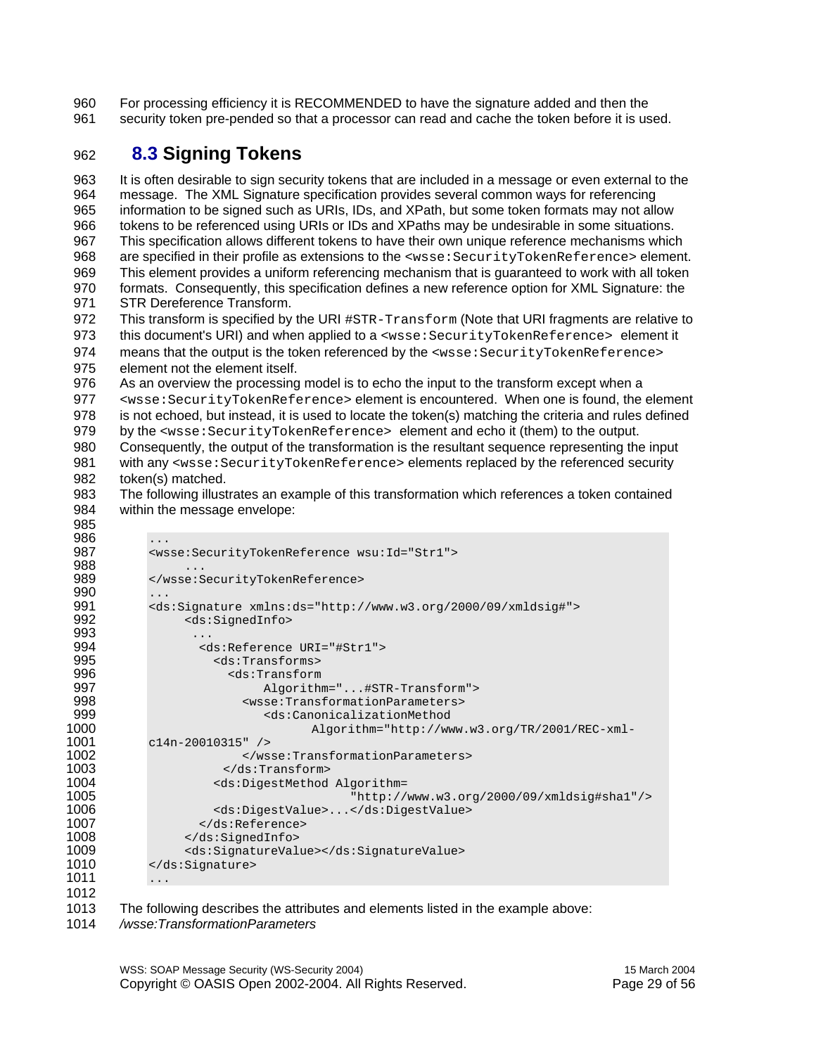For processing efficiency it is RECOMMENDED to have the signature added and then the security token pre-pended so that a processor can read and cache the token before it is used.

## 8.3 Signing Tokens

It is often desirable to sign security tokens that are included in a message or even external to the message. The XML Signature specification provides several common ways for referencing information to be signed such as URIs, IDs, and XPath, but some token formats may not allow tokens to be referenced using URIs or IDs and XPaths may be undesirable in some situations. This specification allows different tokens to have their own unique reference mechanisms which are specified in their profile as extensions to the `<wsse:SecurityTokenReference>` element. This element provides a uniform referencing mechanism that is guaranteed to work with all token formats. Consequently, this specification defines a new reference option for XML Signature: the STR Dereference Transform.

This transform is specified by the URI `#STR-Transform` (Note that URI fragments are relative to this document's URI) and when applied to a `<wsse:SecurityTokenReference>` element it means that the output is the token referenced by the `<wsse:SecurityTokenReference>` element not the element itself.

As an overview the processing model is to echo the input to the transform except when a `<wsse:SecurityTokenReference>` element is encountered. When one is found, the element is not echoed, but instead, it is used to locate the token(s) matching the criteria and rules defined by the `<wsse:SecurityTokenReference>` element and echo it (them) to the output. Consequently, the output of the transformation is the resultant sequence representing the input with any `<wsse:SecurityTokenReference>` elements replaced by the referenced security token(s) matched.

The following illustrates an example of this transformation which references a token contained within the message envelope:

```
...
<wsse:SecurityTokenReference wsu:Id="Str1">
     ...
</wsse:SecurityTokenReference>
...
<ds:Signature xmlns:ds="http://www.w3.org/2000/09/xmldsig#">
     <ds:SignedInfo>
      ...
       <ds:Reference URI="#Str1">
         <ds:Transforms>
           <ds:Transform
                Algorithm="...#STR-Transform">
             <wsse:TransformationParameters>
                <ds:CanonicalizationMethod
                       Algorithm="http://www.w3.org/TR/2001/REC-xml-
c14n-20010315" />
             </wsse:TransformationParameters>
          </ds:Transform>
         <ds:DigestMethod Algorithm=
                           "http://www.w3.org/2000/09/xmldsig#sha1"/>
         <ds:DigestValue>...</ds:DigestValue>
       </ds:Reference>
     </ds:SignedInfo>
     <ds:SignatureValue></ds:SignatureValue>
</ds:Signature>
...
```

The following describes the attributes and elements listed in the example above:

*/wsse:TransformationParameters*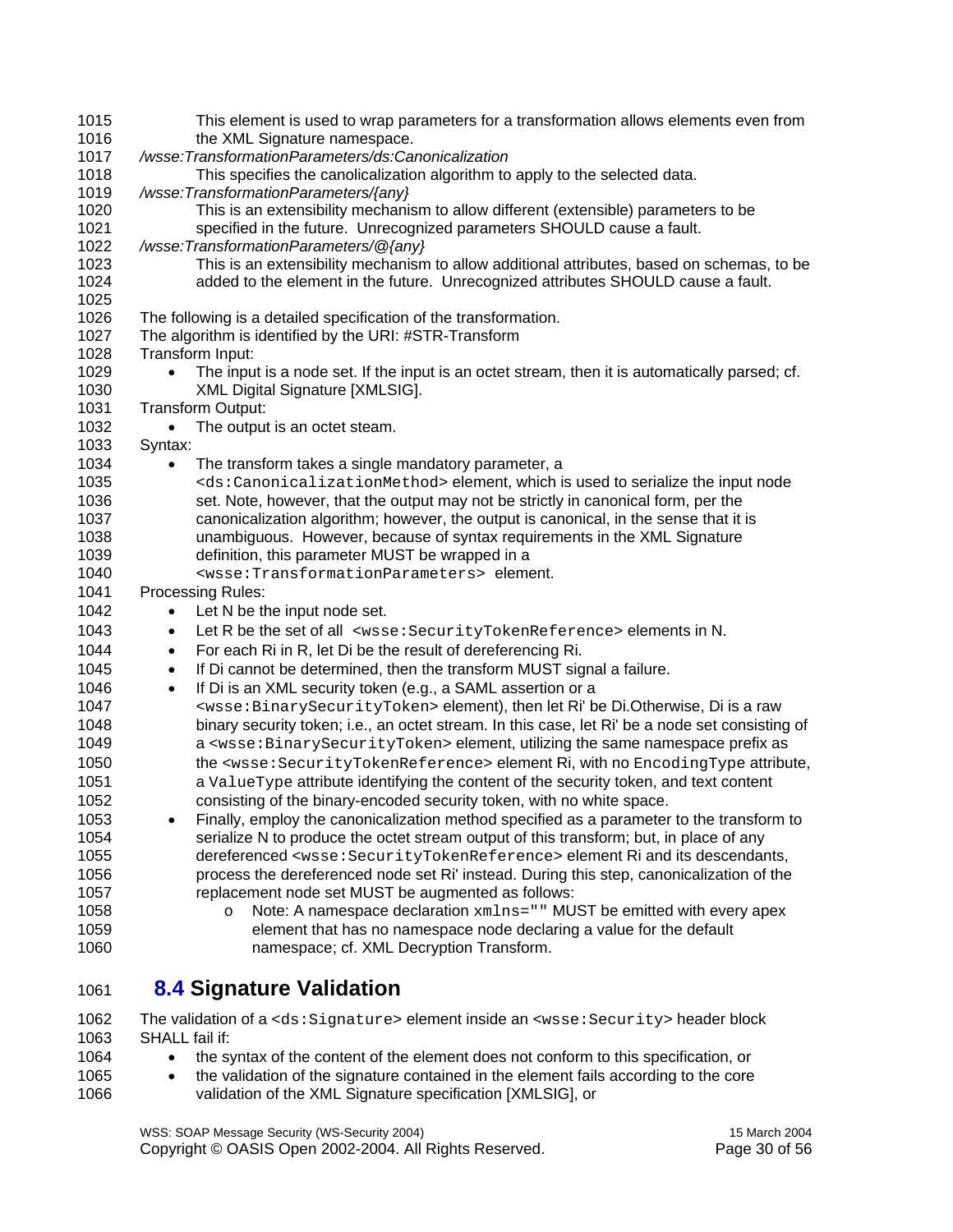This element is used to wrap parameters for a transformation allows elements even from the XML Signature namespace.

*/wsse:TransformationParameters/ds:Canonicalization*

This specifies the canolicalization algorithm to apply to the selected data.

*/wsse:TransformationParameters/{any}*

This is an extensibility mechanism to allow different (extensible) parameters to be specified in the future. Unrecognized parameters SHOULD cause a fault.

*/wsse:TransformationParameters/@{any}*

This is an extensibility mechanism to allow additional attributes, based on schemas, to be added to the element in the future. Unrecognized attributes SHOULD cause a fault.

The following is a detailed specification of the transformation.
The algorithm is identified by the URI: #STR-Transform

Transform Input:

- The input is a node set. If the input is an octet stream, then it is automatically parsed; cf. XML Digital Signature [XMLSIG].

Transform Output:

- The output is an octet steam.

Syntax:

- The transform takes a single mandatory parameter, a `<ds:CanonicalizationMethod>` element, which is used to serialize the input node set. Note, however, that the output may not be strictly in canonical form, per the canonicalization algorithm; however, the output is canonical, in the sense that it is unambiguous. However, because of syntax requirements in the XML Signature definition, this parameter MUST be wrapped in a `<wsse:TransformationParameters>` element.

Processing Rules:

- Let N be the input node set.
- Let R be the set of all `<wsse:SecurityTokenReference>` elements in N.
- For each Ri in R, let Di be the result of dereferencing Ri.
- If Di cannot be determined, then the transform MUST signal a failure.
- If Di is an XML security token (e.g., a SAML assertion or a `<wsse:BinarySecurityToken>` element), then let Ri' be Di.Otherwise, Di is a raw binary security token; i.e., an octet stream. In this case, let Ri' be a node set consisting of a `<wsse:BinarySecurityToken>` element, utilizing the same namespace prefix as the `<wsse:SecurityTokenReference>` element Ri, with no `EncodingType` attribute, a `ValueType` attribute identifying the content of the security token, and text content consisting of the binary-encoded security token, with no white space.
- Finally, employ the canonicalization method specified as a parameter to the transform to serialize N to produce the octet stream output of this transform; but, in place of any dereferenced `<wsse:SecurityTokenReference>` element Ri and its descendants, process the dereferenced node set Ri' instead. During this step, canonicalization of the replacement node set MUST be augmented as follows:
    - Note: A namespace declaration `xmlns=""` MUST be emitted with every apex element that has no namespace node declaring a value for the default namespace; cf. XML Decryption Transform.

## 8.4 Signature Validation

The validation of a `<ds:Signature>` element inside an `<wsse:Security>` header block SHALL fail if:

- the syntax of the content of the element does not conform to this specification, or
- the validation of the signature contained in the element fails according to the core validation of the XML Signature specification [XMLSIG], or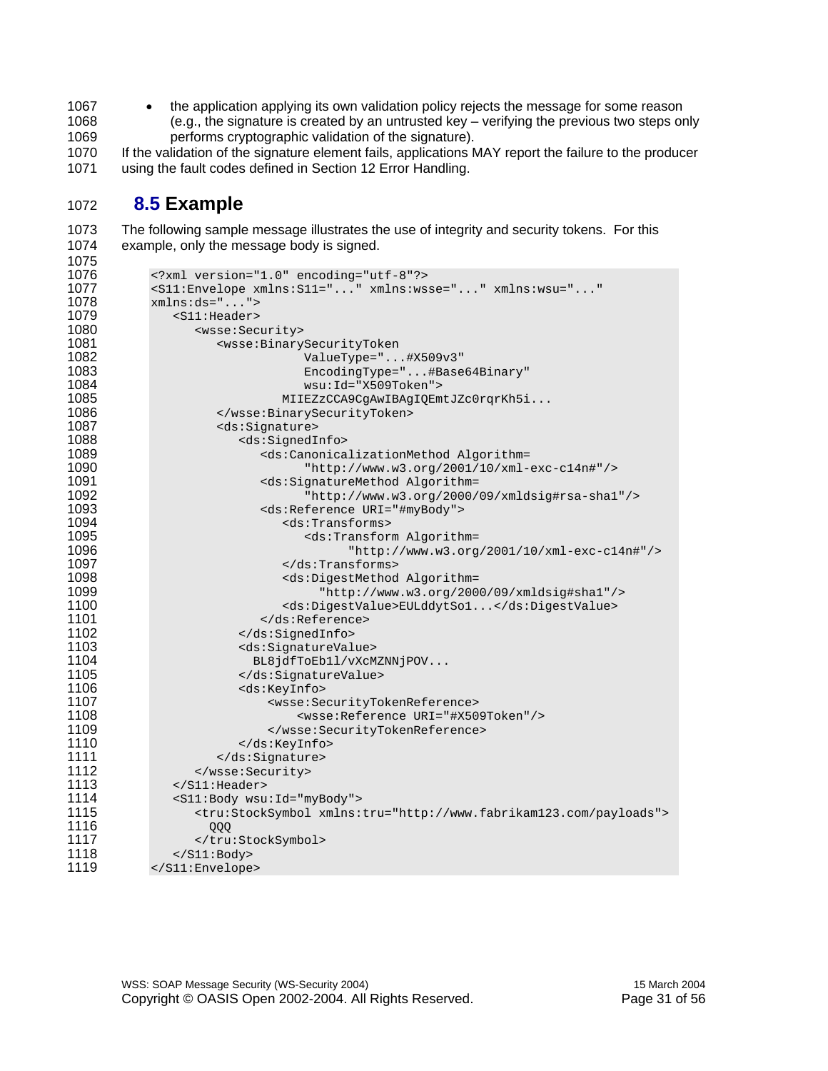- the application applying its own validation policy rejects the message for some reason (e.g., the signature is created by an untrusted key – verifying the previous two steps only performs cryptographic validation of the signature).

If the validation of the signature element fails, applications MAY report the failure to the producer using the fault codes defined in Section 12 Error Handling.

## 8.5 Example

The following sample message illustrates the use of integrity and security tokens. For this example, only the message body is signed.

```
<?xml version="1.0" encoding="utf-8"?>
<S11:Envelope xmlns:S11="..." xmlns:wsse="..." xmlns:wsu="..."
xmlns:ds="...">
   <S11:Header>
      <wsse:Security>
         <wsse:BinarySecurityToken
                     ValueType="...#X509v3"
                     EncodingType="...#Base64Binary"
                     wsu:Id="X509Token">
                  MIIEZzCCA9CgAwIBAgIQEmtJZc0rqrKh5i...
         </wsse:BinarySecurityToken>
         <ds:Signature>
            <ds:SignedInfo>
               <ds:CanonicalizationMethod Algorithm=
                     "http://www.w3.org/2001/10/xml-exc-c14n#"/>
               <ds:SignatureMethod Algorithm=
                     "http://www.w3.org/2000/09/xmldsig#rsa-sha1"/>
               <ds:Reference URI="#myBody">
                  <ds:Transforms>
                     <ds:Transform Algorithm=
                           "http://www.w3.org/2001/10/xml-exc-c14n#"/>
                  </ds:Transforms>
                  <ds:DigestMethod Algorithm=
                       "http://www.w3.org/2000/09/xmldsig#sha1"/>
                  <ds:DigestValue>EULddytSo1...</ds:DigestValue>
               </ds:Reference>
            </ds:SignedInfo>
            <ds:SignatureValue>
              BL8jdfToEb1l/vXcMZNNjPOV...
            </ds:SignatureValue>
            <ds:KeyInfo>
                <wsse:SecurityTokenReference>
                    <wsse:Reference URI="#X509Token"/>
                </wsse:SecurityTokenReference>
            </ds:KeyInfo>
         </ds:Signature>
      </wsse:Security>
   </S11:Header>
   <S11:Body wsu:Id="myBody">
      <tru:StockSymbol xmlns:tru="http://www.fabrikam123.com/payloads">
        QQQ
      </tru:StockSymbol>
   </S11:Body>
</S11:Envelope>
```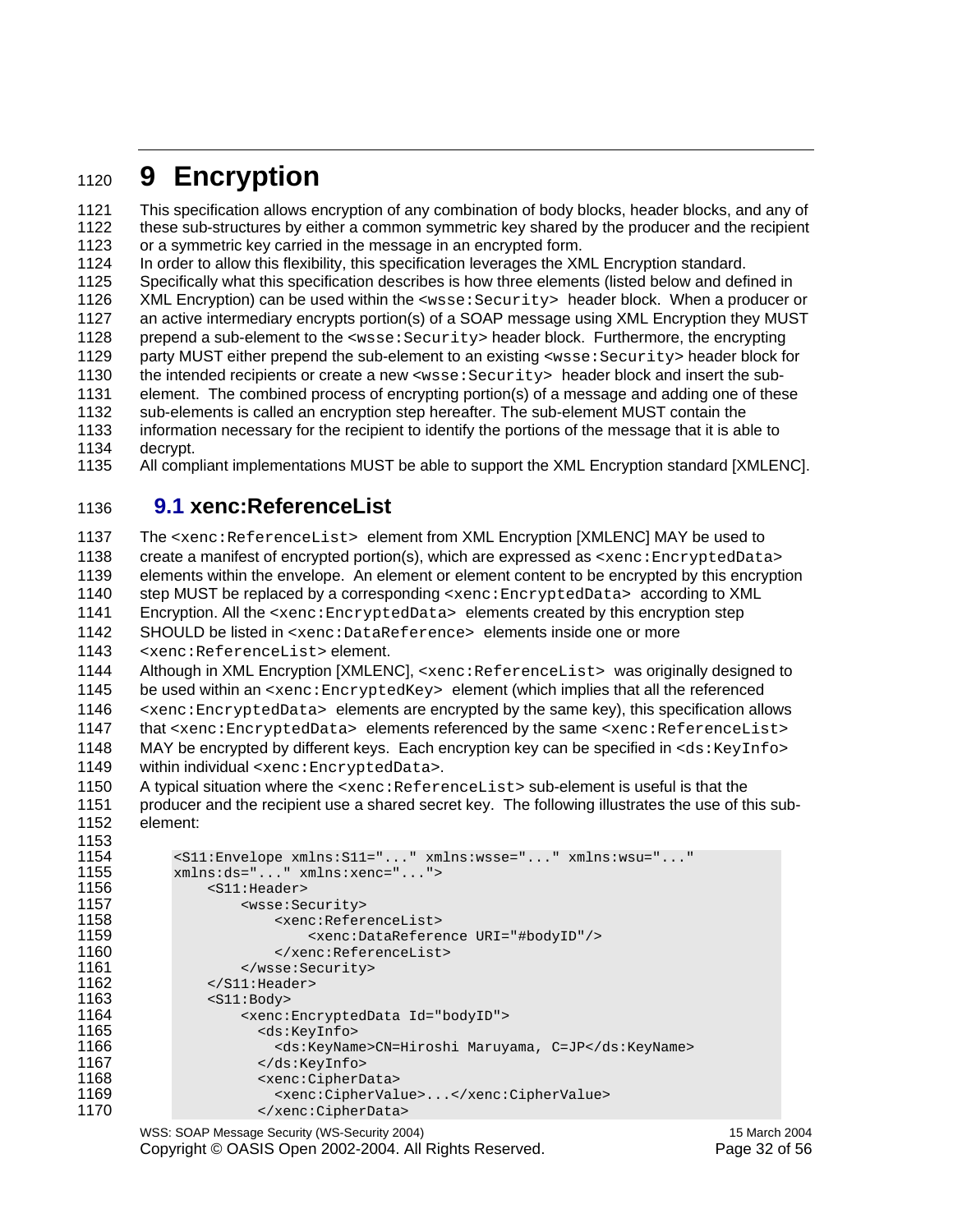# 9 Encryption

This specification allows encryption of any combination of body blocks, header blocks, and any of these sub-structures by either a common symmetric key shared by the producer and the recipient or a symmetric key carried in the message in an encrypted form.

In order to allow this flexibility, this specification leverages the XML Encryption standard. Specifically what this specification describes is how three elements (listed below and defined in XML Encryption) can be used within the `<wsse:Security>` header block. When a producer or an active intermediary encrypts portion(s) of a SOAP message using XML Encryption they MUST prepend a sub-element to the `<wsse:Security>` header block. Furthermore, the encrypting party MUST either prepend the sub-element to an existing `<wsse:Security>` header block for the intended recipients or create a new `<wsse:Security>` header block and insert the sub-element. The combined process of encrypting portion(s) of a message and adding one of these sub-elements is called an encryption step hereafter. The sub-element MUST contain the information necessary for the recipient to identify the portions of the message that it is able to decrypt.

All compliant implementations MUST be able to support the XML Encryption standard [XMLENC].

## 9.1 xenc:ReferenceList

The `<xenc:ReferenceList>` element from XML Encryption [XMLENC] MAY be used to create a manifest of encrypted portion(s), which are expressed as `<xenc:EncryptedData>` elements within the envelope. An element or element content to be encrypted by this encryption step MUST be replaced by a corresponding `<xenc:EncryptedData>` according to XML Encryption. All the `<xenc:EncryptedData>` elements created by this encryption step SHOULD be listed in `<xenc:DataReference>` elements inside one or more `<xenc:ReferenceList>` element.

Although in XML Encryption [XMLENC], `<xenc:ReferenceList>` was originally designed to be used within an `<xenc:EncryptedKey>` element (which implies that all the referenced `<xenc:EncryptedData>` elements are encrypted by the same key), this specification allows that `<xenc:EncryptedData>` elements referenced by the same `<xenc:ReferenceList>` MAY be encrypted by different keys. Each encryption key can be specified in `<ds:KeyInfo>` within individual `<xenc:EncryptedData>`.

A typical situation where the `<xenc:ReferenceList>` sub-element is useful is that the producer and the recipient use a shared secret key. The following illustrates the use of this sub-element:

```
<S11:Envelope xmlns:S11="..." xmlns:wsse="..." xmlns:wsu="..."
xmlns:ds="..." xmlns:xenc="...">
    <S11:Header>
        <wsse:Security>
            <xenc:ReferenceList>
                <xenc:DataReference URI="#bodyID"/>
            </xenc:ReferenceList>
        </wsse:Security>
    </S11:Header>
    <S11:Body>
        <xenc:EncryptedData Id="bodyID">
          <ds:KeyInfo>
            <ds:KeyName>CN=Hiroshi Maruyama, C=JP</ds:KeyName>
          </ds:KeyInfo>
          <xenc:CipherData>
            <xenc:CipherValue>...</xenc:CipherValue>
          </xenc:CipherData>
```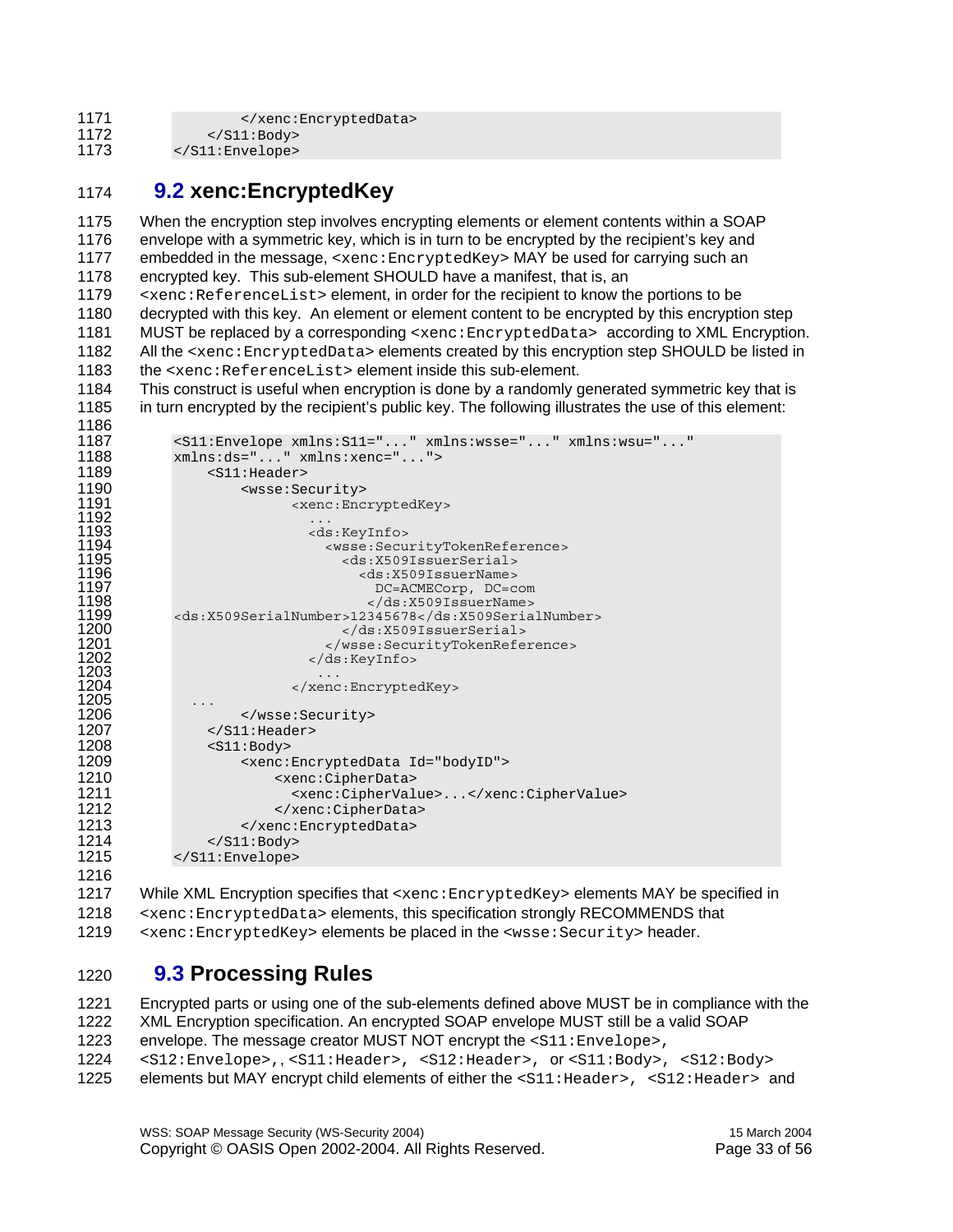```
            </xenc:EncryptedData>
        </S11:Body>
    </S11:Envelope>
```

## 9.2 xenc:EncryptedKey

When the encryption step involves encrypting elements or element contents within a SOAP envelope with a symmetric key, which is in turn to be encrypted by the recipient's key and embedded in the message, `<xenc:EncryptedKey>` MAY be used for carrying such an encrypted key. This sub-element SHOULD have a manifest, that is, an `<xenc:ReferenceList>` element, in order for the recipient to know the portions to be decrypted with this key. An element or element content to be encrypted by this encryption step MUST be replaced by a corresponding `<xenc:EncryptedData>` according to XML Encryption. All the `<xenc:EncryptedData>` elements created by this encryption step SHOULD be listed in the `<xenc:ReferenceList>` element inside this sub-element.

This construct is useful when encryption is done by a randomly generated symmetric key that is in turn encrypted by the recipient's public key. The following illustrates the use of this element:

```
<S11:Envelope xmlns:S11="..." xmlns:wsse="..." xmlns:wsu="..."
xmlns:ds="..." xmlns:xenc="...">
    <S11:Header>
        <wsse:Security>
              <xenc:EncryptedKey>
                ...
                <ds:KeyInfo>
                  <wsse:SecurityTokenReference>
                    <ds:X509IssuerSerial>
                      <ds:X509IssuerName>
                        DC=ACMECorp, DC=com
                      </ds:X509IssuerName>
<ds:X509SerialNumber>12345678</ds:X509SerialNumber>
                    </ds:X509IssuerSerial>
                  </wsse:SecurityTokenReference>
                </ds:KeyInfo>
                ...
              </xenc:EncryptedKey>
  ...
        </wsse:Security>
    </S11:Header>
    <S11:Body>
        <xenc:EncryptedData Id="bodyID">
            <xenc:CipherData>
              <xenc:CipherValue>...</xenc:CipherValue>
            </xenc:CipherData>
        </xenc:EncryptedData>
    </S11:Body>
</S11:Envelope>
```

While XML Encryption specifies that `<xenc:EncryptedKey>` elements MAY be specified in `<xenc:EncryptedData>` elements, this specification strongly RECOMMENDS that `<xenc:EncryptedKey>` elements be placed in the `<wsse:Security>` header.

## 9.3 Processing Rules

Encrypted parts or using one of the sub-elements defined above MUST be in compliance with the XML Encryption specification. An encrypted SOAP envelope MUST still be a valid SOAP envelope. The message creator MUST NOT encrypt the `<S11:Envelope>`, `<S12:Envelope>`,, `<S11:Header>`, `<S12:Header>`, or `<S11:Body>`, `<S12:Body>` elements but MAY encrypt child elements of either the `<S11:Header>`, `<S12:Header>` and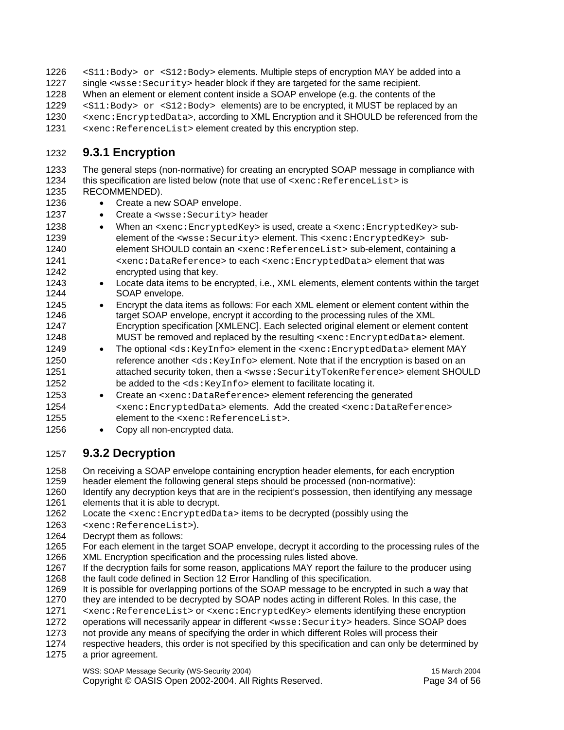`<S11:Body>` or `<S12:Body>` elements. Multiple steps of encryption MAY be added into a single `<wsse:Security>` header block if they are targeted for the same recipient.

When an element or element content inside a SOAP envelope (e.g. the contents of the `<S11:Body>` or `<S12:Body>` elements) are to be encrypted, it MUST be replaced by an `<xenc:EncryptedData>`, according to XML Encryption and it SHOULD be referenced from the `<xenc:ReferenceList>` element created by this encryption step.

### 9.3.1 Encryption

The general steps (non-normative) for creating an encrypted SOAP message in compliance with this specification are listed below (note that use of `<xenc:ReferenceList>` is RECOMMENDED).

- Create a new SOAP envelope.
- Create a `<wsse:Security>` header
- When an `<xenc:EncryptedKey>` is used, create a `<xenc:EncryptedKey>` sub-element of the `<wsse:Security>` element. This `<xenc:EncryptedKey>` sub-element SHOULD contain an `<xenc:ReferenceList>` sub-element, containing a `<xenc:DataReference>` to each `<xenc:EncryptedData>` element that was encrypted using that key.
- Locate data items to be encrypted, i.e., XML elements, element contents within the target SOAP envelope.
- Encrypt the data items as follows: For each XML element or element content within the target SOAP envelope, encrypt it according to the processing rules of the XML Encryption specification [XMLENC]. Each selected original element or element content MUST be removed and replaced by the resulting `<xenc:EncryptedData>` element.
- The optional `<ds:KeyInfo>` element in the `<xenc:EncryptedData>` element MAY reference another `<ds:KeyInfo>` element. Note that if the encryption is based on an attached security token, then a `<wsse:SecurityTokenReference>` element SHOULD be added to the `<ds:KeyInfo>` element to facilitate locating it.
- Create an `<xenc:DataReference>` element referencing the generated `<xenc:EncryptedData>` elements. Add the created `<xenc:DataReference>` element to the `<xenc:ReferenceList>`.
- Copy all non-encrypted data.

### 9.3.2 Decryption

On receiving a SOAP envelope containing encryption header elements, for each encryption header element the following general steps should be processed (non-normative):

Identify any decryption keys that are in the recipient's possession, then identifying any message elements that it is able to decrypt.

Locate the `<xenc:EncryptedData>` items to be decrypted (possibly using the `<xenc:ReferenceList>`).

Decrypt them as follows:

For each element in the target SOAP envelope, decrypt it according to the processing rules of the XML Encryption specification and the processing rules listed above.

If the decryption fails for some reason, applications MAY report the failure to the producer using the fault code defined in Section 12 Error Handling of this specification.

It is possible for overlapping portions of the SOAP message to be encrypted in such a way that they are intended to be decrypted by SOAP nodes acting in different Roles. In this case, the `<xenc:ReferenceList>` or `<xenc:EncryptedKey>` elements identifying these encryption operations will necessarily appear in different `<wsse:Security>` headers. Since SOAP does not provide any means of specifying the order in which different Roles will process their respective headers, this order is not specified by this specification and can only be determined by a prior agreement.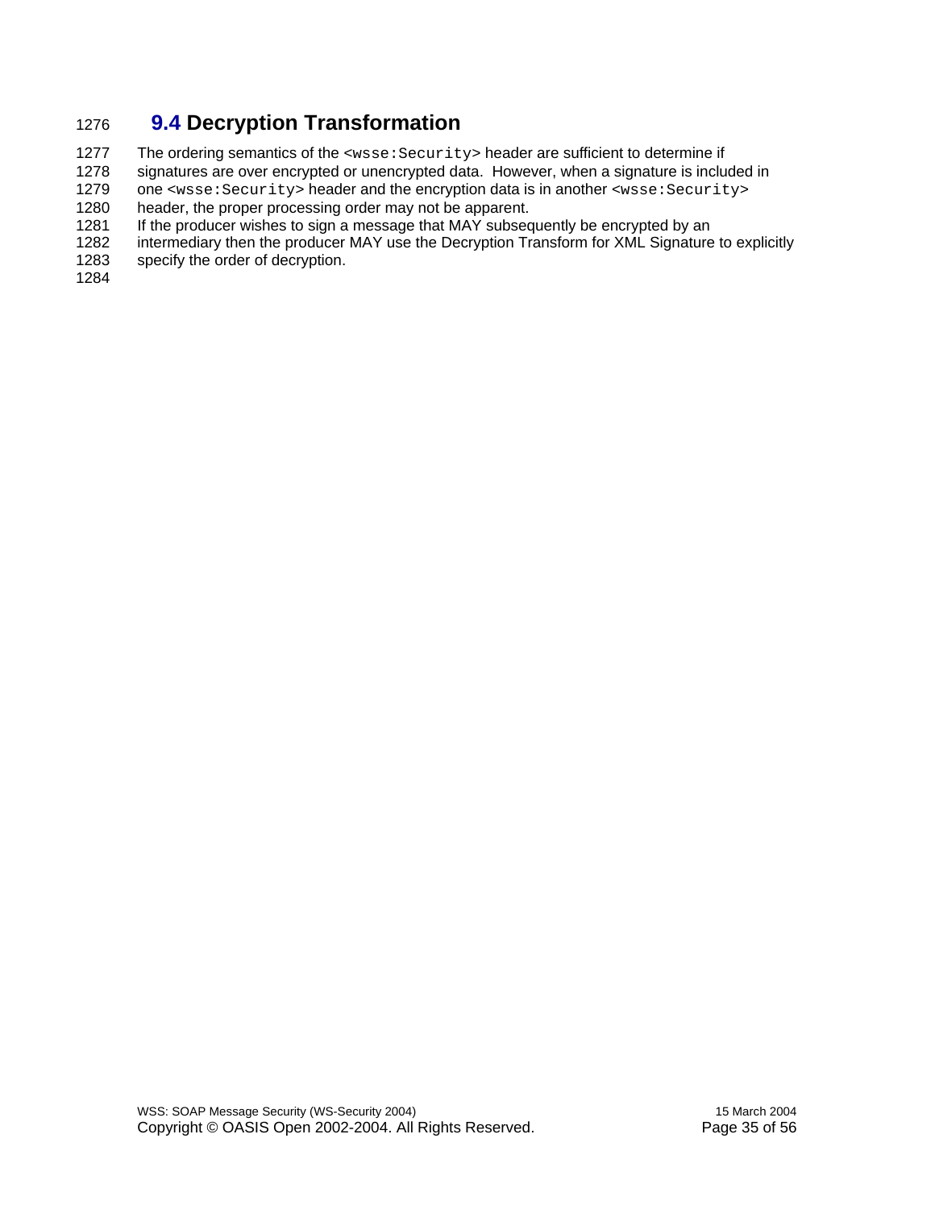## 9.4 Decryption Transformation

The ordering semantics of the `<wsse:Security>` header are sufficient to determine if signatures are over encrypted or unencrypted data. However, when a signature is included in one `<wsse:Security>` header and the encryption data is in another `<wsse:Security>` header, the proper processing order may not be apparent.

If the producer wishes to sign a message that MAY subsequently be encrypted by an intermediary then the producer MAY use the Decryption Transform for XML Signature to explicitly specify the order of decryption.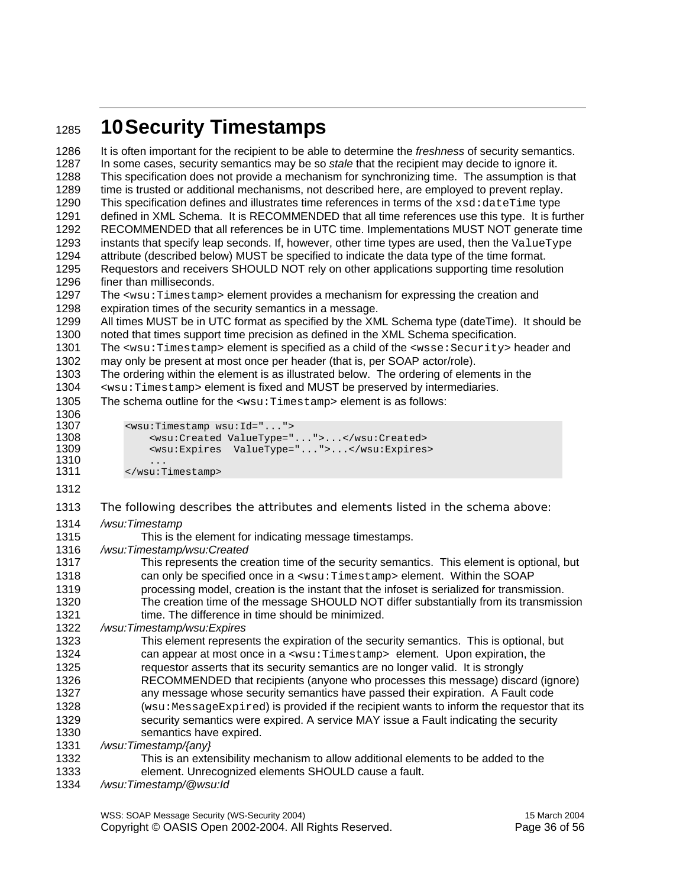# 10 Security Timestamps

It is often important for the recipient to be able to determine the *freshness* of security semantics. In some cases, security semantics may be so *stale* that the recipient may decide to ignore it. This specification does not provide a mechanism for synchronizing time. The assumption is that time is trusted or additional mechanisms, not described here, are employed to prevent replay. This specification defines and illustrates time references in terms of the `xsd:dateTime` type defined in XML Schema. It is RECOMMENDED that all time references use this type. It is further RECOMMENDED that all references be in UTC time. Implementations MUST NOT generate time instants that specify leap seconds. If, however, other time types are used, then the `ValueType` attribute (described below) MUST be specified to indicate the data type of the time format. Requestors and receivers SHOULD NOT rely on other applications supporting time resolution finer than milliseconds.

The `<wsu:Timestamp>` element provides a mechanism for expressing the creation and expiration times of the security semantics in a message.

All times MUST be in UTC format as specified by the XML Schema type (dateTime). It should be noted that times support time precision as defined in the XML Schema specification.

The `<wsu:Timestamp>` element is specified as a child of the `<wsse:Security>` header and may only be present at most once per header (that is, per SOAP actor/role).

The ordering within the element is as illustrated below. The ordering of elements in the `<wsu:Timestamp>` element is fixed and MUST be preserved by intermediaries.

The schema outline for the `<wsu:Timestamp>` element is as follows:

```
<wsu:Timestamp wsu:Id="...">
    <wsu:Created ValueType="...">...</wsu:Created>
    <wsu:Expires  ValueType="...">...</wsu:Expires>
    ...
</wsu:Timestamp>
```

The following describes the attributes and elements listed in the schema above:

*/wsu:Timestamp*

This is the element for indicating message timestamps.

*/wsu:Timestamp/wsu:Created*

This represents the creation time of the security semantics. This element is optional, but can only be specified once in a `<wsu:Timestamp>` element. Within the SOAP processing model, creation is the instant that the infoset is serialized for transmission. The creation time of the message SHOULD NOT differ substantially from its transmission time. The difference in time should be minimized.

*/wsu:Timestamp/wsu:Expires*

This element represents the expiration of the security semantics. This is optional, but can appear at most once in a `<wsu:Timestamp>` element. Upon expiration, the requestor asserts that its security semantics are no longer valid. It is strongly RECOMMENDED that recipients (anyone who processes this message) discard (ignore) any message whose security semantics have passed their expiration. A Fault code (`wsu:MessageExpired`) is provided if the recipient wants to inform the requestor that its security semantics were expired. A service MAY issue a Fault indicating the security semantics have expired.

*/wsu:Timestamp/{any}*

This is an extensibility mechanism to allow additional elements to be added to the element. Unrecognized elements SHOULD cause a fault.

*/wsu:Timestamp/@wsu:Id*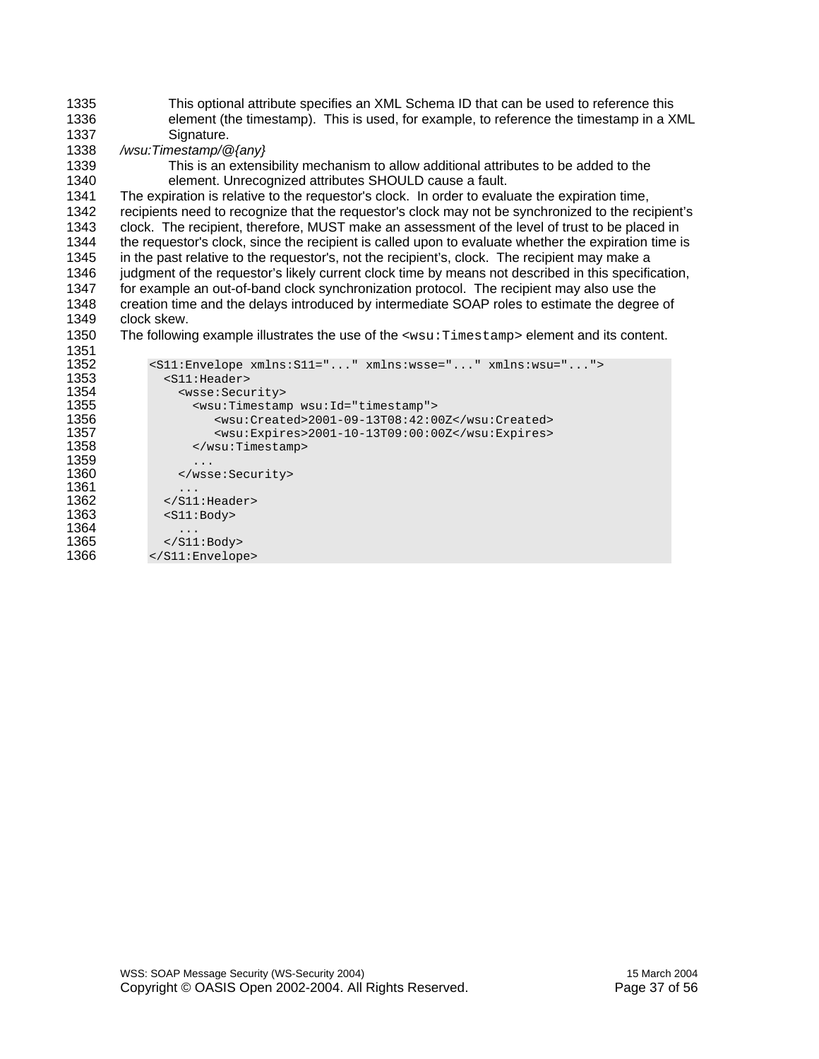This optional attribute specifies an XML Schema ID that can be used to reference this element (the timestamp). This is used, for example, to reference the timestamp in a XML Signature.

*/wsu:Timestamp/@{any}*

This is an extensibility mechanism to allow additional attributes to be added to the element. Unrecognized attributes SHOULD cause a fault.

The expiration is relative to the requestor's clock. In order to evaluate the expiration time, recipients need to recognize that the requestor's clock may not be synchronized to the recipient's clock. The recipient, therefore, MUST make an assessment of the level of trust to be placed in the requestor's clock, since the recipient is called upon to evaluate whether the expiration time is in the past relative to the requestor's, not the recipient's, clock. The recipient may make a judgment of the requestor's likely current clock time by means not described in this specification, for example an out-of-band clock synchronization protocol. The recipient may also use the creation time and the delays introduced by intermediate SOAP roles to estimate the degree of clock skew.

The following example illustrates the use of the `<wsu:Timestamp>` element and its content.

```
<S11:Envelope xmlns:S11="..." xmlns:wsse="..." xmlns:wsu="...">
  <S11:Header>
    <wsse:Security>
      <wsu:Timestamp wsu:Id="timestamp">
         <wsu:Created>2001-09-13T08:42:00Z</wsu:Created>
         <wsu:Expires>2001-10-13T09:00:00Z</wsu:Expires>
      </wsu:Timestamp>
      ...
    </wsse:Security>
    ...
  </S11:Header>
  <S11:Body>
    ...
  </S11:Body>
</S11:Envelope>
```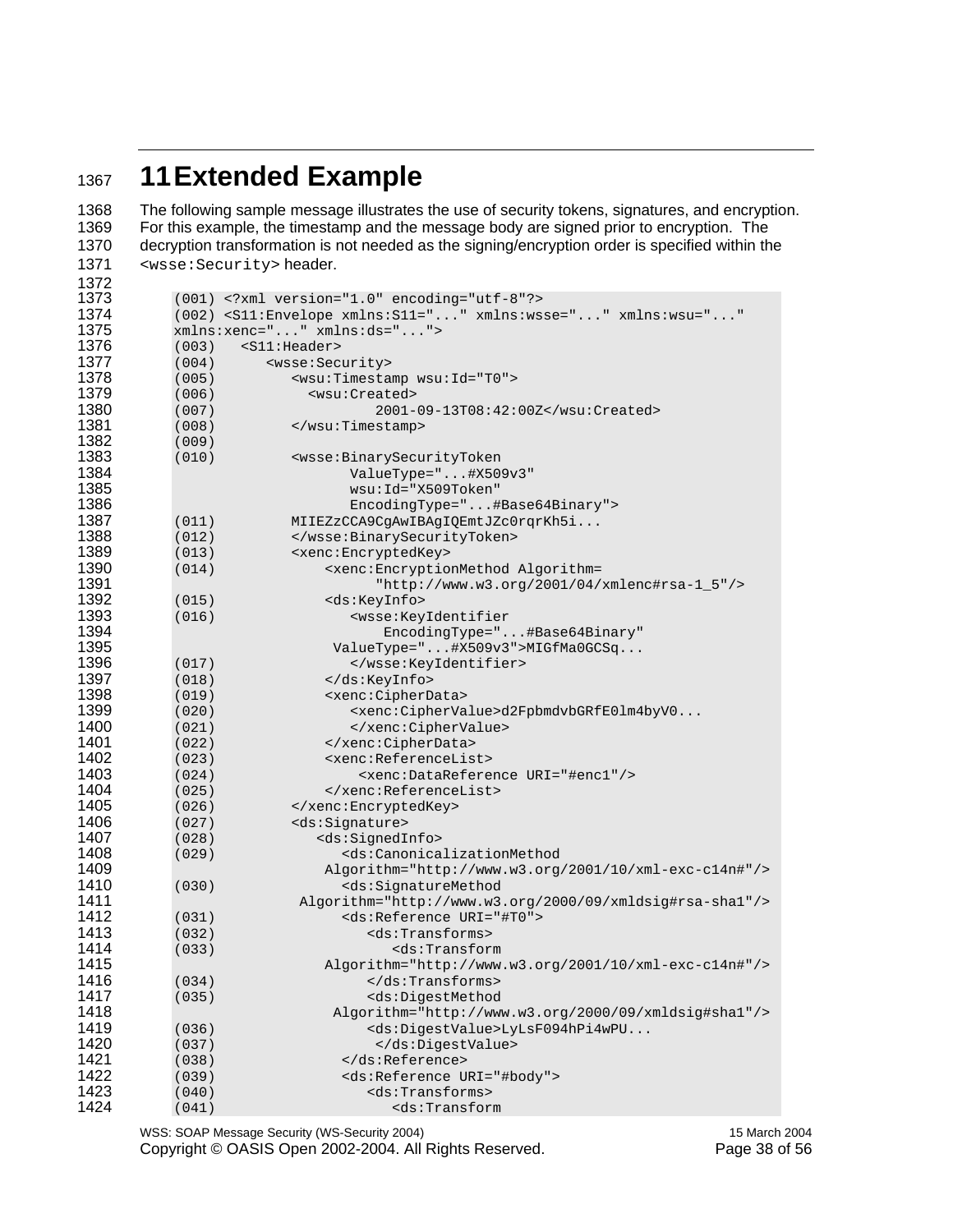# 11 Extended Example

The following sample message illustrates the use of security tokens, signatures, and encryption. For this example, the timestamp and the message body are signed prior to encryption. The decryption transformation is not needed as the signing/encryption order is specified within the `<wsse:Security>` header.

```
(001) <?xml version="1.0" encoding="utf-8"?>
(002) <S11:Envelope xmlns:S11="..." xmlns:wsse="..." xmlns:wsu="..."
xmlns:xenc="..." xmlns:ds="...">
(003)   <S11:Header>
(004)      <wsse:Security>
(005)         <wsu:Timestamp wsu:Id="T0">
(006)           <wsu:Created>
(007)                   2001-09-13T08:42:00Z</wsu:Created>
(008)         </wsu:Timestamp>
(009)
(010)         <wsse:BinarySecurityToken
                     ValueType="...#X509v3"
                     wsu:Id="X509Token"
                     EncodingType="...#Base64Binary">
(011)         MIIEZzCCA9CgAwIBAgIQEmtJZc0rqrKh5i...
(012)         </wsse:BinarySecurityToken>
(013)         <xenc:EncryptedKey>
(014)             <xenc:EncryptionMethod Algorithm=
                        "http://www.w3.org/2001/04/xmlenc#rsa-1_5"/>
(015)             <ds:KeyInfo>
(016)                <wsse:KeyIdentifier
                         EncodingType="...#Base64Binary"
                  ValueType="...#X509v3">MIGfMa0GCSq...
(017)                </wsse:KeyIdentifier>
(018)             </ds:KeyInfo>
(019)             <xenc:CipherData>
(020)                <xenc:CipherValue>d2FpbmdvbGRfE0lm4byV0...
(021)                </xenc:CipherValue>
(022)             </xenc:CipherData>
(023)             <xenc:ReferenceList>
(024)                 <xenc:DataReference URI="#enc1"/>
(025)             </xenc:ReferenceList>
(026)         </xenc:EncryptedKey>
(027)         <ds:Signature>
(028)            <ds:SignedInfo>
(029)               <ds:CanonicalizationMethod
                  Algorithm="http://www.w3.org/2001/10/xml-exc-c14n#"/>
(030)               <ds:SignatureMethod
               Algorithm="http://www.w3.org/2000/09/xmldsig#rsa-sha1"/>
(031)               <ds:Reference URI="#T0">
(032)                  <ds:Transforms>
(033)                     <ds:Transform
                  Algorithm="http://www.w3.org/2001/10/xml-exc-c14n#"/>
(034)                  </ds:Transforms>
(035)                  <ds:DigestMethod
                   Algorithm="http://www.w3.org/2000/09/xmldsig#sha1"/>
(036)                  <ds:DigestValue>LyLsF094hPi4wPU...
(037)                   </ds:DigestValue>
(038)              </ds:Reference>
(039)               <ds:Reference URI="#body">
(040)                  <ds:Transforms>
(041)                     <ds:Transform
```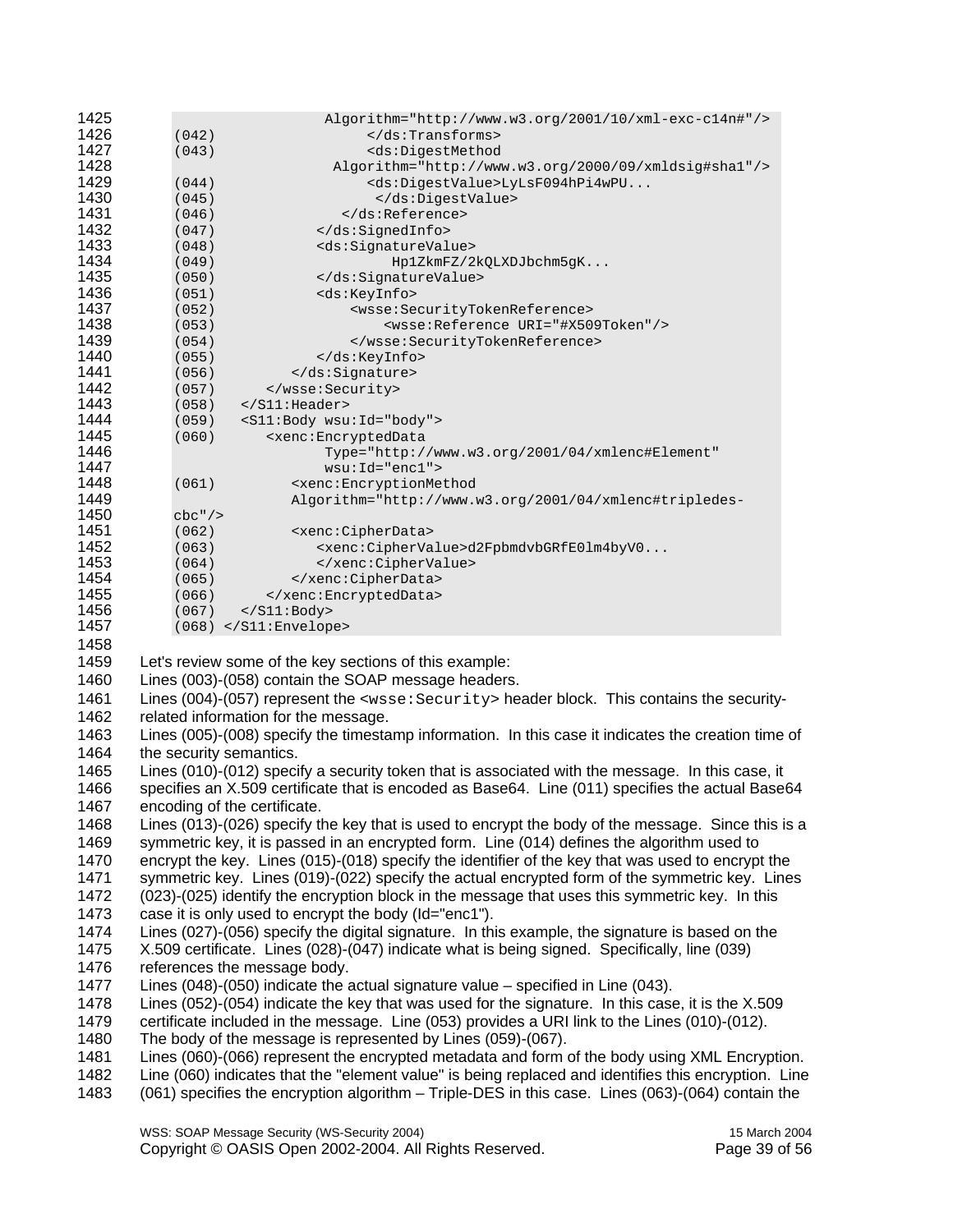```
                    Algorithm="http://www.w3.org/2001/10/xml-exc-c14n#"/>
(042)                   </ds:Transforms>
(043)                   <ds:DigestMethod
                     Algorithm="http://www.w3.org/2000/09/xmldsig#sha1"/>
(044)                   <ds:DigestValue>LyLsF094hPi4wPU...
(045)                    </ds:DigestValue>
(046)                </ds:Reference>
(047)             </ds:SignedInfo>
(048)             <ds:SignatureValue>
(049)                      Hp1ZkmFZ/2kQLXDJbchm5gK...
(050)             </ds:SignatureValue>
(051)             <ds:KeyInfo>
(052)                 <wsse:SecurityTokenReference>
(053)                    <wsse:Reference URI="#X509Token"/>
(054)                 </wsse:SecurityTokenReference>
(055)             </ds:KeyInfo>
(056)          </ds:Signature>
(057)       </wsse:Security>
(058)    </S11:Header>
(059)    <S11:Body wsu:Id="body">
(060)       <xenc:EncryptedData
                  Type="http://www.w3.org/2001/04/xmlenc#Element"
                  wsu:Id="enc1">
(061)          <xenc:EncryptionMethod
              Algorithm="http://www.w3.org/2001/04/xmlenc#tripledes-
cbc"/>
(062)          <xenc:CipherData>
(063)             <xenc:CipherValue>d2FpbmdvbGRfE0lm4byV0...
(064)             </xenc:CipherValue>
(065)          </xenc:CipherData>
(066)       </xenc:EncryptedData>
(067)    </S11:Body>
(068) </S11:Envelope>
```

Let's review some of the key sections of this example:

Lines (003)-(058) contain the SOAP message headers.

Lines (004)-(057) represent the `<wsse:Security>` header block. This contains the security-related information for the message.

Lines (005)-(008) specify the timestamp information. In this case it indicates the creation time of the security semantics.

Lines (010)-(012) specify a security token that is associated with the message. In this case, it specifies an X.509 certificate that is encoded as Base64. Line (011) specifies the actual Base64 encoding of the certificate.

Lines (013)-(026) specify the key that is used to encrypt the body of the message. Since this is a symmetric key, it is passed in an encrypted form. Line (014) defines the algorithm used to encrypt the key. Lines (015)-(018) specify the identifier of the key that was used to encrypt the symmetric key. Lines (019)-(022) specify the actual encrypted form of the symmetric key. Lines (023)-(025) identify the encryption block in the message that uses this symmetric key. In this case it is only used to encrypt the body (Id="enc1").

Lines (027)-(056) specify the digital signature. In this example, the signature is based on the X.509 certificate. Lines (028)-(047) indicate what is being signed. Specifically, line (039) references the message body.

Lines (048)-(050) indicate the actual signature value – specified in Line (043).

Lines (052)-(054) indicate the key that was used for the signature. In this case, it is the X.509 certificate included in the message. Line (053) provides a URI link to the Lines (010)-(012).

The body of the message is represented by Lines (059)-(067).

Lines (060)-(066) represent the encrypted metadata and form of the body using XML Encryption. Line (060) indicates that the "element value" is being replaced and identifies this encryption. Line (061) specifies the encryption algorithm – Triple-DES in this case. Lines (063)-(064) contain the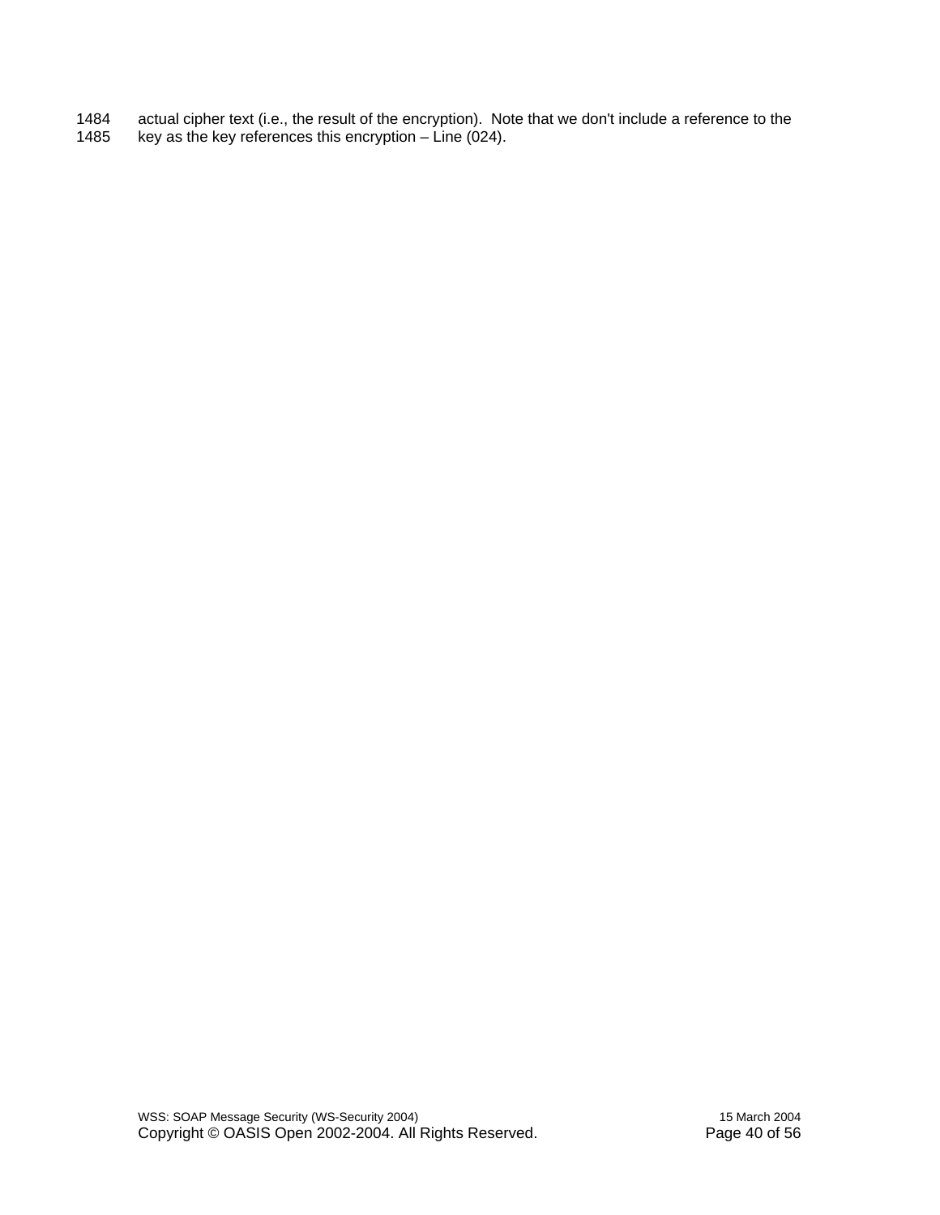actual cipher text (i.e., the result of the encryption). Note that we don't include a reference to the key as the key references this encryption – Line (024).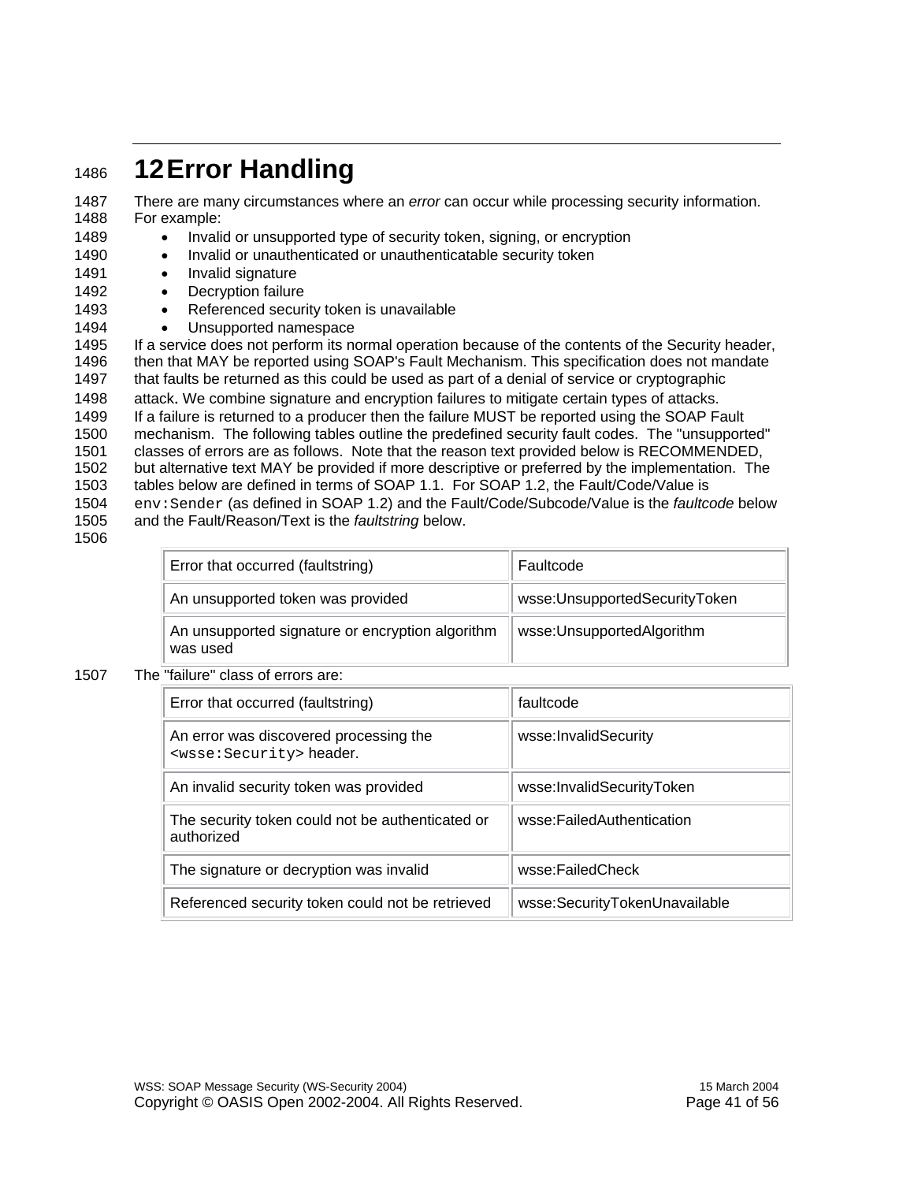# 12 Error Handling

There are many circumstances where an *error* can occur while processing security information. For example:

- Invalid or unsupported type of security token, signing, or encryption
- Invalid or unauthenticated or unauthenticatable security token
- Invalid signature
- Decryption failure
- Referenced security token is unavailable
- Unsupported namespace

If a service does not perform its normal operation because of the contents of the Security header, then that MAY be reported using SOAP's Fault Mechanism. This specification does not mandate that faults be returned as this could be used as part of a denial of service or cryptographic attack. We combine signature and encryption failures to mitigate certain types of attacks.

If a failure is returned to a producer then the failure MUST be reported using the SOAP Fault mechanism. The following tables outline the predefined security fault codes. The "unsupported" classes of errors are as follows. Note that the reason text provided below is RECOMMENDED, but alternative text MAY be provided if more descriptive or preferred by the implementation. The tables below are defined in terms of SOAP 1.1. For SOAP 1.2, the Fault/Code/Value is `env:Sender` (as defined in SOAP 1.2) and the Fault/Code/Subcode/Value is the *faultcode* below and the Fault/Reason/Text is the *faultstring* below.

| Error that occurred (faultstring) | Faultcode |
|---|---|
| An unsupported token was provided | wsse:UnsupportedSecurityToken |
| An unsupported signature or encryption algorithm was used | wsse:UnsupportedAlgorithm |

The "failure" class of errors are:

| Error that occurred (faultstring) | faultcode |
|---|---|
| An error was discovered processing the `<wsse:Security>` header. | wsse:InvalidSecurity |
| An invalid security token was provided | wsse:InvalidSecurityToken |
| The security token could not be authenticated or authorized | wsse:FailedAuthentication |
| The signature or decryption was invalid | wsse:FailedCheck |
| Referenced security token could not be retrieved | wsse:SecurityTokenUnavailable |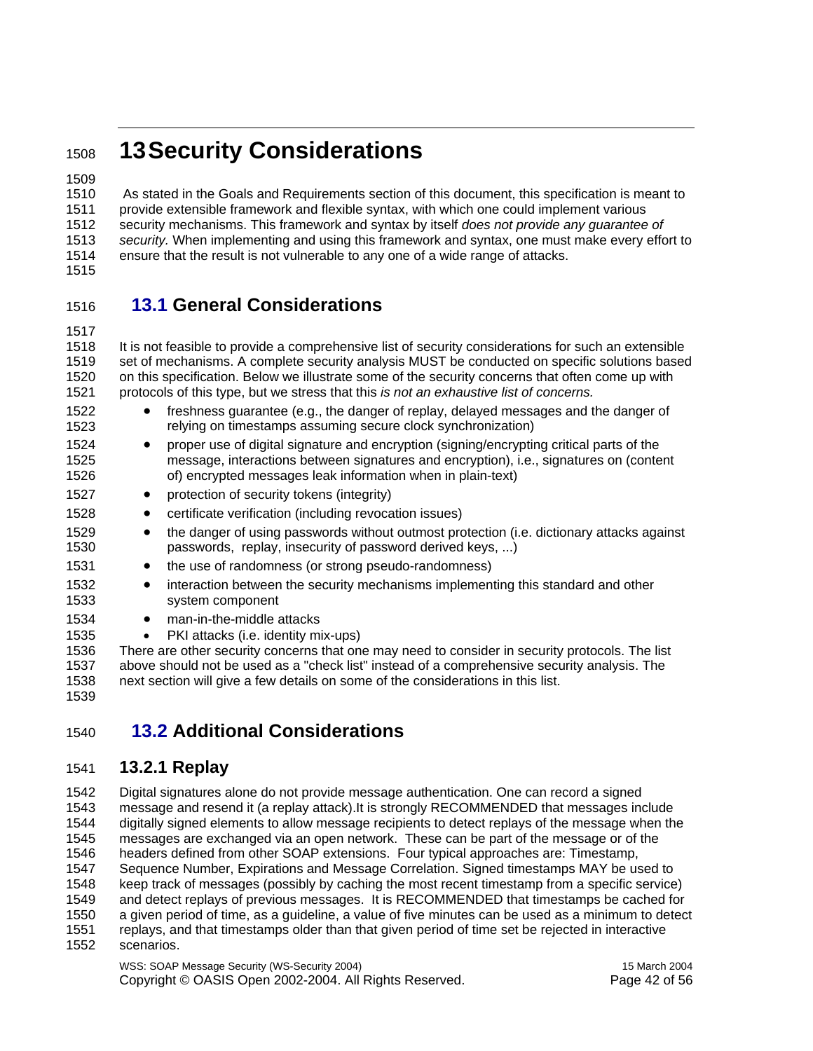# 13 Security Considerations

As stated in the Goals and Requirements section of this document, this specification is meant to provide extensible framework and flexible syntax, with which one could implement various security mechanisms. This framework and syntax by itself *does not provide any guarantee of security.* When implementing and using this framework and syntax, one must make every effort to ensure that the result is not vulnerable to any one of a wide range of attacks.

## 13.1 General Considerations

It is not feasible to provide a comprehensive list of security considerations for such an extensible set of mechanisms. A complete security analysis MUST be conducted on specific solutions based on this specification. Below we illustrate some of the security concerns that often come up with protocols of this type, but we stress that this *is not an exhaustive list of concerns.*

- freshness guarantee (e.g., the danger of replay, delayed messages and the danger of relying on timestamps assuming secure clock synchronization)
- proper use of digital signature and encryption (signing/encrypting critical parts of the message, interactions between signatures and encryption), i.e., signatures on (content of) encrypted messages leak information when in plain-text)
- protection of security tokens (integrity)
- certificate verification (including revocation issues)
- the danger of using passwords without outmost protection (i.e. dictionary attacks against passwords, replay, insecurity of password derived keys, ...)
- the use of randomness (or strong pseudo-randomness)
- interaction between the security mechanisms implementing this standard and other system component
- man-in-the-middle attacks
- PKI attacks (i.e. identity mix-ups)

There are other security concerns that one may need to consider in security protocols. The list above should not be used as a "check list" instead of a comprehensive security analysis. The next section will give a few details on some of the considerations in this list.

## 13.2 Additional Considerations

### 13.2.1 Replay

Digital signatures alone do not provide message authentication. One can record a signed message and resend it (a replay attack).It is strongly RECOMMENDED that messages include digitally signed elements to allow message recipients to detect replays of the message when the messages are exchanged via an open network. These can be part of the message or of the headers defined from other SOAP extensions. Four typical approaches are: Timestamp, Sequence Number, Expirations and Message Correlation. Signed timestamps MAY be used to keep track of messages (possibly by caching the most recent timestamp from a specific service) and detect replays of previous messages. It is RECOMMENDED that timestamps be cached for a given period of time, as a guideline, a value of five minutes can be used as a minimum to detect replays, and that timestamps older than that given period of time set be rejected in interactive scenarios.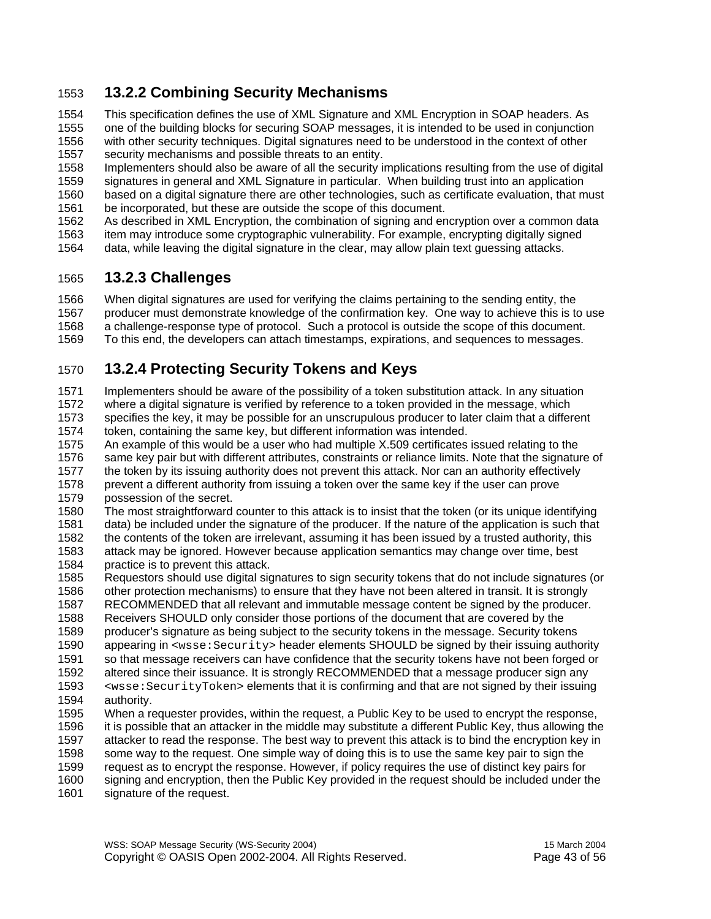### 13.2.2 Combining Security Mechanisms

This specification defines the use of XML Signature and XML Encryption in SOAP headers. As one of the building blocks for securing SOAP messages, it is intended to be used in conjunction with other security techniques. Digital signatures need to be understood in the context of other security mechanisms and possible threats to an entity.

Implementers should also be aware of all the security implications resulting from the use of digital signatures in general and XML Signature in particular. When building trust into an application based on a digital signature there are other technologies, such as certificate evaluation, that must be incorporated, but these are outside the scope of this document.

As described in XML Encryption, the combination of signing and encryption over a common data item may introduce some cryptographic vulnerability. For example, encrypting digitally signed data, while leaving the digital signature in the clear, may allow plain text guessing attacks.

### 13.2.3 Challenges

When digital signatures are used for verifying the claims pertaining to the sending entity, the producer must demonstrate knowledge of the confirmation key. One way to achieve this is to use a challenge-response type of protocol. Such a protocol is outside the scope of this document. To this end, the developers can attach timestamps, expirations, and sequences to messages.

### 13.2.4 Protecting Security Tokens and Keys

Implementers should be aware of the possibility of a token substitution attack. In any situation where a digital signature is verified by reference to a token provided in the message, which specifies the key, it may be possible for an unscrupulous producer to later claim that a different token, containing the same key, but different information was intended.

An example of this would be a user who had multiple X.509 certificates issued relating to the same key pair but with different attributes, constraints or reliance limits. Note that the signature of the token by its issuing authority does not prevent this attack. Nor can an authority effectively prevent a different authority from issuing a token over the same key if the user can prove possession of the secret.

The most straightforward counter to this attack is to insist that the token (or its unique identifying data) be included under the signature of the producer. If the nature of the application is such that the contents of the token are irrelevant, assuming it has been issued by a trusted authority, this attack may be ignored. However because application semantics may change over time, best practice is to prevent this attack.

Requestors should use digital signatures to sign security tokens that do not include signatures (or other protection mechanisms) to ensure that they have not been altered in transit. It is strongly RECOMMENDED that all relevant and immutable message content be signed by the producer. Receivers SHOULD only consider those portions of the document that are covered by the producer's signature as being subject to the security tokens in the message. Security tokens appearing in `<wsse:Security>` header elements SHOULD be signed by their issuing authority so that message receivers can have confidence that the security tokens have not been forged or altered since their issuance. It is strongly RECOMMENDED that a message producer sign any `<wsse:SecurityToken>` elements that it is confirming and that are not signed by their issuing authority.

When a requester provides, within the request, a Public Key to be used to encrypt the response, it is possible that an attacker in the middle may substitute a different Public Key, thus allowing the attacker to read the response. The best way to prevent this attack is to bind the encryption key in some way to the request. One simple way of doing this is to use the same key pair to sign the request as to encrypt the response. However, if policy requires the use of distinct key pairs for signing and encryption, then the Public Key provided in the request should be included under the signature of the request.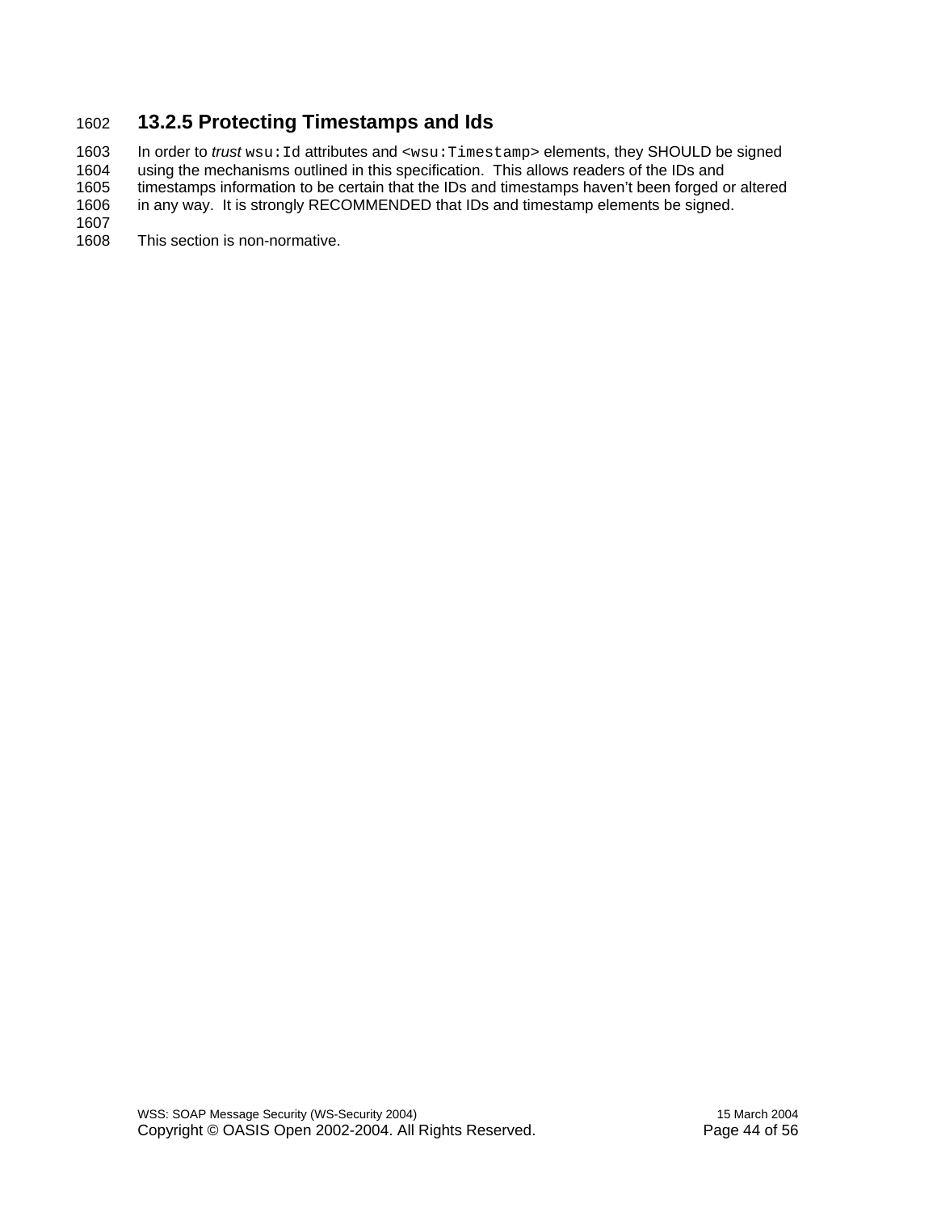### 13.2.5 Protecting Timestamps and Ids

In order to *trust* `wsu:Id` attributes and `<wsu:Timestamp>` elements, they SHOULD be signed using the mechanisms outlined in this specification. This allows readers of the IDs and timestamps information to be certain that the IDs and timestamps haven't been forged or altered in any way. It is strongly RECOMMENDED that IDs and timestamp elements be signed.

This section is non-normative.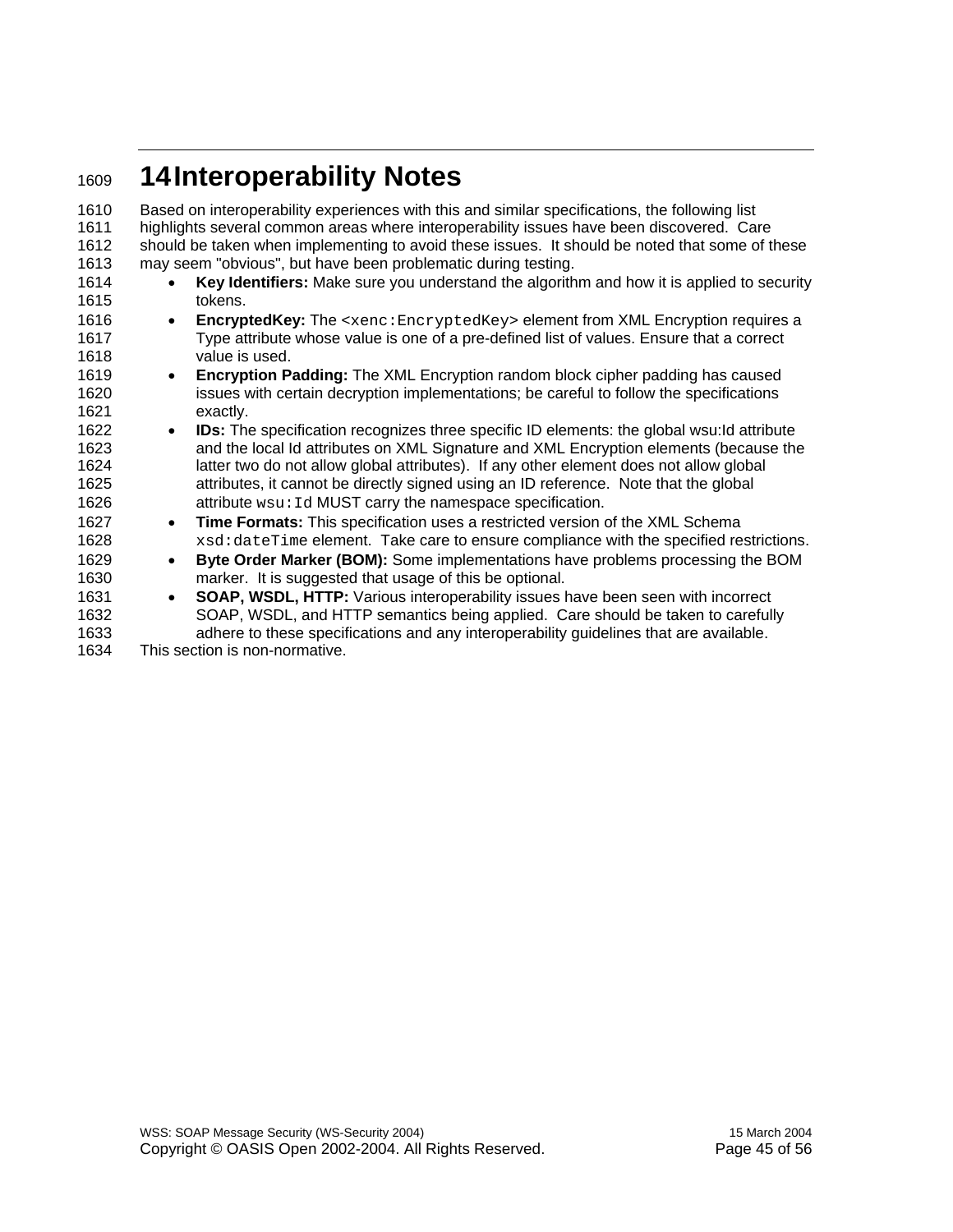# 14 Interoperability Notes

Based on interoperability experiences with this and similar specifications, the following list highlights several common areas where interoperability issues have been discovered. Care should be taken when implementing to avoid these issues. It should be noted that some of these may seem "obvious", but have been problematic during testing.

- **Key Identifiers:** Make sure you understand the algorithm and how it is applied to security tokens.
- **EncryptedKey:** The `<xenc:EncryptedKey>` element from XML Encryption requires a Type attribute whose value is one of a pre-defined list of values. Ensure that a correct value is used.
- **Encryption Padding:** The XML Encryption random block cipher padding has caused issues with certain decryption implementations; be careful to follow the specifications exactly.
- **IDs:** The specification recognizes three specific ID elements: the global wsu:Id attribute and the local Id attributes on XML Signature and XML Encryption elements (because the latter two do not allow global attributes). If any other element does not allow global attributes, it cannot be directly signed using an ID reference. Note that the global attribute `wsu:Id` MUST carry the namespace specification.
- **Time Formats:** This specification uses a restricted version of the XML Schema `xsd:dateTime` element. Take care to ensure compliance with the specified restrictions.
- **Byte Order Marker (BOM):** Some implementations have problems processing the BOM marker. It is suggested that usage of this be optional.
- **SOAP, WSDL, HTTP:** Various interoperability issues have been seen with incorrect SOAP, WSDL, and HTTP semantics being applied. Care should be taken to carefully adhere to these specifications and any interoperability guidelines that are available.

This section is non-normative.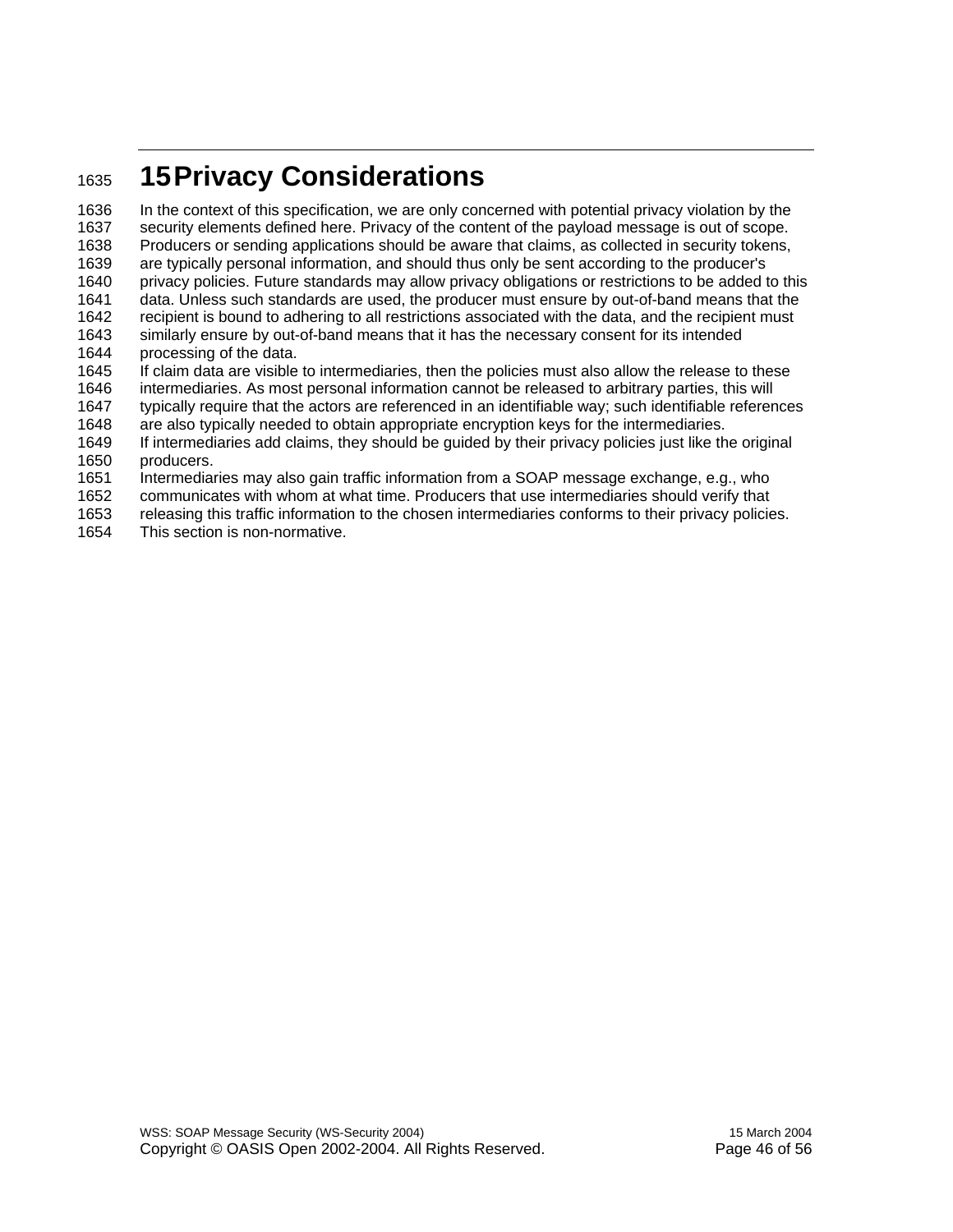# 15 Privacy Considerations

In the context of this specification, we are only concerned with potential privacy violation by the security elements defined here. Privacy of the content of the payload message is out of scope. Producers or sending applications should be aware that claims, as collected in security tokens, are typically personal information, and should thus only be sent according to the producer's privacy policies. Future standards may allow privacy obligations or restrictions to be added to this data. Unless such standards are used, the producer must ensure by out-of-band means that the recipient is bound to adhering to all restrictions associated with the data, and the recipient must similarly ensure by out-of-band means that it has the necessary consent for its intended processing of the data.

If claim data are visible to intermediaries, then the policies must also allow the release to these intermediaries. As most personal information cannot be released to arbitrary parties, this will typically require that the actors are referenced in an identifiable way; such identifiable references are also typically needed to obtain appropriate encryption keys for the intermediaries.

If intermediaries add claims, they should be guided by their privacy policies just like the original producers.

Intermediaries may also gain traffic information from a SOAP message exchange, e.g., who communicates with whom at what time. Producers that use intermediaries should verify that releasing this traffic information to the chosen intermediaries conforms to their privacy policies.

This section is non-normative.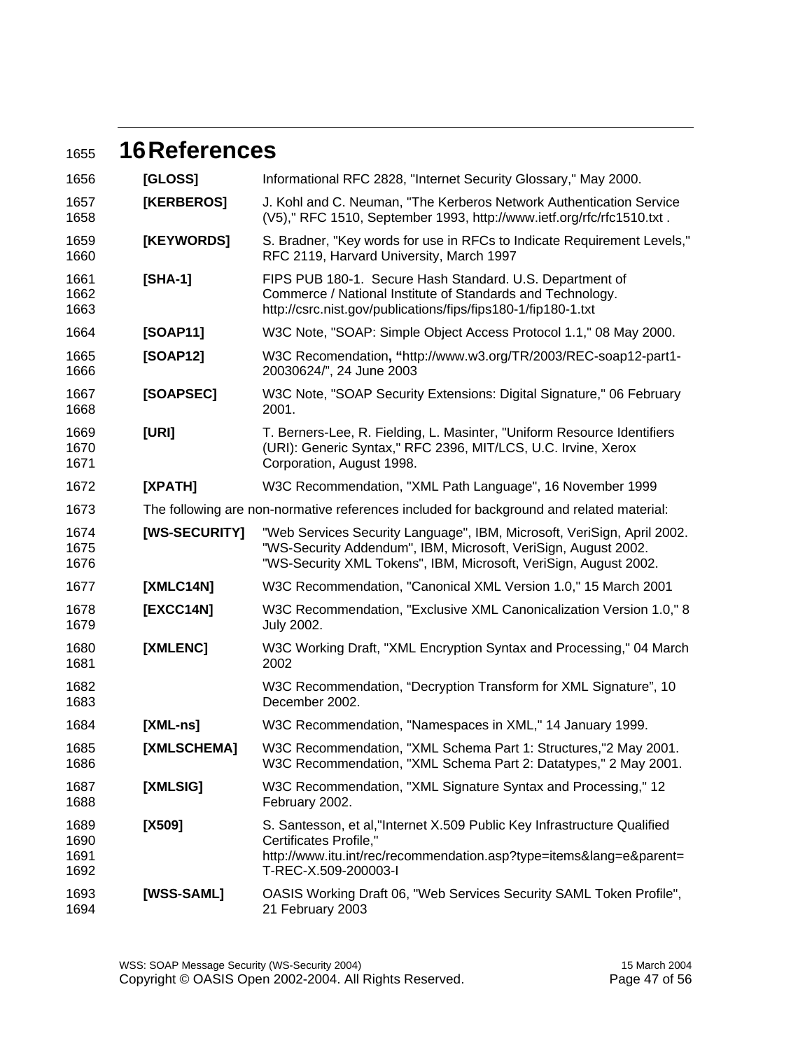# 16 References

**[GLOSS]** Informational RFC 2828, "Internet Security Glossary," May 2000.

**[KERBEROS]** J. Kohl and C. Neuman, "The Kerberos Network Authentication Service (V5)," RFC 1510, September 1993, http://www.ietf.org/rfc/rfc1510.txt .

**[KEYWORDS]** S. Bradner, "Key words for use in RFCs to Indicate Requirement Levels," RFC 2119, Harvard University, March 1997

**[SHA-1]** FIPS PUB 180-1. Secure Hash Standard. U.S. Department of Commerce / National Institute of Standards and Technology. http://csrc.nist.gov/publications/fips/fips180-1/fip180-1.txt

**[SOAP11]** W3C Note, "SOAP: Simple Object Access Protocol 1.1," 08 May 2000.

**[SOAP12]** W3C Recomendation, "http://www.w3.org/TR/2003/REC-soap12-part1-20030624/", 24 June 2003

**[SOAPSEC]** W3C Note, "SOAP Security Extensions: Digital Signature," 06 February 2001.

**[URI]** T. Berners-Lee, R. Fielding, L. Masinter, "Uniform Resource Identifiers (URI): Generic Syntax," RFC 2396, MIT/LCS, U.C. Irvine, Xerox Corporation, August 1998.

**[XPATH]** W3C Recommendation, "XML Path Language", 16 November 1999

The following are non-normative references included for background and related material:

**[WS-SECURITY]** "Web Services Security Language", IBM, Microsoft, VeriSign, April 2002. "WS-Security Addendum", IBM, Microsoft, VeriSign, August 2002. "WS-Security XML Tokens", IBM, Microsoft, VeriSign, August 2002.

**[XMLC14N]** W3C Recommendation, "Canonical XML Version 1.0," 15 March 2001

**[EXCC14N]** W3C Recommendation, "Exclusive XML Canonicalization Version 1.0," 8 July 2002.

**[XMLENC]** W3C Working Draft, "XML Encryption Syntax and Processing," 04 March 2002

W3C Recommendation, "Decryption Transform for XML Signature", 10 December 2002.

**[XML-ns]** W3C Recommendation, "Namespaces in XML," 14 January 1999.

**[XMLSCHEMA]** W3C Recommendation, "XML Schema Part 1: Structures,"2 May 2001. W3C Recommendation, "XML Schema Part 2: Datatypes," 2 May 2001.

**[XMLSIG]** W3C Recommendation, "XML Signature Syntax and Processing," 12 February 2002.

**[X509]** S. Santesson, et al,"Internet X.509 Public Key Infrastructure Qualified Certificates Profile," http://www.itu.int/rec/recommendation.asp?type=items&lang=e&parent=T-REC-X.509-200003-I

**[WSS-SAML]** OASIS Working Draft 06, "Web Services Security SAML Token Profile", 21 February 2003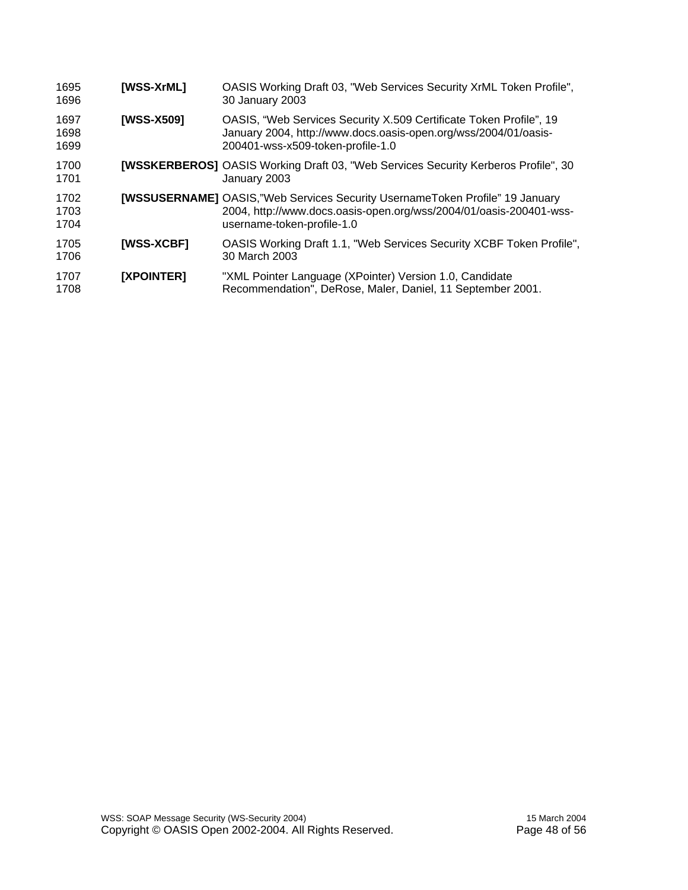1695 **[WSS-XrML]** OASIS Working Draft 03, "Web Services Security XrML Token Profile",
1696 30 January 2003

1697 **[WSS-X509]** OASIS, “Web Services Security X.509 Certificate Token Profile”, 19
1698 January 2004, http://www.docs.oasis-open.org/wss/2004/01/oasis-
1699 200401-wss-x509-token-profile-1.0

1700 **[WSSKERBEROS]** OASIS Working Draft 03, "Web Services Security Kerberos Profile", 30
1701 January 2003

1702 **[WSSUSERNAME]** OASIS,”Web Services Security UsernameToken Profile” 19 January
1703 2004, http://www.docs.oasis-open.org/wss/2004/01/oasis-200401-wss-
1704 username-token-profile-1.0

1705 **[WSS-XCBF]** OASIS Working Draft 1.1, "Web Services Security XCBF Token Profile",
1706 30 March 2003

1707 **[XPOINTER]** "XML Pointer Language (XPointer) Version 1.0, Candidate
1708 Recommendation", DeRose, Maler, Daniel, 11 September 2001.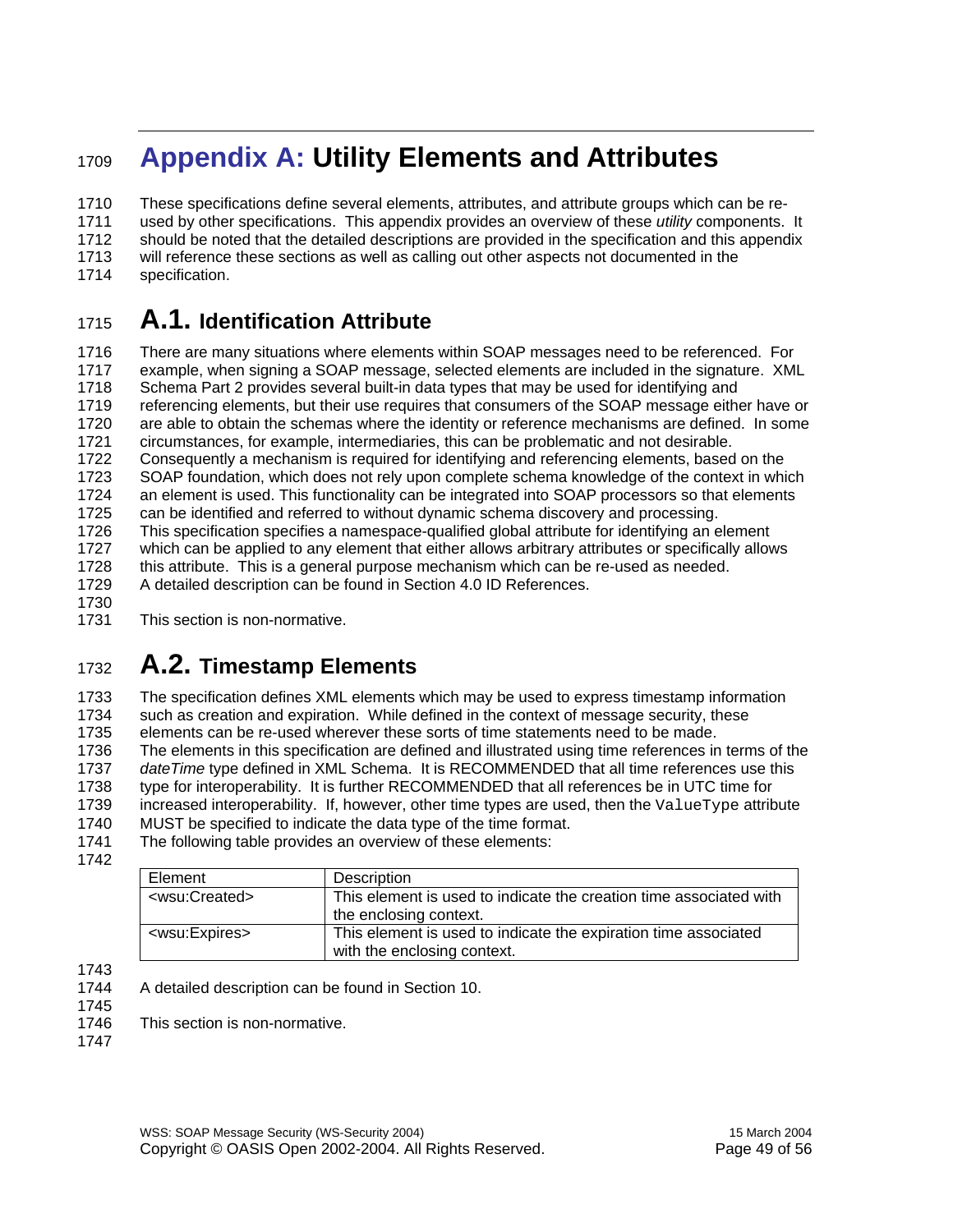# Appendix A: Utility Elements and Attributes

These specifications define several elements, attributes, and attribute groups which can be re-used by other specifications. This appendix provides an overview of these *utility* components. It should be noted that the detailed descriptions are provided in the specification and this appendix will reference these sections as well as calling out other aspects not documented in the specification.

## A.1. Identification Attribute

There are many situations where elements within SOAP messages need to be referenced. For example, when signing a SOAP message, selected elements are included in the signature. XML Schema Part 2 provides several built-in data types that may be used for identifying and referencing elements, but their use requires that consumers of the SOAP message either have or are able to obtain the schemas where the identity or reference mechanisms are defined. In some circumstances, for example, intermediaries, this can be problematic and not desirable.
Consequently a mechanism is required for identifying and referencing elements, based on the SOAP foundation, which does not rely upon complete schema knowledge of the context in which an element is used. This functionality can be integrated into SOAP processors so that elements can be identified and referred to without dynamic schema discovery and processing.
This specification specifies a namespace-qualified global attribute for identifying an element which can be applied to any element that either allows arbitrary attributes or specifically allows this attribute. This is a general purpose mechanism which can be re-used as needed.
A detailed description can be found in Section 4.0 ID References.

This section is non-normative.

## A.2. Timestamp Elements

The specification defines XML elements which may be used to express timestamp information such as creation and expiration. While defined in the context of message security, these elements can be re-used wherever these sorts of time statements need to be made.
The elements in this specification are defined and illustrated using time references in terms of the *dateTime* type defined in XML Schema. It is RECOMMENDED that all time references use this type for interoperability. It is further RECOMMENDED that all references be in UTC time for increased interoperability. If, however, other time types are used, then the `ValueType` attribute MUST be specified to indicate the data type of the time format.
The following table provides an overview of these elements:

| Element | Description |
|---|---|
| <wsu:Created> | This element is used to indicate the creation time associated with the enclosing context. |
| <wsu:Expires> | This element is used to indicate the expiration time associated with the enclosing context. |

A detailed description can be found in Section 10.

This section is non-normative.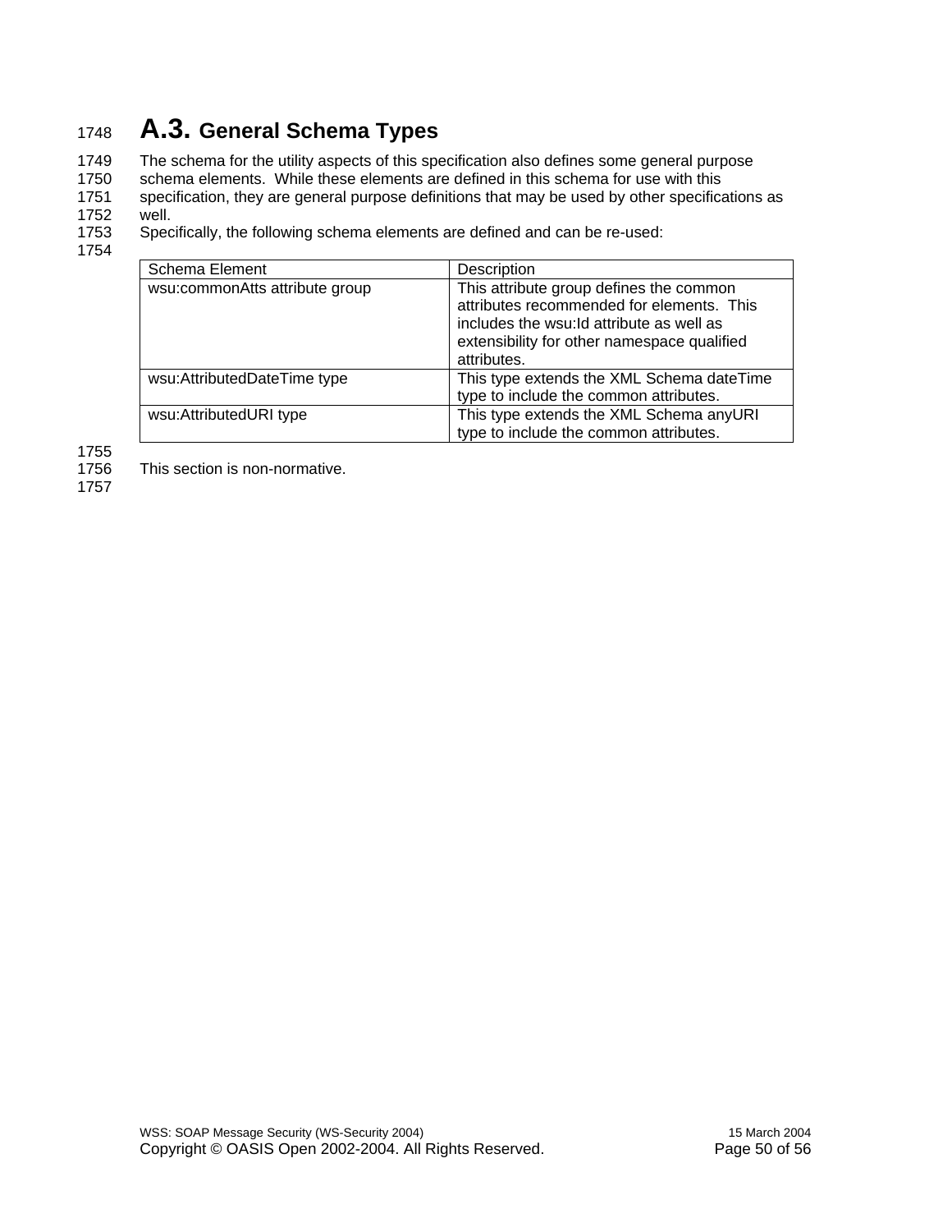## A.3. General Schema Types

The schema for the utility aspects of this specification also defines some general purpose schema elements. While these elements are defined in this schema for use with this specification, they are general purpose definitions that may be used by other specifications as well.

Specifically, the following schema elements are defined and can be re-used:

| Schema Element | Description |
|---|---|
| wsu:commonAtts attribute group | This attribute group defines the common attributes recommended for elements. This includes the wsu:Id attribute as well as extensibility for other namespace qualified attributes. |
| wsu:AttributedDateTime type | This type extends the XML Schema dateTime type to include the common attributes. |
| wsu:AttributedURI type | This type extends the XML Schema anyURI type to include the common attributes. |

This section is non-normative.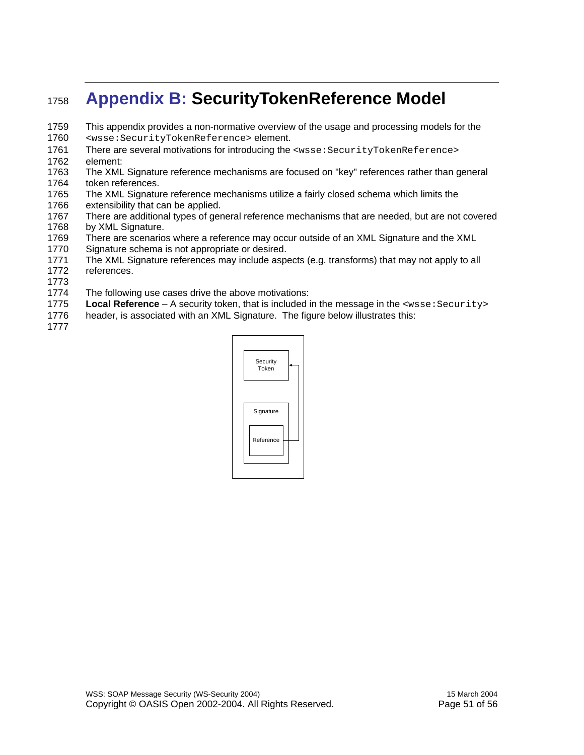# Appendix B: SecurityTokenReference Model

This appendix provides a non-normative overview of the usage and processing models for the `<wsse:SecurityTokenReference>` element.

There are several motivations for introducing the `<wsse:SecurityTokenReference>` element:

The XML Signature reference mechanisms are focused on "key" references rather than general token references.

The XML Signature reference mechanisms utilize a fairly closed schema which limits the extensibility that can be applied.

There are additional types of general reference mechanisms that are needed, but are not covered by XML Signature.

There are scenarios where a reference may occur outside of an XML Signature and the XML Signature schema is not appropriate or desired.

The XML Signature references may include aspects (e.g. transforms) that may not apply to all references.

The following use cases drive the above motivations:

**Local Reference** – A security token, that is included in the message in the `<wsse:Security>` header, is associated with an XML Signature. The figure below illustrates this:

Security Token

Signature

Reference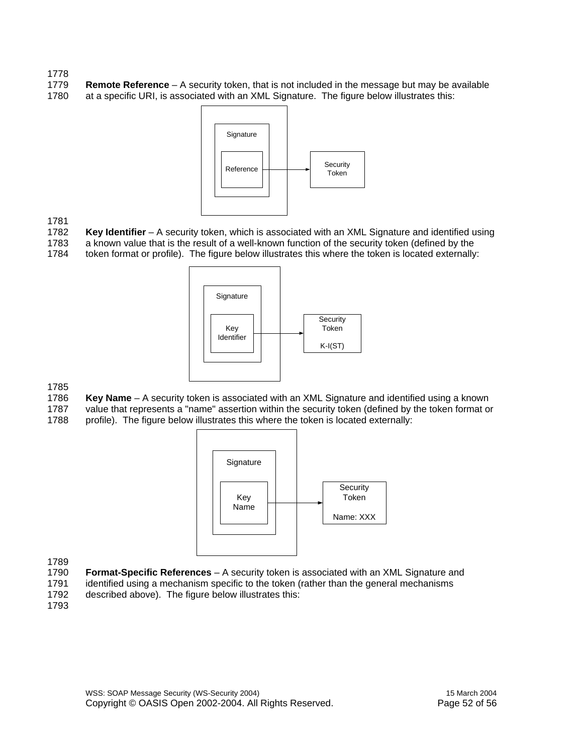**Remote Reference** – A security token, that is not included in the message but may be available at a specific URI, is associated with an XML Signature. The figure below illustrates this:

**Key Identifier** – A security token, which is associated with an XML Signature and identified using a known value that is the result of a well-known function of the security token (defined by the token format or profile). The figure below illustrates this where the token is located externally:

**Key Name** – A security token is associated with an XML Signature and identified using a known value that represents a "name" assertion within the security token (defined by the token format or profile). The figure below illustrates this where the token is located externally:

**Format-Specific References** – A security token is associated with an XML Signature and identified using a mechanism specific to the token (rather than the general mechanisms described above). The figure below illustrates this: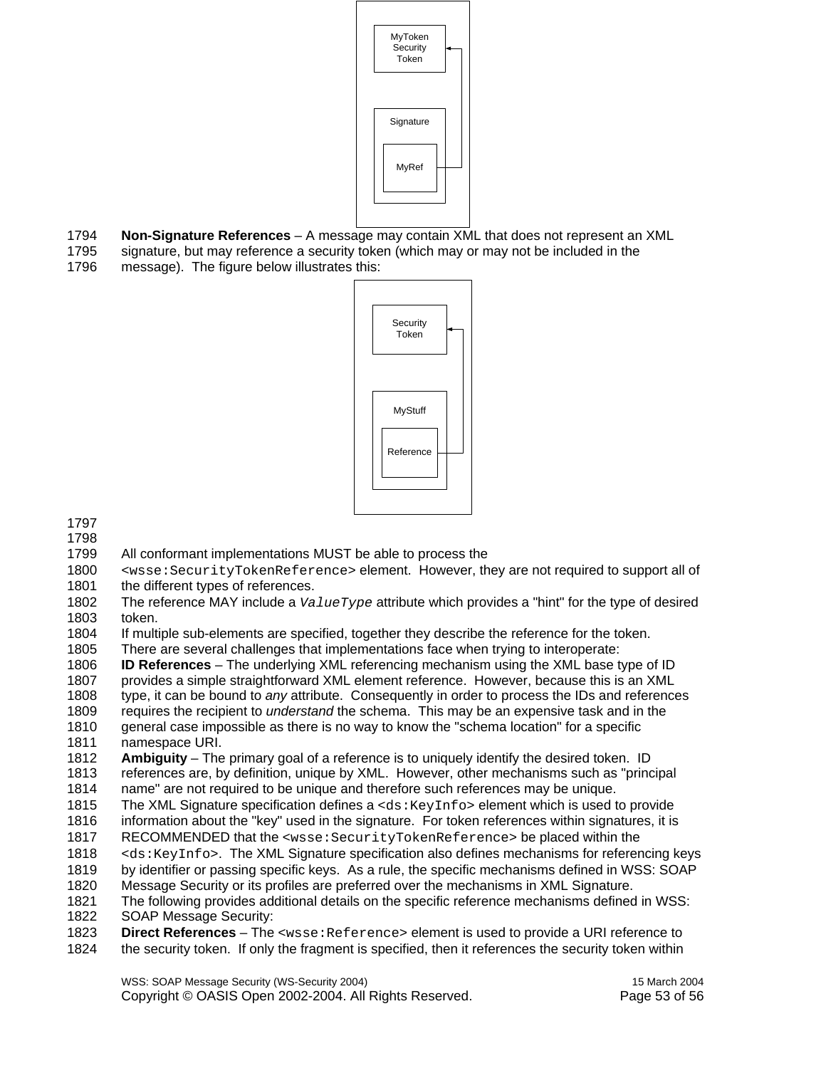**Non-Signature References** – A message may contain XML that does not represent an XML signature, but may reference a security token (which may or may not be included in the message). The figure below illustrates this:

All conformant implementations MUST be able to process the `<wsse:SecurityTokenReference>` element. However, they are not required to support all of the different types of references.

The reference MAY include a *`ValueType`* attribute which provides a "hint" for the type of desired token.

If multiple sub-elements are specified, together they describe the reference for the token.

There are several challenges that implementations face when trying to interoperate:

**ID References** – The underlying XML referencing mechanism using the XML base type of ID provides a simple straightforward XML element reference. However, because this is an XML type, it can be bound to *any* attribute. Consequently in order to process the IDs and references requires the recipient to *understand* the schema. This may be an expensive task and in the general case impossible as there is no way to know the "schema location" for a specific namespace URI.

**Ambiguity** – The primary goal of a reference is to uniquely identify the desired token. ID references are, by definition, unique by XML. However, other mechanisms such as "principal name" are not required to be unique and therefore such references may be unique.

The XML Signature specification defines a `<ds:KeyInfo>` element which is used to provide information about the "key" used in the signature. For token references within signatures, it is RECOMMENDED that the `<wsse:SecurityTokenReference>` be placed within the `<ds:KeyInfo>`. The XML Signature specification also defines mechanisms for referencing keys by identifier or passing specific keys. As a rule, the specific mechanisms defined in WSS: SOAP Message Security or its profiles are preferred over the mechanisms in XML Signature.

The following provides additional details on the specific reference mechanisms defined in WSS: SOAP Message Security:

**Direct References** – The `<wsse:Reference>` element is used to provide a URI reference to the security token. If only the fragment is specified, then it references the security token within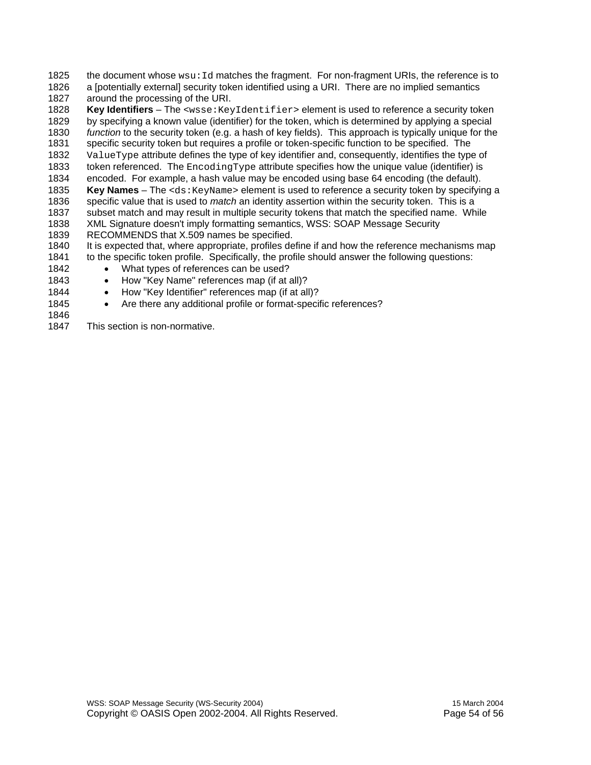the document whose `wsu:Id` matches the fragment. For non-fragment URIs, the reference is to a [potentially external] security token identified using a URI. There are no implied semantics around the processing of the URI.

**Key Identifiers** – The `<wsse:KeyIdentifier>` element is used to reference a security token by specifying a known value (identifier) for the token, which is determined by applying a special *function* to the security token (e.g. a hash of key fields). This approach is typically unique for the specific security token but requires a profile or token-specific function to be specified. The `ValueType` attribute defines the type of key identifier and, consequently, identifies the type of token referenced. The `EncodingType` attribute specifies how the unique value (identifier) is encoded. For example, a hash value may be encoded using base 64 encoding (the default).

**Key Names** – The `<ds:KeyName>` element is used to reference a security token by specifying a specific value that is used to *match* an identity assertion within the security token. This is a subset match and may result in multiple security tokens that match the specified name. While XML Signature doesn't imply formatting semantics, WSS: SOAP Message Security RECOMMENDS that X.509 names be specified.

It is expected that, where appropriate, profiles define if and how the reference mechanisms map to the specific token profile. Specifically, the profile should answer the following questions:

- What types of references can be used?
- How "Key Name" references map (if at all)?
- How "Key Identifier" references map (if at all)?
- Are there any additional profile or format-specific references?

This section is non-normative.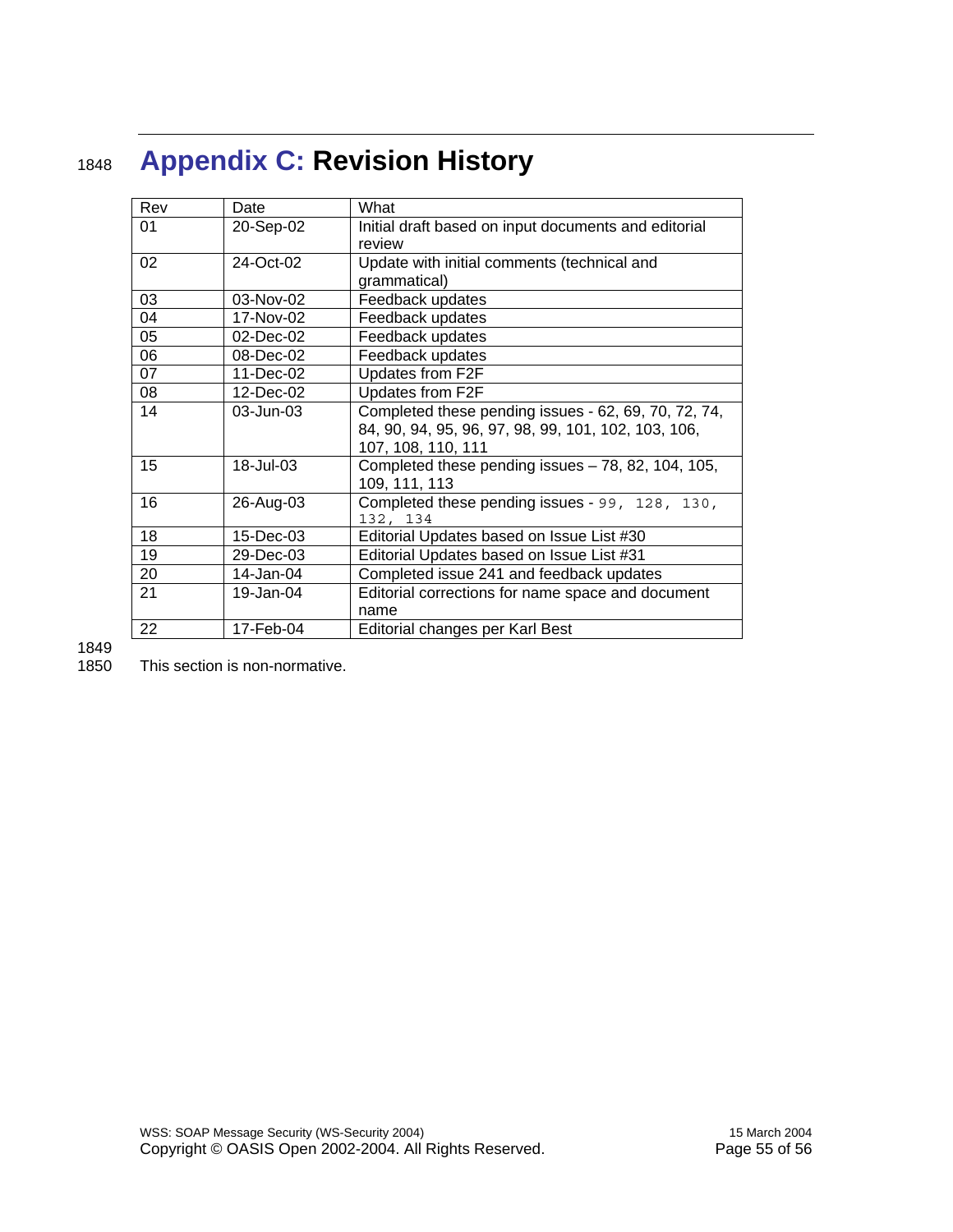# Appendix C: Revision History

| Rev | Date | What |
| --- | --- | --- |
| 01 | 20-Sep-02 | Initial draft based on input documents and editorial review |
| 02 | 24-Oct-02 | Update with initial comments (technical and grammatical) |
| 03 | 03-Nov-02 | Feedback updates |
| 04 | 17-Nov-02 | Feedback updates |
| 05 | 02-Dec-02 | Feedback updates |
| 06 | 08-Dec-02 | Feedback updates |
| 07 | 11-Dec-02 | Updates from F2F |
| 08 | 12-Dec-02 | Updates from F2F |
| 14 | 03-Jun-03 | Completed these pending issues - 62, 69, 70, 72, 74, 84, 90, 94, 95, 96, 97, 98, 99, 101, 102, 103, 106, 107, 108, 110, 111 |
| 15 | 18-Jul-03 | Completed these pending issues – 78, 82, 104, 105, 109, 111, 113 |
| 16 | 26-Aug-03 | Completed these pending issues - 99, 128, 130, 132, 134 |
| 18 | 15-Dec-03 | Editorial Updates based on Issue List #30 |
| 19 | 29-Dec-03 | Editorial Updates based on Issue List #31 |
| 20 | 14-Jan-04 | Completed issue 241 and feedback updates |
| 21 | 19-Jan-04 | Editorial corrections for name space and document name |
| 22 | 17-Feb-04 | Editorial changes per Karl Best |

This section is non-normative.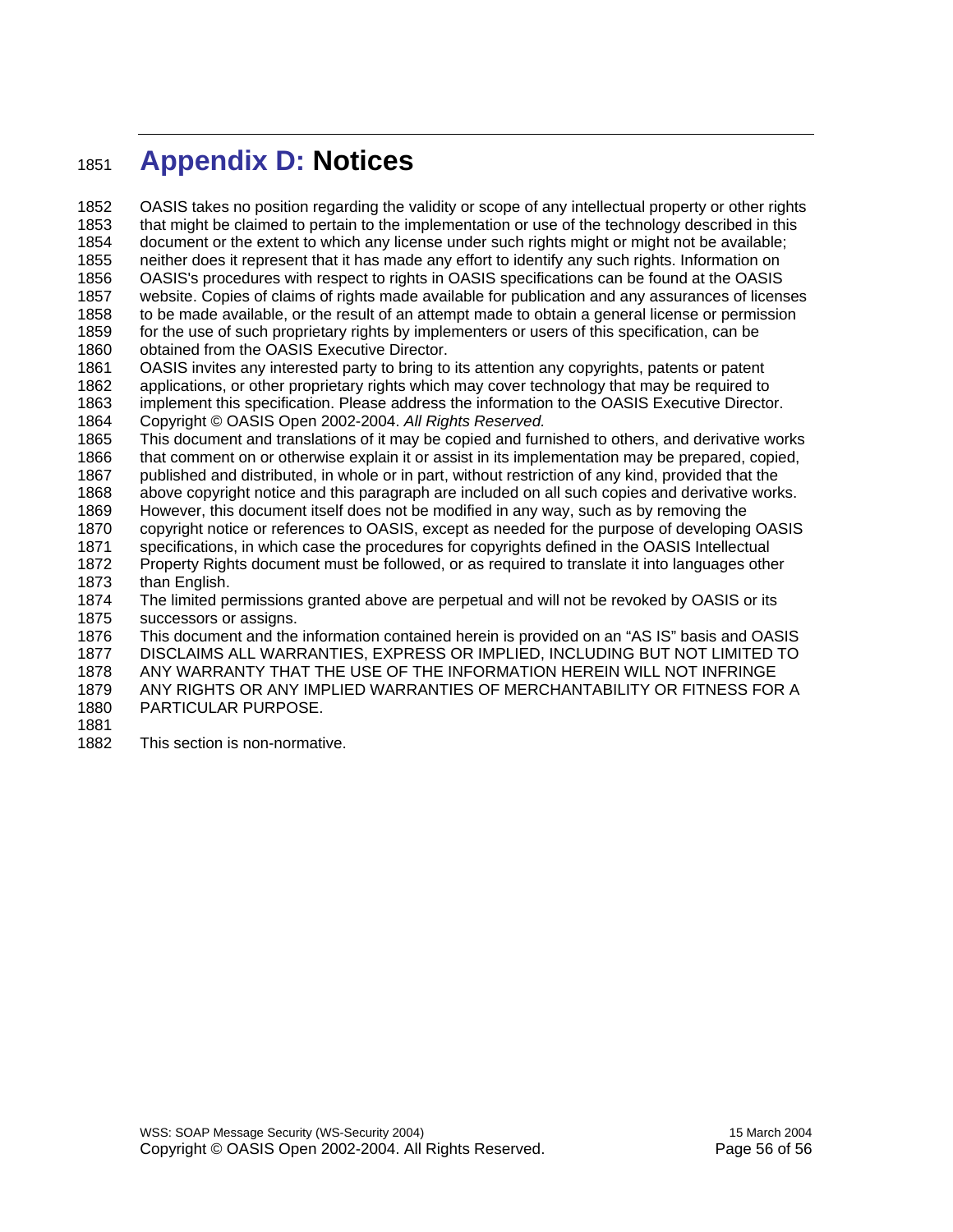# Appendix D: Notices

OASIS takes no position regarding the validity or scope of any intellectual property or other rights that might be claimed to pertain to the implementation or use of the technology described in this document or the extent to which any license under such rights might or might not be available; neither does it represent that it has made any effort to identify any such rights. Information on OASIS's procedures with respect to rights in OASIS specifications can be found at the OASIS website. Copies of claims of rights made available for publication and any assurances of licenses to be made available, or the result of an attempt made to obtain a general license or permission for the use of such proprietary rights by implementers or users of this specification, can be obtained from the OASIS Executive Director.

OASIS invites any interested party to bring to its attention any copyrights, patents or patent applications, or other proprietary rights which may cover technology that may be required to implement this specification. Please address the information to the OASIS Executive Director.

Copyright © OASIS Open 2002-2004. *All Rights Reserved.*

This document and translations of it may be copied and furnished to others, and derivative works that comment on or otherwise explain it or assist in its implementation may be prepared, copied, published and distributed, in whole or in part, without restriction of any kind, provided that the above copyright notice and this paragraph are included on all such copies and derivative works. However, this document itself does not be modified in any way, such as by removing the copyright notice or references to OASIS, except as needed for the purpose of developing OASIS specifications, in which case the procedures for copyrights defined in the OASIS Intellectual Property Rights document must be followed, or as required to translate it into languages other than English.

The limited permissions granted above are perpetual and will not be revoked by OASIS or its successors or assigns.

This document and the information contained herein is provided on an “AS IS” basis and OASIS DISCLAIMS ALL WARRANTIES, EXPRESS OR IMPLIED, INCLUDING BUT NOT LIMITED TO ANY WARRANTY THAT THE USE OF THE INFORMATION HEREIN WILL NOT INFRINGE ANY RIGHTS OR ANY IMPLIED WARRANTIES OF MERCHANTABILITY OR FITNESS FOR A PARTICULAR PURPOSE.

This section is non-normative.